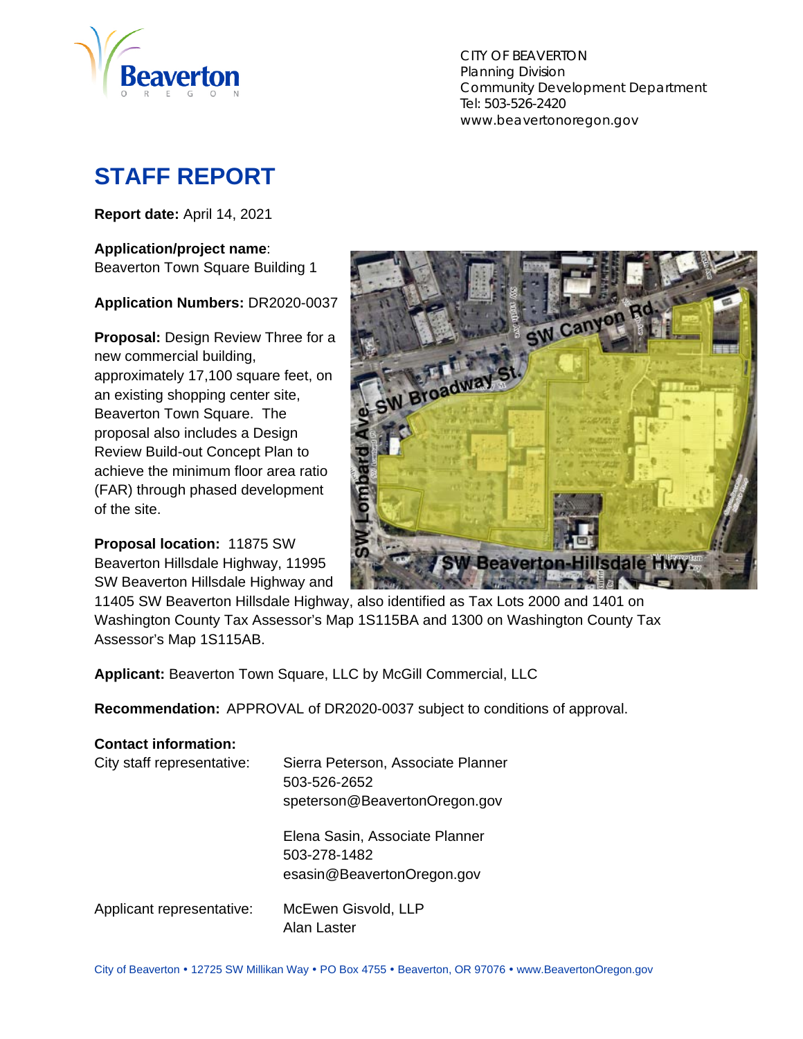CITY OF BEAVERTON
Planning Division
Community Development Department
Tel: 503-526-2420
www.beavertonoregon.gov

# STAFF REPORT

**Report date:** April 14, 2021

**Application/project name**:
Beaverton Town Square Building 1

**Application Numbers:** DR2020-0037

**Proposal:** Design Review Three for a new commercial building, approximately 17,100 square feet, on an existing shopping center site, Beaverton Town Square. The proposal also includes a Design Review Build-out Concept Plan to achieve the minimum floor area ratio (FAR) through phased development of the site.

**Proposal location:** 11875 SW Beaverton Hillsdale Highway, 11995 SW Beaverton Hillsdale Highway and 11405 SW Beaverton Hillsdale Highway, also identified as Tax Lots 2000 and 1401 on Washington County Tax Assessor's Map 1S115BA and 1300 on Washington County Tax Assessor's Map 1S115AB.

**Applicant:** Beaverton Town Square, LLC by McGill Commercial, LLC

**Recommendation:** APPROVAL of DR2020-0037 subject to conditions of approval.

**Contact information:**

| | |
|---|---|
| City staff representative: | Sierra Peterson, Associate Planner<br>503-526-2652<br>speterson@BeavertonOregon.gov |
| | Elena Sasin, Associate Planner<br>503-278-1482<br>esasin@BeavertonOregon.gov |
| Applicant representative: | McEwen Gisvold, LLP<br>Alan Laster |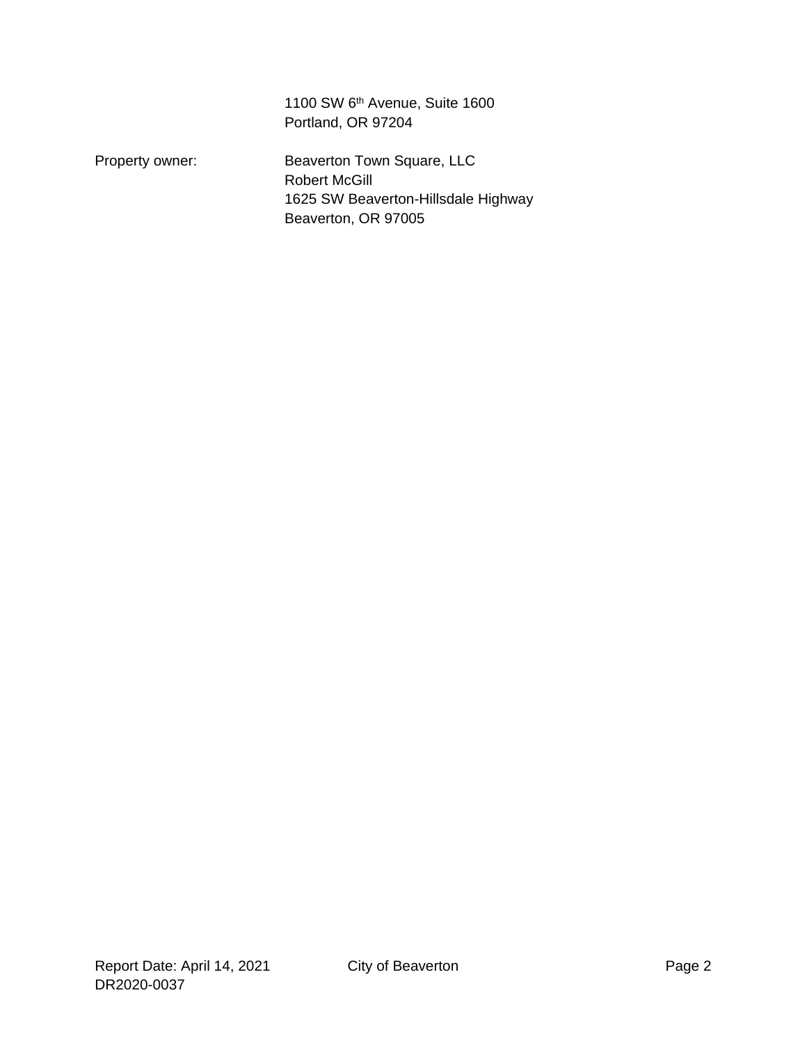1100 SW 6th Avenue, Suite 1600
Portland, OR 97204

Property owner: Beaverton Town Square, LLC
Robert McGill
1625 SW Beaverton-Hillsdale Highway
Beaverton, OR 97005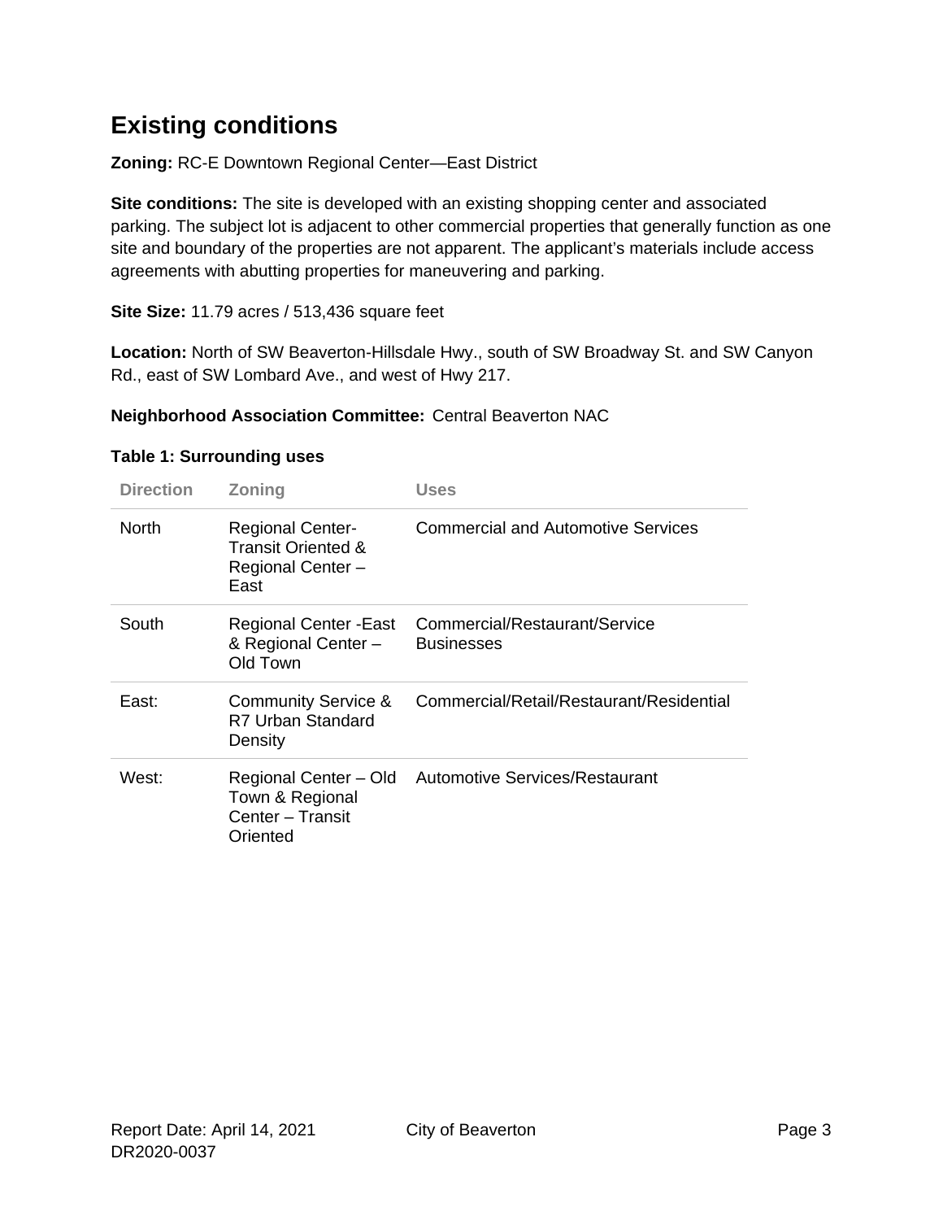# Existing conditions

**Zoning:** RC-E Downtown Regional Center—East District

**Site conditions:** The site is developed with an existing shopping center and associated parking. The subject lot is adjacent to other commercial properties that generally function as one site and boundary of the properties are not apparent. The applicant's materials include access agreements with abutting properties for maneuvering and parking.

**Site Size:** 11.79 acres / 513,436 square feet

**Location:** North of SW Beaverton-Hillsdale Hwy., south of SW Broadway St. and SW Canyon Rd., east of SW Lombard Ave., and west of Hwy 217.

**Neighborhood Association Committee:** Central Beaverton NAC

**Table 1: Surrounding uses**

| Direction | Zoning | Uses |
|---|---|---|
| North | Regional Center-Transit Oriented & Regional Center – East | Commercial and Automotive Services |
| South | Regional Center -East & Regional Center – Old Town | Commercial/Restaurant/Service Businesses |
| East: | Community Service & R7 Urban Standard Density | Commercial/Retail/Restaurant/Residential |
| West: | Regional Center – Old Town & Regional Center – Transit Oriented | Automotive Services/Restaurant |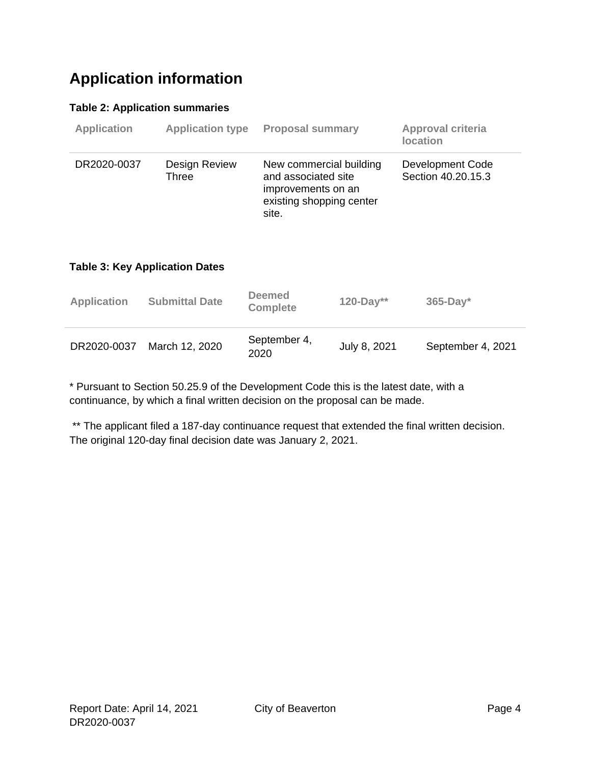# Application information

**Table 2: Application summaries**

| Application | Application type | Proposal summary | Approval criteria location |
|---|---|---|---|
| DR2020-0037 | Design Review Three | New commercial building and associated site improvements on an existing shopping center site. | Development Code Section 40.20.15.3 |

**Table 3: Key Application Dates**

| Application | Submittal Date | Deemed Complete | 120-Day** | 365-Day* |
|---|---|---|---|---|
| DR2020-0037 | March 12, 2020 | September 4, 2020 | July 8, 2021 | September 4, 2021 |

* Pursuant to Section 50.25.9 of the Development Code this is the latest date, with a continuance, by which a final written decision on the proposal can be made.

** The applicant filed a 187-day continuance request that extended the final written decision. The original 120-day final decision date was January 2, 2021.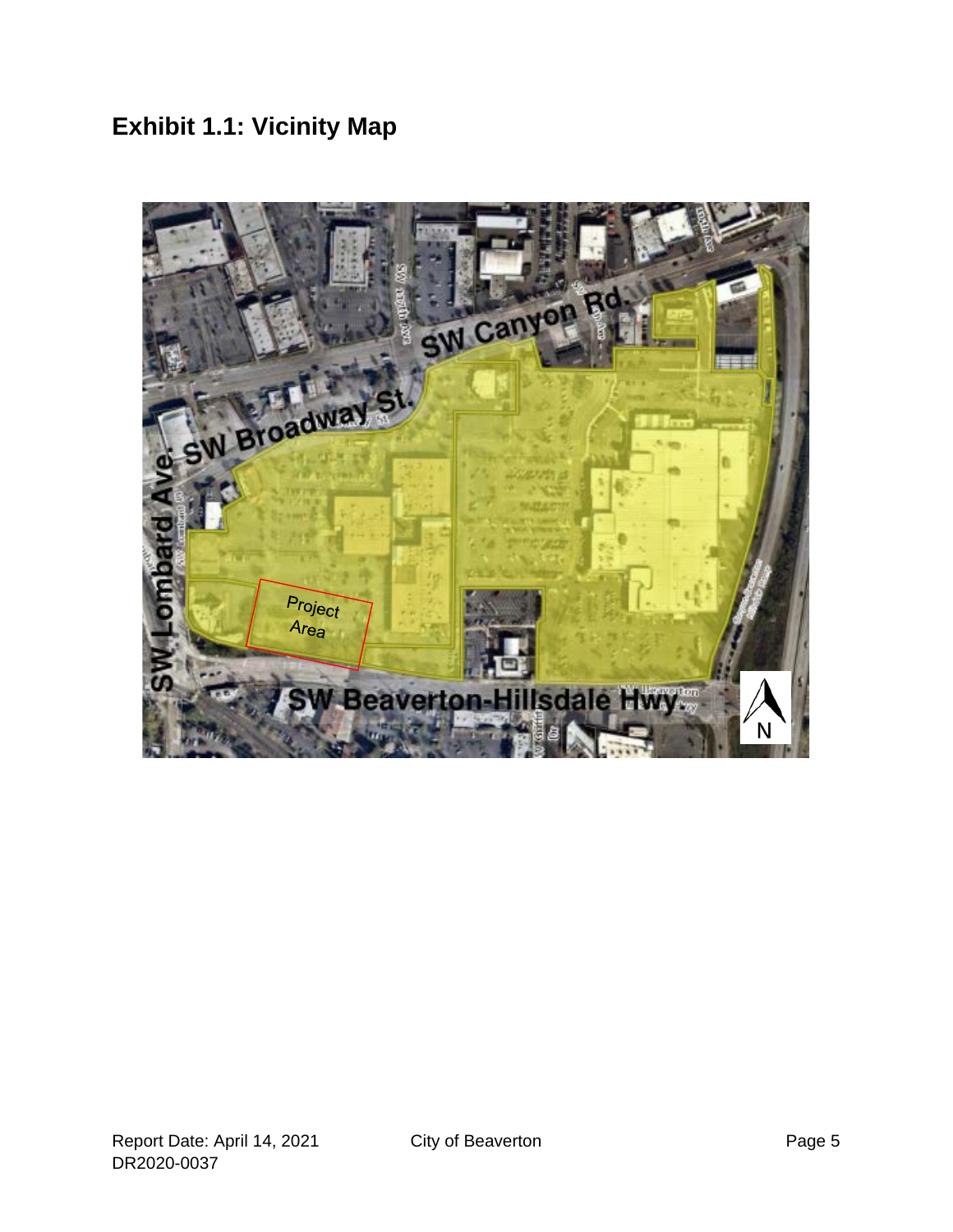## Exhibit 1.1: Vicinity Map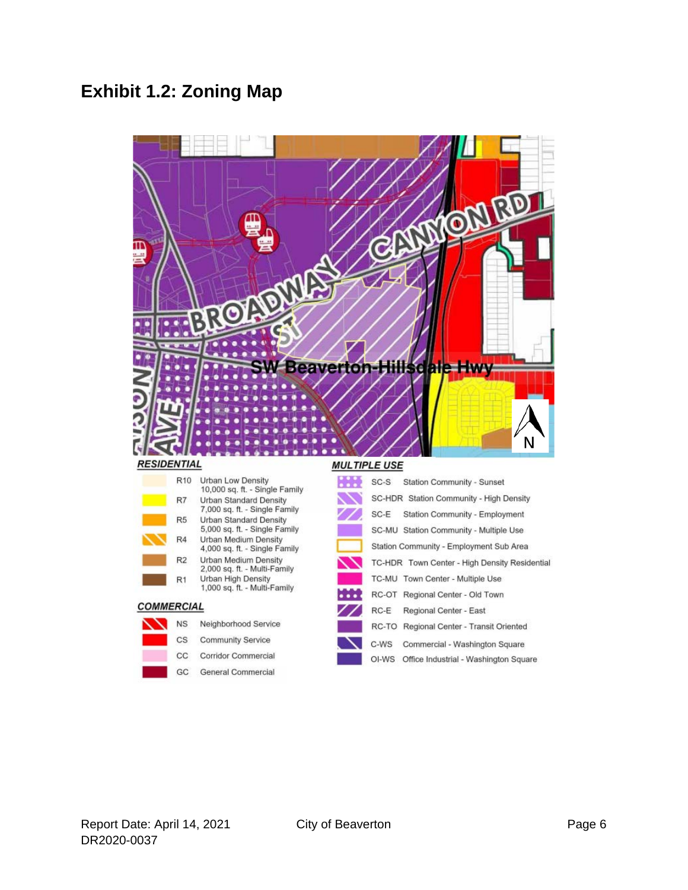## Exhibit 1.2: Zoning Map

**RESIDENTIAL**

| Code | Description |
|---|---|
| R10 | Urban Low Density 10,000 sq. ft. - Single Family |
| R7 | Urban Standard Density 7,000 sq. ft. - Single Family |
| R5 | Urban Standard Density 5,000 sq. ft. - Single Family |
| R4 | Urban Medium Density 4,000 sq. ft. - Single Family |
| R2 | Urban Medium Density 2,000 sq. ft. - Multi-Family |
| R1 | Urban High Density 1,000 sq. ft. - Multi-Family |

**COMMERCIAL**

| Code | Description |
|---|---|
| NS | Neighborhood Service |
| CS | Community Service |
| CC | Corridor Commercial |
| GC | General Commercial |

**MULTIPLE USE**

| Code | Description |
|---|---|
| SC-S | Station Community - Sunset |
| SC-HDR | Station Community - High Density |
| SC-E | Station Community - Employment |
| SC-MU | Station Community - Multiple Use |
| | Station Community - Employment Sub Area |
| TC-HDR | Town Center - High Density Residential |
| TC-MU | Town Center - Multiple Use |
| RC-OT | Regional Center - Old Town |
| RC-E | Regional Center - East |
| RC-TO | Regional Center - Transit Oriented |
| C-WS | Commercial - Washington Square |
| OI-WS | Office Industrial - Washington Square |

Report Date: April 14, 2021
DR2020-0037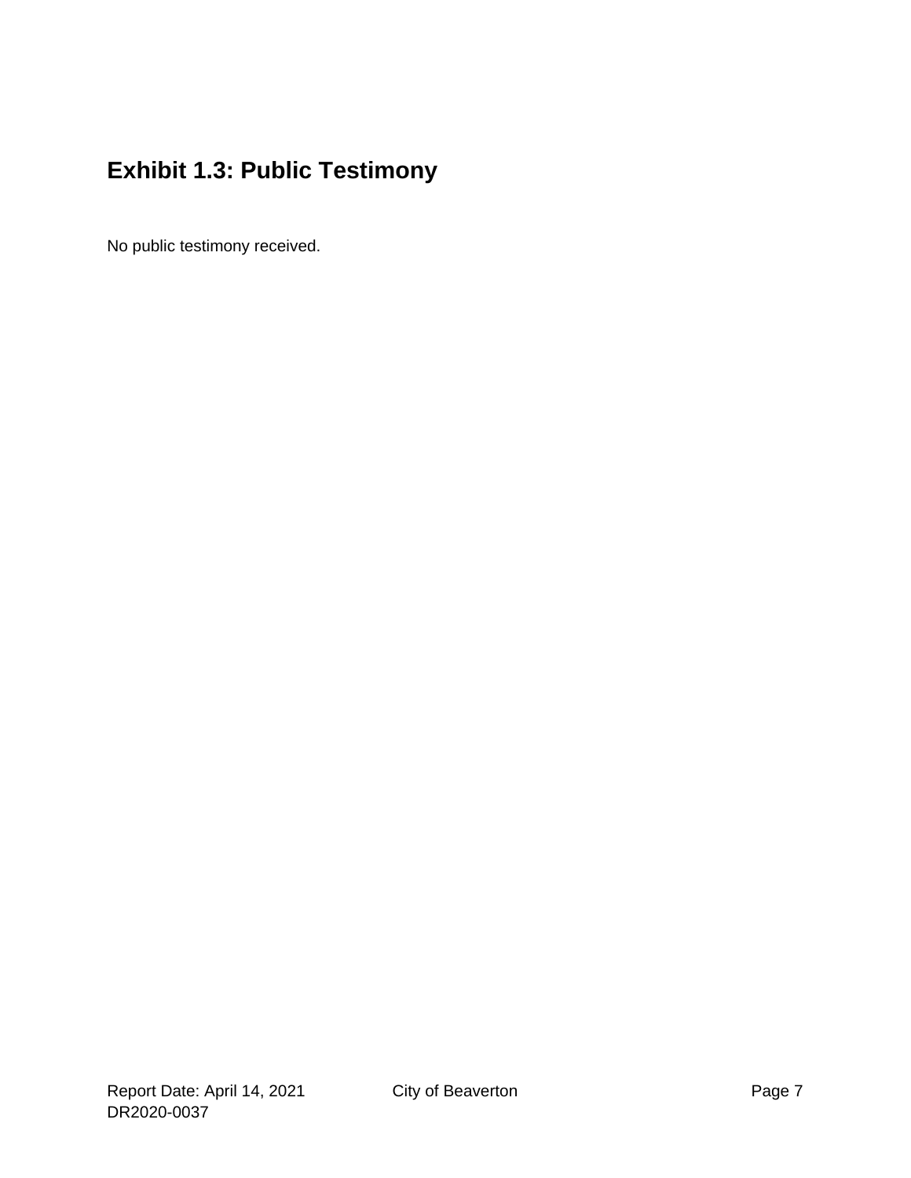## Exhibit 1.3: Public Testimony

No public testimony received.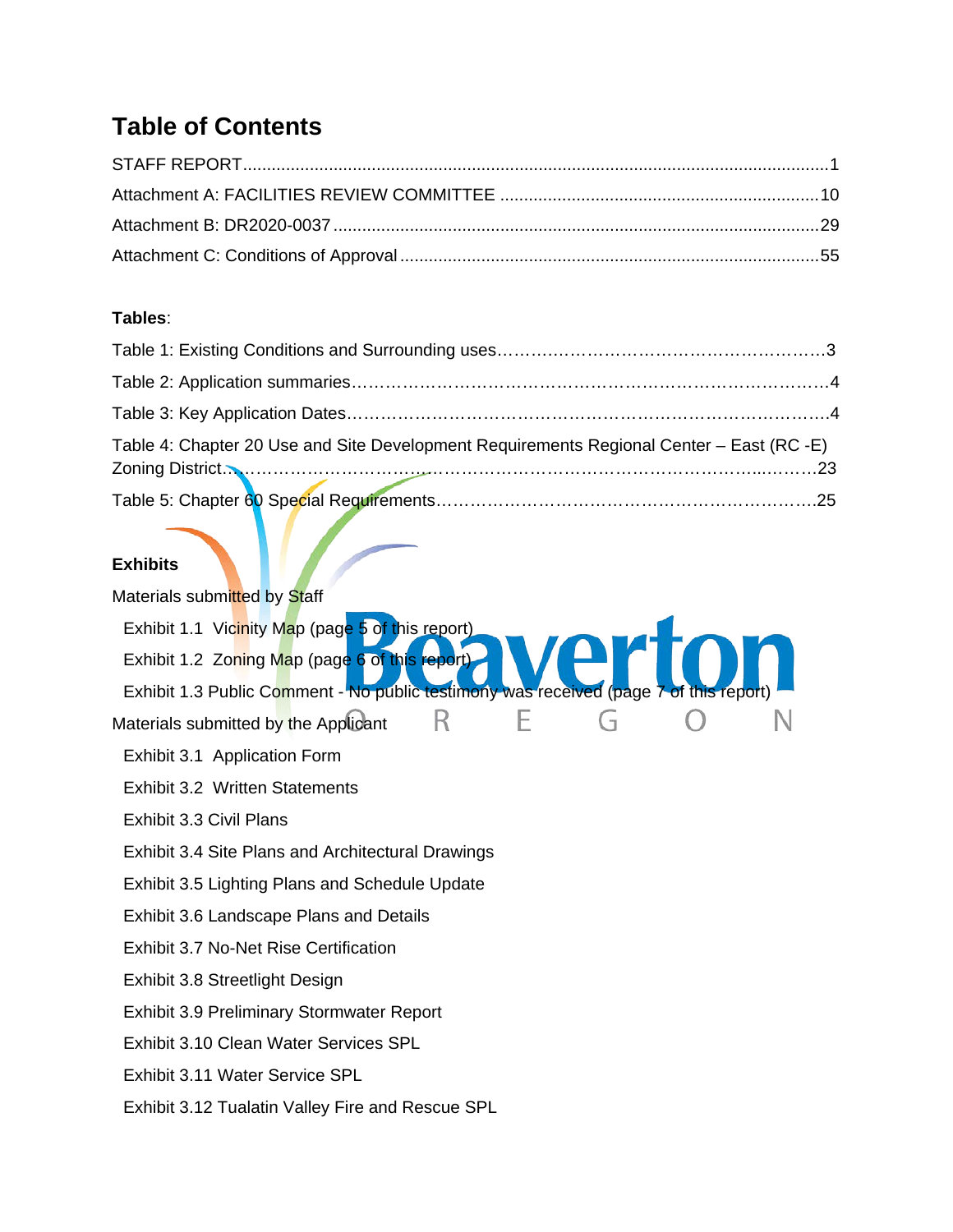# Table of Contents

STAFF REPORT.......................................................................................................................1

Attachment A: FACILITIES REVIEW COMMITTEE ...................................................................10

Attachment B: DR2020-0037 .....................................................................................................29

Attachment C: Conditions of Approval .......................................................................................55

**Tables**:

Table 1: Existing Conditions and Surrounding uses………………………………………………….3

Table 2: Application summaries……………………………………………………………………….4

Table 3: Key Application Dates……………………………………………………………………….4

Table 4: Chapter 20 Use and Site Development Requirements Regional Center – East (RC -E) Zoning District……………………………………………………………………………………..23

Table 5: Chapter 60 Special Requirements…………………………………………………………25

**Exhibits**

Materials submitted by Staff

- Exhibit 1.1 Vicinity Map (page 5 of this report)
- Exhibit 1.2 Zoning Map (page 6 of this report)
- Exhibit 1.3 Public Comment - No public testimony was received (page 7 of this report)

Materials submitted by the Applicant

- Exhibit 3.1 Application Form
- Exhibit 3.2 Written Statements
- Exhibit 3.3 Civil Plans
- Exhibit 3.4 Site Plans and Architectural Drawings
- Exhibit 3.5 Lighting Plans and Schedule Update
- Exhibit 3.6 Landscape Plans and Details
- Exhibit 3.7 No-Net Rise Certification
- Exhibit 3.8 Streetlight Design
- Exhibit 3.9 Preliminary Stormwater Report
- Exhibit 3.10 Clean Water Services SPL
- Exhibit 3.11 Water Service SPL
- Exhibit 3.12 Tualatin Valley Fire and Rescue SPL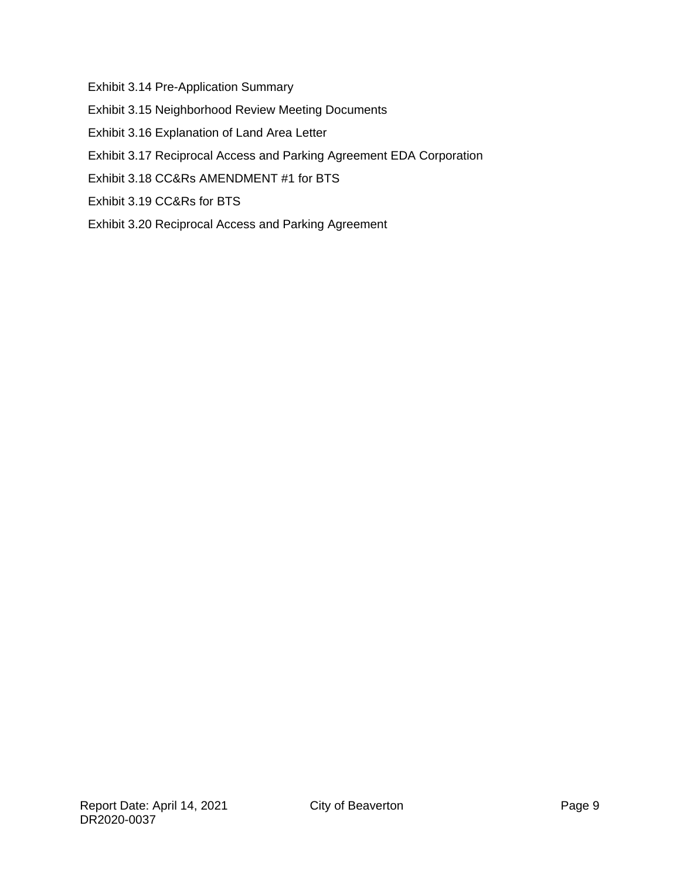Exhibit 3.14 Pre-Application Summary

Exhibit 3.15 Neighborhood Review Meeting Documents

Exhibit 3.16 Explanation of Land Area Letter

Exhibit 3.17 Reciprocal Access and Parking Agreement EDA Corporation

Exhibit 3.18 CC&Rs AMENDMENT #1 for BTS

Exhibit 3.19 CC&Rs for BTS

Exhibit 3.20 Reciprocal Access and Parking Agreement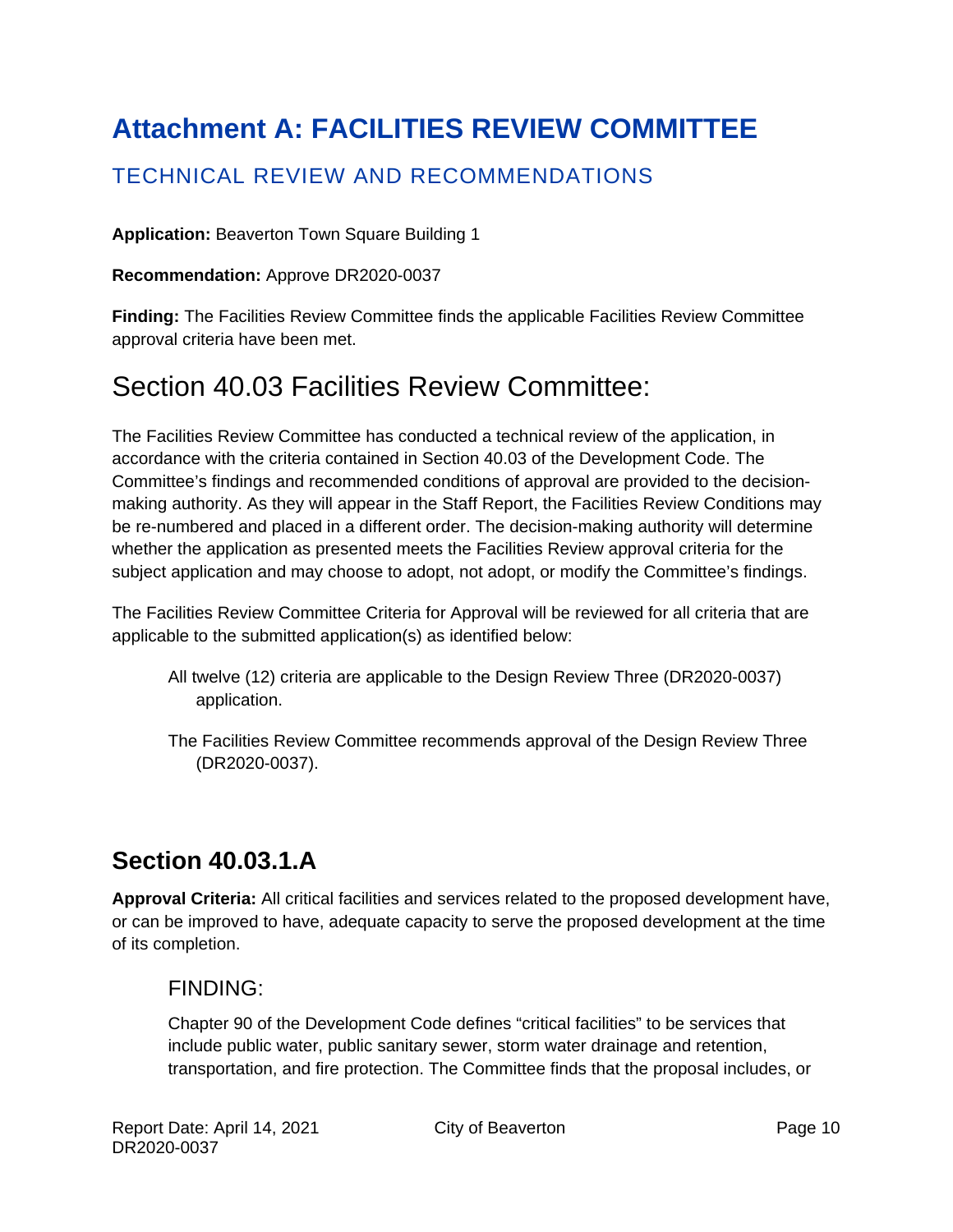# Attachment A: FACILITIES REVIEW COMMITTEE

## TECHNICAL REVIEW AND RECOMMENDATIONS

**Application:** Beaverton Town Square Building 1

**Recommendation:** Approve DR2020-0037

**Finding:** The Facilities Review Committee finds the applicable Facilities Review Committee approval criteria have been met.

## Section 40.03 Facilities Review Committee:

The Facilities Review Committee has conducted a technical review of the application, in accordance with the criteria contained in Section 40.03 of the Development Code. The Committee's findings and recommended conditions of approval are provided to the decision-making authority. As they will appear in the Staff Report, the Facilities Review Conditions may be re-numbered and placed in a different order. The decision-making authority will determine whether the application as presented meets the Facilities Review approval criteria for the subject application and may choose to adopt, not adopt, or modify the Committee's findings.

The Facilities Review Committee Criteria for Approval will be reviewed for all criteria that are applicable to the submitted application(s) as identified below:

All twelve (12) criteria are applicable to the Design Review Three (DR2020-0037) application.

The Facilities Review Committee recommends approval of the Design Review Three (DR2020-0037).

## Section 40.03.1.A

**Approval Criteria:** All critical facilities and services related to the proposed development have, or can be improved to have, adequate capacity to serve the proposed development at the time of its completion.

### FINDING:

Chapter 90 of the Development Code defines "critical facilities" to be services that include public water, public sanitary sewer, storm water drainage and retention, transportation, and fire protection. The Committee finds that the proposal includes, or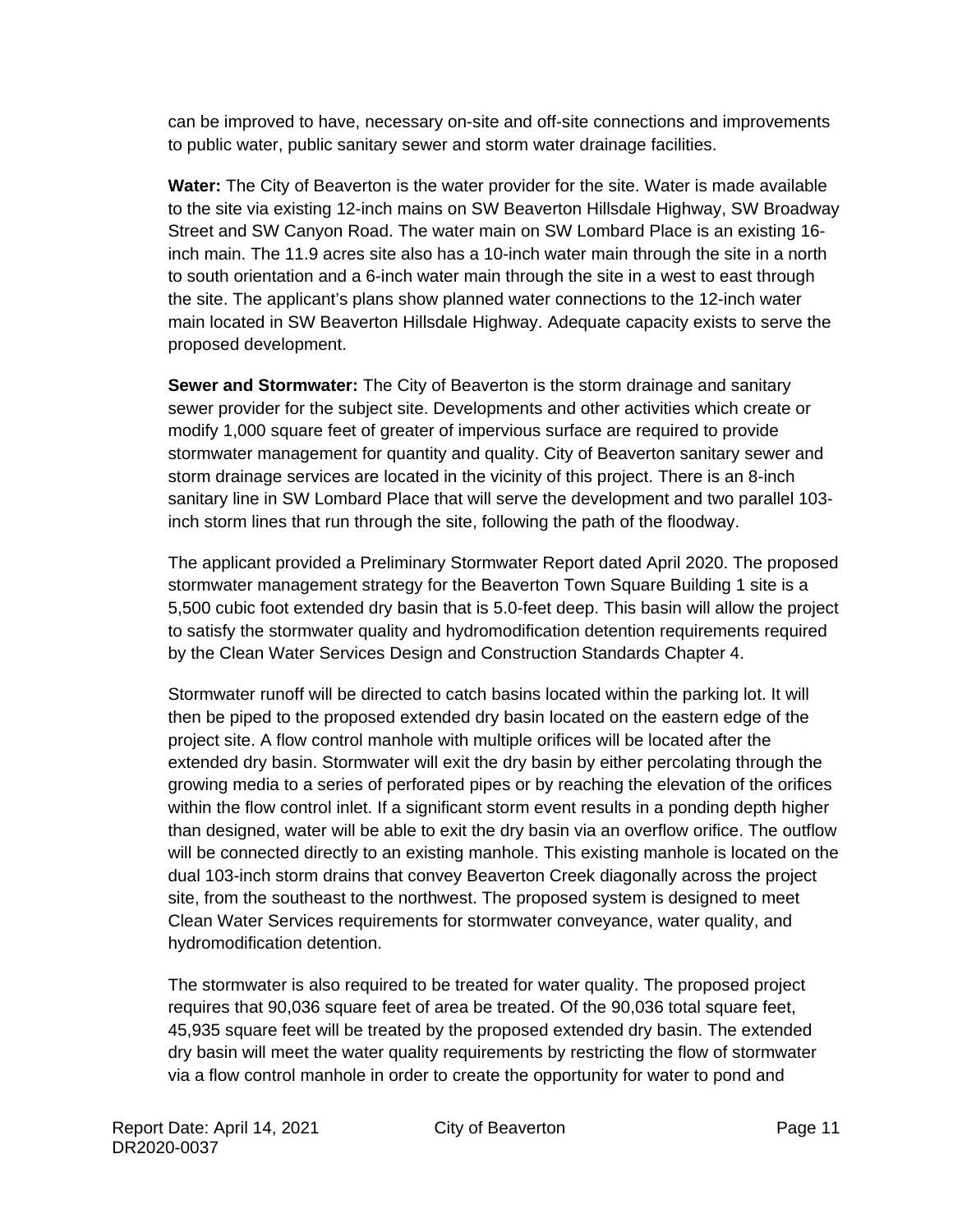can be improved to have, necessary on-site and off-site connections and improvements to public water, public sanitary sewer and storm water drainage facilities.

**Water:** The City of Beaverton is the water provider for the site. Water is made available to the site via existing 12-inch mains on SW Beaverton Hillsdale Highway, SW Broadway Street and SW Canyon Road. The water main on SW Lombard Place is an existing 16-inch main. The 11.9 acres site also has a 10-inch water main through the site in a north to south orientation and a 6-inch water main through the site in a west to east through the site. The applicant's plans show planned water connections to the 12-inch water main located in SW Beaverton Hillsdale Highway. Adequate capacity exists to serve the proposed development.

**Sewer and Stormwater:** The City of Beaverton is the storm drainage and sanitary sewer provider for the subject site. Developments and other activities which create or modify 1,000 square feet of greater of impervious surface are required to provide stormwater management for quantity and quality. City of Beaverton sanitary sewer and storm drainage services are located in the vicinity of this project. There is an 8-inch sanitary line in SW Lombard Place that will serve the development and two parallel 103-inch storm lines that run through the site, following the path of the floodway.

The applicant provided a Preliminary Stormwater Report dated April 2020. The proposed stormwater management strategy for the Beaverton Town Square Building 1 site is a 5,500 cubic foot extended dry basin that is 5.0-feet deep. This basin will allow the project to satisfy the stormwater quality and hydromodification detention requirements required by the Clean Water Services Design and Construction Standards Chapter 4.

Stormwater runoff will be directed to catch basins located within the parking lot. It will then be piped to the proposed extended dry basin located on the eastern edge of the project site. A flow control manhole with multiple orifices will be located after the extended dry basin. Stormwater will exit the dry basin by either percolating through the growing media to a series of perforated pipes or by reaching the elevation of the orifices within the flow control inlet. If a significant storm event results in a ponding depth higher than designed, water will be able to exit the dry basin via an overflow orifice. The outflow will be connected directly to an existing manhole. This existing manhole is located on the dual 103-inch storm drains that convey Beaverton Creek diagonally across the project site, from the southeast to the northwest. The proposed system is designed to meet Clean Water Services requirements for stormwater conveyance, water quality, and hydromodification detention.

The stormwater is also required to be treated for water quality. The proposed project requires that 90,036 square feet of area be treated. Of the 90,036 total square feet, 45,935 square feet will be treated by the proposed extended dry basin. The extended dry basin will meet the water quality requirements by restricting the flow of stormwater via a flow control manhole in order to create the opportunity for water to pond and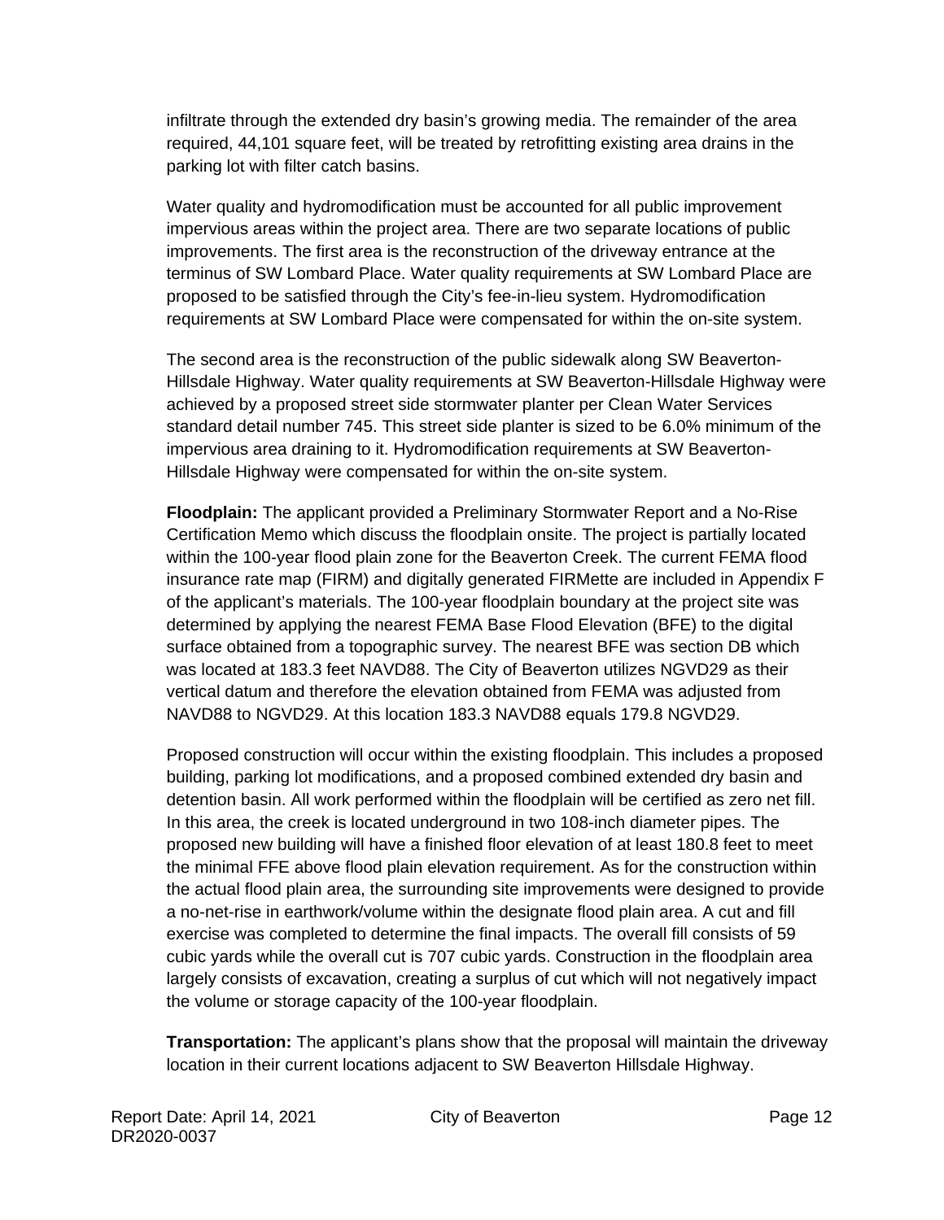infiltrate through the extended dry basin's growing media. The remainder of the area required, 44,101 square feet, will be treated by retrofitting existing area drains in the parking lot with filter catch basins.

Water quality and hydromodification must be accounted for all public improvement impervious areas within the project area. There are two separate locations of public improvements. The first area is the reconstruction of the driveway entrance at the terminus of SW Lombard Place. Water quality requirements at SW Lombard Place are proposed to be satisfied through the City's fee-in-lieu system. Hydromodification requirements at SW Lombard Place were compensated for within the on-site system.

The second area is the reconstruction of the public sidewalk along SW Beaverton-Hillsdale Highway. Water quality requirements at SW Beaverton-Hillsdale Highway were achieved by a proposed street side stormwater planter per Clean Water Services standard detail number 745. This street side planter is sized to be 6.0% minimum of the impervious area draining to it. Hydromodification requirements at SW Beaverton-Hillsdale Highway were compensated for within the on-site system.

**Floodplain:** The applicant provided a Preliminary Stormwater Report and a No-Rise Certification Memo which discuss the floodplain onsite. The project is partially located within the 100-year flood plain zone for the Beaverton Creek. The current FEMA flood insurance rate map (FIRM) and digitally generated FIRMette are included in Appendix F of the applicant's materials. The 100-year floodplain boundary at the project site was determined by applying the nearest FEMA Base Flood Elevation (BFE) to the digital surface obtained from a topographic survey. The nearest BFE was section DB which was located at 183.3 feet NAVD88. The City of Beaverton utilizes NGVD29 as their vertical datum and therefore the elevation obtained from FEMA was adjusted from NAVD88 to NGVD29. At this location 183.3 NAVD88 equals 179.8 NGVD29.

Proposed construction will occur within the existing floodplain. This includes a proposed building, parking lot modifications, and a proposed combined extended dry basin and detention basin. All work performed within the floodplain will be certified as zero net fill. In this area, the creek is located underground in two 108-inch diameter pipes. The proposed new building will have a finished floor elevation of at least 180.8 feet to meet the minimal FFE above flood plain elevation requirement. As for the construction within the actual flood plain area, the surrounding site improvements were designed to provide a no-net-rise in earthwork/volume within the designate flood plain area. A cut and fill exercise was completed to determine the final impacts. The overall fill consists of 59 cubic yards while the overall cut is 707 cubic yards. Construction in the floodplain area largely consists of excavation, creating a surplus of cut which will not negatively impact the volume or storage capacity of the 100-year floodplain.

**Transportation:** The applicant's plans show that the proposal will maintain the driveway location in their current locations adjacent to SW Beaverton Hillsdale Highway.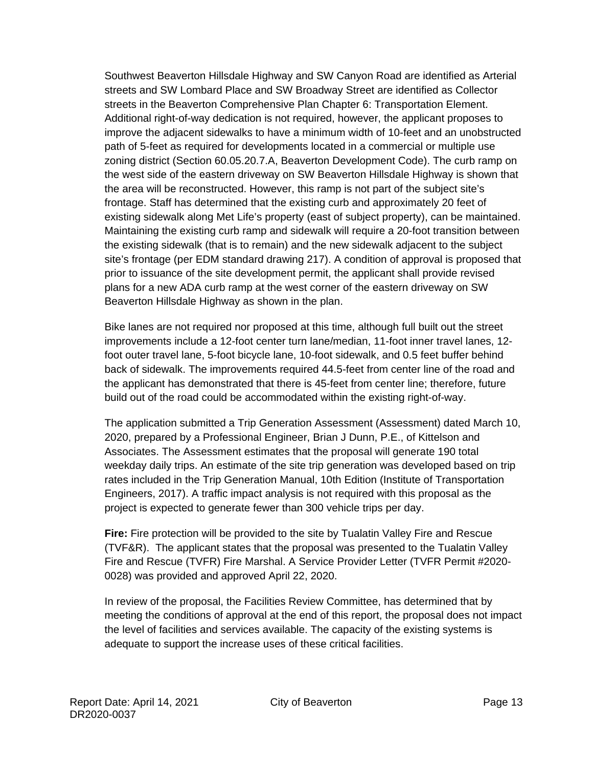Southwest Beaverton Hillsdale Highway and SW Canyon Road are identified as Arterial streets and SW Lombard Place and SW Broadway Street are identified as Collector streets in the Beaverton Comprehensive Plan Chapter 6: Transportation Element. Additional right-of-way dedication is not required, however, the applicant proposes to improve the adjacent sidewalks to have a minimum width of 10-feet and an unobstructed path of 5-feet as required for developments located in a commercial or multiple use zoning district (Section 60.05.20.7.A, Beaverton Development Code). The curb ramp on the west side of the eastern driveway on SW Beaverton Hillsdale Highway is shown that the area will be reconstructed. However, this ramp is not part of the subject site's frontage. Staff has determined that the existing curb and approximately 20 feet of existing sidewalk along Met Life's property (east of subject property), can be maintained. Maintaining the existing curb ramp and sidewalk will require a 20-foot transition between the existing sidewalk (that is to remain) and the new sidewalk adjacent to the subject site's frontage (per EDM standard drawing 217). A condition of approval is proposed that prior to issuance of the site development permit, the applicant shall provide revised plans for a new ADA curb ramp at the west corner of the eastern driveway on SW Beaverton Hillsdale Highway as shown in the plan.

Bike lanes are not required nor proposed at this time, although full built out the street improvements include a 12-foot center turn lane/median, 11-foot inner travel lanes, 12-foot outer travel lane, 5-foot bicycle lane, 10-foot sidewalk, and 0.5 feet buffer behind back of sidewalk. The improvements required 44.5-feet from center line of the road and the applicant has demonstrated that there is 45-feet from center line; therefore, future build out of the road could be accommodated within the existing right-of-way.

The application submitted a Trip Generation Assessment (Assessment) dated March 10, 2020, prepared by a Professional Engineer, Brian J Dunn, P.E., of Kittelson and Associates. The Assessment estimates that the proposal will generate 190 total weekday daily trips. An estimate of the site trip generation was developed based on trip rates included in the Trip Generation Manual, 10th Edition (Institute of Transportation Engineers, 2017). A traffic impact analysis is not required with this proposal as the project is expected to generate fewer than 300 vehicle trips per day.

**Fire:** Fire protection will be provided to the site by Tualatin Valley Fire and Rescue (TVF&R). The applicant states that the proposal was presented to the Tualatin Valley Fire and Rescue (TVFR) Fire Marshal. A Service Provider Letter (TVFR Permit #2020-0028) was provided and approved April 22, 2020.

In review of the proposal, the Facilities Review Committee, has determined that by meeting the conditions of approval at the end of this report, the proposal does not impact the level of facilities and services available. The capacity of the existing systems is adequate to support the increase uses of these critical facilities.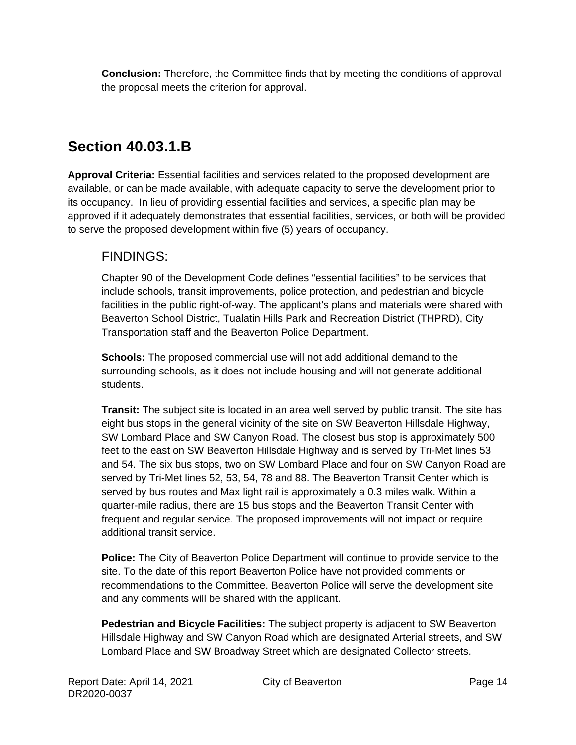**Conclusion:** Therefore, the Committee finds that by meeting the conditions of approval the proposal meets the criterion for approval.

## Section 40.03.1.B

**Approval Criteria:** Essential facilities and services related to the proposed development are available, or can be made available, with adequate capacity to serve the development prior to its occupancy. In lieu of providing essential facilities and services, a specific plan may be approved if it adequately demonstrates that essential facilities, services, or both will be provided to serve the proposed development within five (5) years of occupancy.

### FINDINGS:

Chapter 90 of the Development Code defines "essential facilities" to be services that include schools, transit improvements, police protection, and pedestrian and bicycle facilities in the public right-of-way. The applicant's plans and materials were shared with Beaverton School District, Tualatin Hills Park and Recreation District (THPRD), City Transportation staff and the Beaverton Police Department.

**Schools:** The proposed commercial use will not add additional demand to the surrounding schools, as it does not include housing and will not generate additional students.

**Transit:** The subject site is located in an area well served by public transit. The site has eight bus stops in the general vicinity of the site on SW Beaverton Hillsdale Highway, SW Lombard Place and SW Canyon Road. The closest bus stop is approximately 500 feet to the east on SW Beaverton Hillsdale Highway and is served by Tri-Met lines 53 and 54. The six bus stops, two on SW Lombard Place and four on SW Canyon Road are served by Tri-Met lines 52, 53, 54, 78 and 88. The Beaverton Transit Center which is served by bus routes and Max light rail is approximately a 0.3 miles walk. Within a quarter-mile radius, there are 15 bus stops and the Beaverton Transit Center with frequent and regular service. The proposed improvements will not impact or require additional transit service.

**Police:** The City of Beaverton Police Department will continue to provide service to the site. To the date of this report Beaverton Police have not provided comments or recommendations to the Committee. Beaverton Police will serve the development site and any comments will be shared with the applicant.

**Pedestrian and Bicycle Facilities:** The subject property is adjacent to SW Beaverton Hillsdale Highway and SW Canyon Road which are designated Arterial streets, and SW Lombard Place and SW Broadway Street which are designated Collector streets.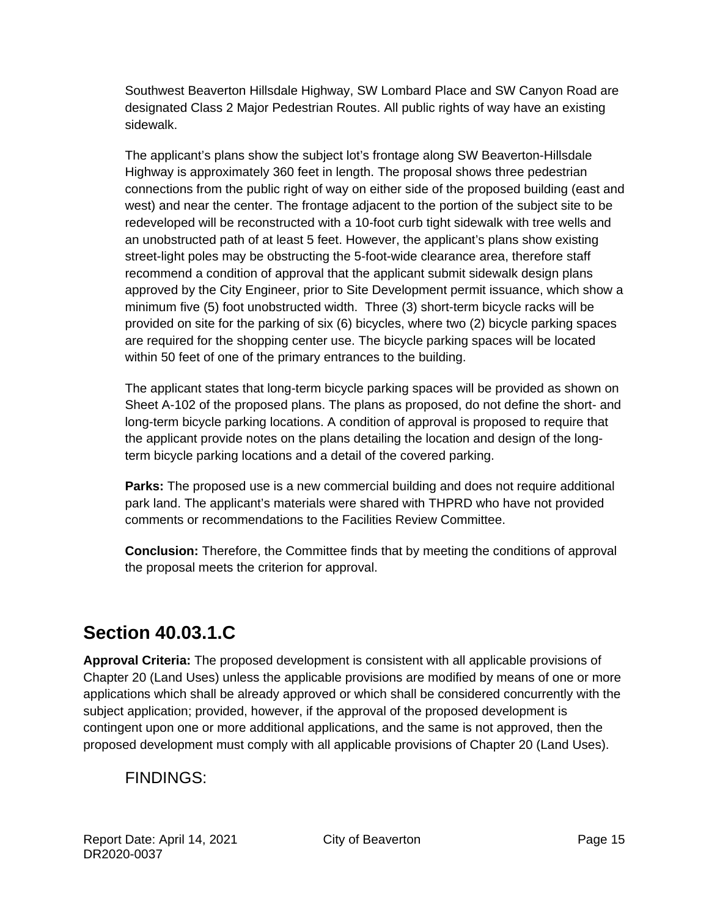Southwest Beaverton Hillsdale Highway, SW Lombard Place and SW Canyon Road are designated Class 2 Major Pedestrian Routes. All public rights of way have an existing sidewalk.

The applicant's plans show the subject lot's frontage along SW Beaverton-Hillsdale Highway is approximately 360 feet in length. The proposal shows three pedestrian connections from the public right of way on either side of the proposed building (east and west) and near the center. The frontage adjacent to the portion of the subject site to be redeveloped will be reconstructed with a 10-foot curb tight sidewalk with tree wells and an unobstructed path of at least 5 feet. However, the applicant's plans show existing street-light poles may be obstructing the 5-foot-wide clearance area, therefore staff recommend a condition of approval that the applicant submit sidewalk design plans approved by the City Engineer, prior to Site Development permit issuance, which show a minimum five (5) foot unobstructed width. Three (3) short-term bicycle racks will be provided on site for the parking of six (6) bicycles, where two (2) bicycle parking spaces are required for the shopping center use. The bicycle parking spaces will be located within 50 feet of one of the primary entrances to the building.

The applicant states that long-term bicycle parking spaces will be provided as shown on Sheet A-102 of the proposed plans. The plans as proposed, do not define the short- and long-term bicycle parking locations. A condition of approval is proposed to require that the applicant provide notes on the plans detailing the location and design of the long-term bicycle parking locations and a detail of the covered parking.

**Parks:** The proposed use is a new commercial building and does not require additional park land. The applicant's materials were shared with THPRD who have not provided comments or recommendations to the Facilities Review Committee.

**Conclusion:** Therefore, the Committee finds that by meeting the conditions of approval the proposal meets the criterion for approval.

## Section 40.03.1.C

**Approval Criteria:** The proposed development is consistent with all applicable provisions of Chapter 20 (Land Uses) unless the applicable provisions are modified by means of one or more applications which shall be already approved or which shall be considered concurrently with the subject application; provided, however, if the approval of the proposed development is contingent upon one or more additional applications, and the same is not approved, then the proposed development must comply with all applicable provisions of Chapter 20 (Land Uses).

FINDINGS: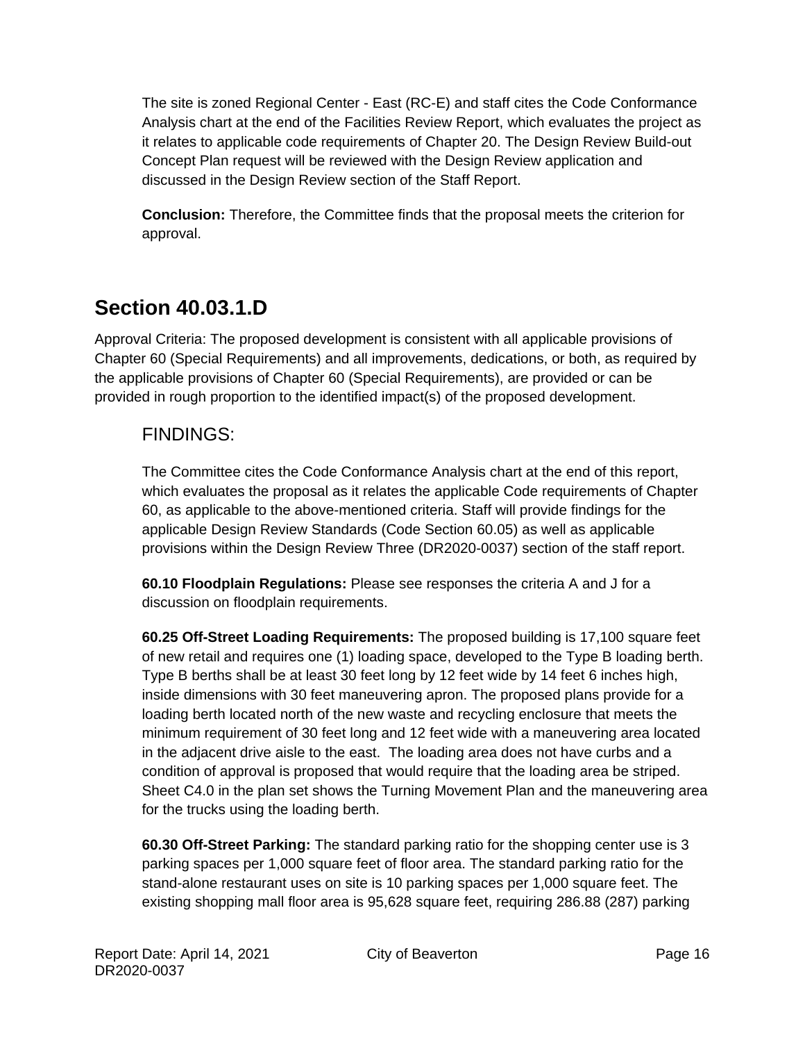The site is zoned Regional Center - East (RC-E) and staff cites the Code Conformance Analysis chart at the end of the Facilities Review Report, which evaluates the project as it relates to applicable code requirements of Chapter 20. The Design Review Build-out Concept Plan request will be reviewed with the Design Review application and discussed in the Design Review section of the Staff Report.

**Conclusion:** Therefore, the Committee finds that the proposal meets the criterion for approval.

## Section 40.03.1.D

Approval Criteria: The proposed development is consistent with all applicable provisions of Chapter 60 (Special Requirements) and all improvements, dedications, or both, as required by the applicable provisions of Chapter 60 (Special Requirements), are provided or can be provided in rough proportion to the identified impact(s) of the proposed development.

### FINDINGS:

The Committee cites the Code Conformance Analysis chart at the end of this report, which evaluates the proposal as it relates the applicable Code requirements of Chapter 60, as applicable to the above-mentioned criteria. Staff will provide findings for the applicable Design Review Standards (Code Section 60.05) as well as applicable provisions within the Design Review Three (DR2020-0037) section of the staff report.

**60.10 Floodplain Regulations:** Please see responses the criteria A and J for a discussion on floodplain requirements.

**60.25 Off-Street Loading Requirements:** The proposed building is 17,100 square feet of new retail and requires one (1) loading space, developed to the Type B loading berth. Type B berths shall be at least 30 feet long by 12 feet wide by 14 feet 6 inches high, inside dimensions with 30 feet maneuvering apron. The proposed plans provide for a loading berth located north of the new waste and recycling enclosure that meets the minimum requirement of 30 feet long and 12 feet wide with a maneuvering area located in the adjacent drive aisle to the east. The loading area does not have curbs and a condition of approval is proposed that would require that the loading area be striped. Sheet C4.0 in the plan set shows the Turning Movement Plan and the maneuvering area for the trucks using the loading berth.

**60.30 Off-Street Parking:** The standard parking ratio for the shopping center use is 3 parking spaces per 1,000 square feet of floor area. The standard parking ratio for the stand-alone restaurant uses on site is 10 parking spaces per 1,000 square feet. The existing shopping mall floor area is 95,628 square feet, requiring 286.88 (287) parking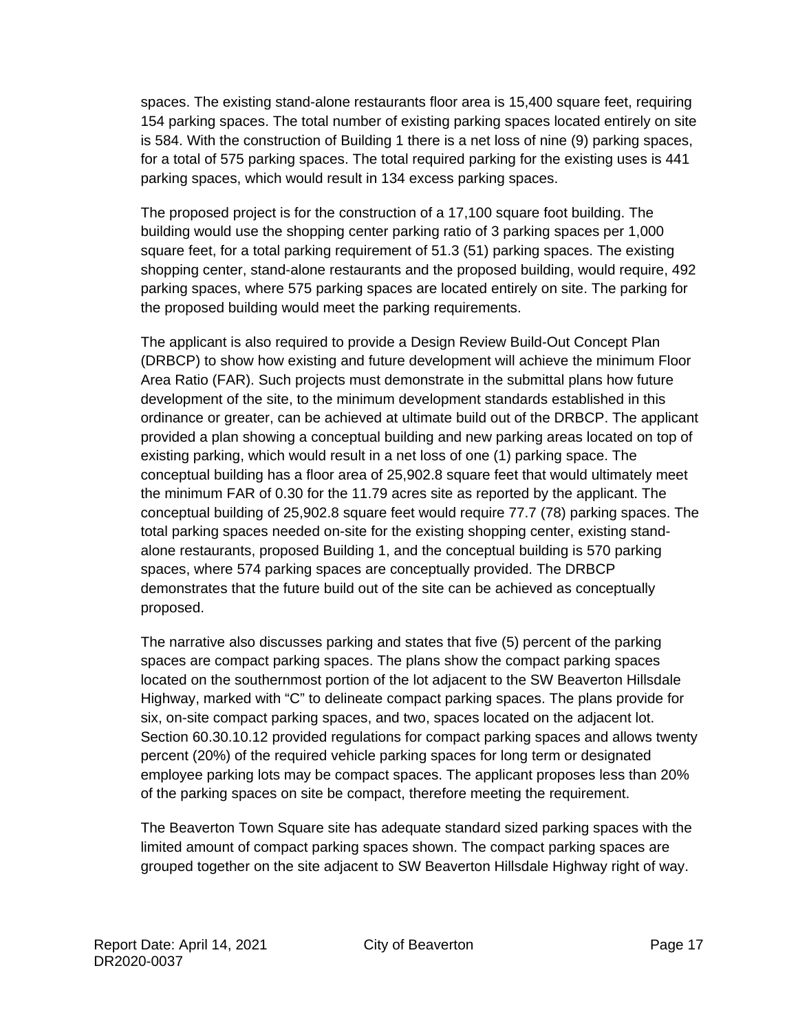spaces. The existing stand-alone restaurants floor area is 15,400 square feet, requiring 154 parking spaces. The total number of existing parking spaces located entirely on site is 584. With the construction of Building 1 there is a net loss of nine (9) parking spaces, for a total of 575 parking spaces. The total required parking for the existing uses is 441 parking spaces, which would result in 134 excess parking spaces.

The proposed project is for the construction of a 17,100 square foot building. The building would use the shopping center parking ratio of 3 parking spaces per 1,000 square feet, for a total parking requirement of 51.3 (51) parking spaces. The existing shopping center, stand-alone restaurants and the proposed building, would require, 492 parking spaces, where 575 parking spaces are located entirely on site. The parking for the proposed building would meet the parking requirements.

The applicant is also required to provide a Design Review Build-Out Concept Plan (DRBCP) to show how existing and future development will achieve the minimum Floor Area Ratio (FAR). Such projects must demonstrate in the submittal plans how future development of the site, to the minimum development standards established in this ordinance or greater, can be achieved at ultimate build out of the DRBCP. The applicant provided a plan showing a conceptual building and new parking areas located on top of existing parking, which would result in a net loss of one (1) parking space. The conceptual building has a floor area of 25,902.8 square feet that would ultimately meet the minimum FAR of 0.30 for the 11.79 acres site as reported by the applicant. The conceptual building of 25,902.8 square feet would require 77.7 (78) parking spaces. The total parking spaces needed on-site for the existing shopping center, existing stand-alone restaurants, proposed Building 1, and the conceptual building is 570 parking spaces, where 574 parking spaces are conceptually provided. The DRBCP demonstrates that the future build out of the site can be achieved as conceptually proposed.

The narrative also discusses parking and states that five (5) percent of the parking spaces are compact parking spaces. The plans show the compact parking spaces located on the southernmost portion of the lot adjacent to the SW Beaverton Hillsdale Highway, marked with "C" to delineate compact parking spaces. The plans provide for six, on-site compact parking spaces, and two, spaces located on the adjacent lot. Section 60.30.10.12 provided regulations for compact parking spaces and allows twenty percent (20%) of the required vehicle parking spaces for long term or designated employee parking lots may be compact spaces. The applicant proposes less than 20% of the parking spaces on site be compact, therefore meeting the requirement.

The Beaverton Town Square site has adequate standard sized parking spaces with the limited amount of compact parking spaces shown. The compact parking spaces are grouped together on the site adjacent to SW Beaverton Hillsdale Highway right of way.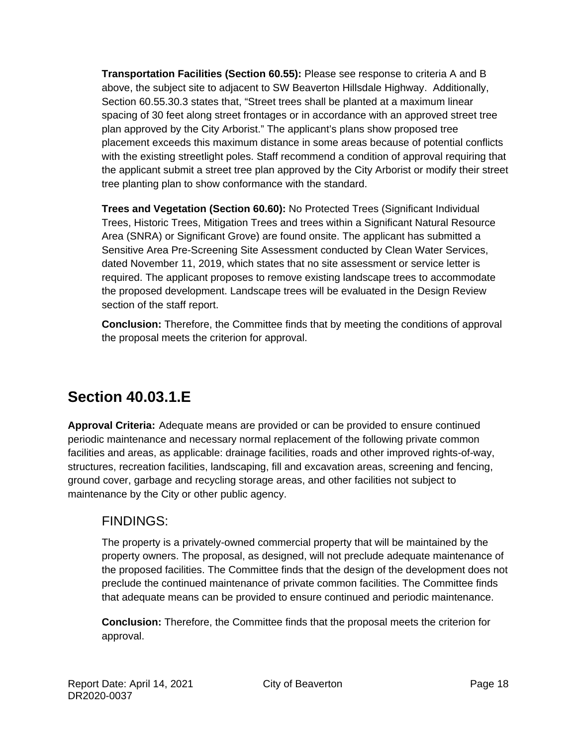**Transportation Facilities (Section 60.55):** Please see response to criteria A and B above, the subject site to adjacent to SW Beaverton Hillsdale Highway. Additionally, Section 60.55.30.3 states that, "Street trees shall be planted at a maximum linear spacing of 30 feet along street frontages or in accordance with an approved street tree plan approved by the City Arborist." The applicant's plans show proposed tree placement exceeds this maximum distance in some areas because of potential conflicts with the existing streetlight poles. Staff recommend a condition of approval requiring that the applicant submit a street tree plan approved by the City Arborist or modify their street tree planting plan to show conformance with the standard.

**Trees and Vegetation (Section 60.60):** No Protected Trees (Significant Individual Trees, Historic Trees, Mitigation Trees and trees within a Significant Natural Resource Area (SNRA) or Significant Grove) are found onsite. The applicant has submitted a Sensitive Area Pre-Screening Site Assessment conducted by Clean Water Services, dated November 11, 2019, which states that no site assessment or service letter is required. The applicant proposes to remove existing landscape trees to accommodate the proposed development. Landscape trees will be evaluated in the Design Review section of the staff report.

**Conclusion:** Therefore, the Committee finds that by meeting the conditions of approval the proposal meets the criterion for approval.

## Section 40.03.1.E

**Approval Criteria:** Adequate means are provided or can be provided to ensure continued periodic maintenance and necessary normal replacement of the following private common facilities and areas, as applicable: drainage facilities, roads and other improved rights-of-way, structures, recreation facilities, landscaping, fill and excavation areas, screening and fencing, ground cover, garbage and recycling storage areas, and other facilities not subject to maintenance by the City or other public agency.

### FINDINGS:

The property is a privately-owned commercial property that will be maintained by the property owners. The proposal, as designed, will not preclude adequate maintenance of the proposed facilities. The Committee finds that the design of the development does not preclude the continued maintenance of private common facilities. The Committee finds that adequate means can be provided to ensure continued and periodic maintenance.

**Conclusion:** Therefore, the Committee finds that the proposal meets the criterion for approval.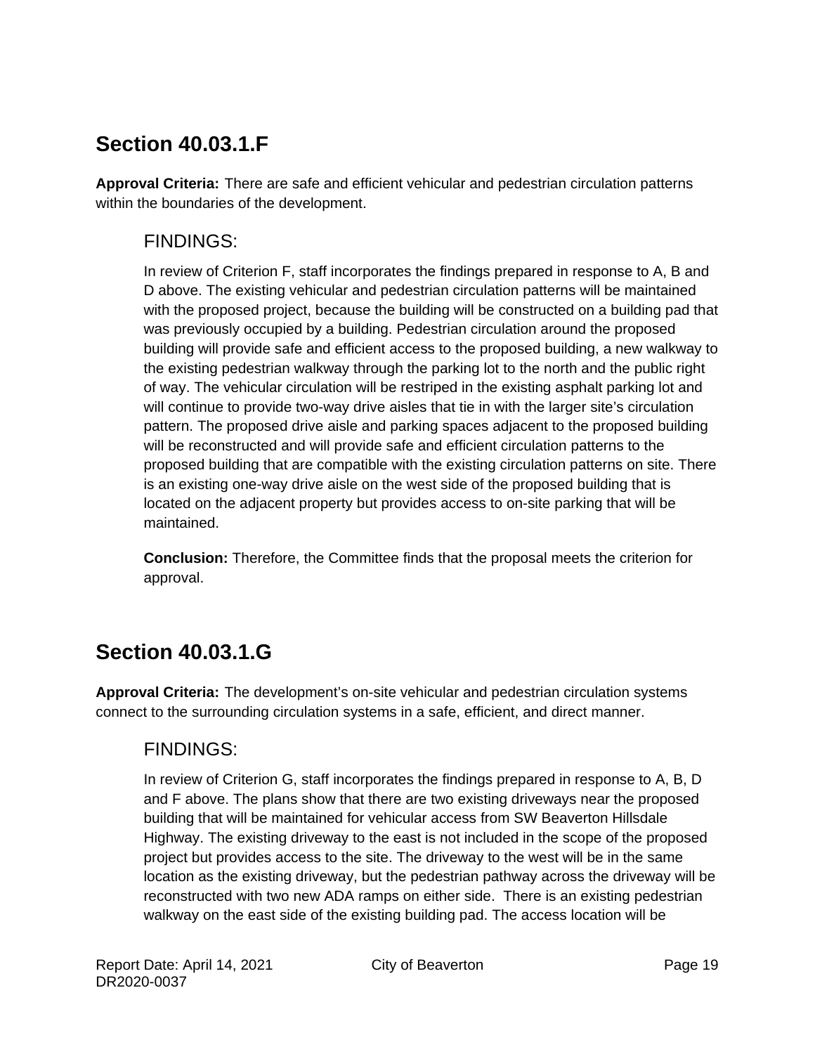## Section 40.03.1.F

**Approval Criteria:** There are safe and efficient vehicular and pedestrian circulation patterns within the boundaries of the development.

### FINDINGS:

In review of Criterion F, staff incorporates the findings prepared in response to A, B and D above. The existing vehicular and pedestrian circulation patterns will be maintained with the proposed project, because the building will be constructed on a building pad that was previously occupied by a building. Pedestrian circulation around the proposed building will provide safe and efficient access to the proposed building, a new walkway to the existing pedestrian walkway through the parking lot to the north and the public right of way. The vehicular circulation will be restriped in the existing asphalt parking lot and will continue to provide two-way drive aisles that tie in with the larger site's circulation pattern. The proposed drive aisle and parking spaces adjacent to the proposed building will be reconstructed and will provide safe and efficient circulation patterns to the proposed building that are compatible with the existing circulation patterns on site. There is an existing one-way drive aisle on the west side of the proposed building that is located on the adjacent property but provides access to on-site parking that will be maintained.

**Conclusion:** Therefore, the Committee finds that the proposal meets the criterion for approval.

## Section 40.03.1.G

**Approval Criteria:** The development's on-site vehicular and pedestrian circulation systems connect to the surrounding circulation systems in a safe, efficient, and direct manner.

### FINDINGS:

In review of Criterion G, staff incorporates the findings prepared in response to A, B, D and F above. The plans show that there are two existing driveways near the proposed building that will be maintained for vehicular access from SW Beaverton Hillsdale Highway. The existing driveway to the east is not included in the scope of the proposed project but provides access to the site. The driveway to the west will be in the same location as the existing driveway, but the pedestrian pathway across the driveway will be reconstructed with two new ADA ramps on either side. There is an existing pedestrian walkway on the east side of the existing building pad. The access location will be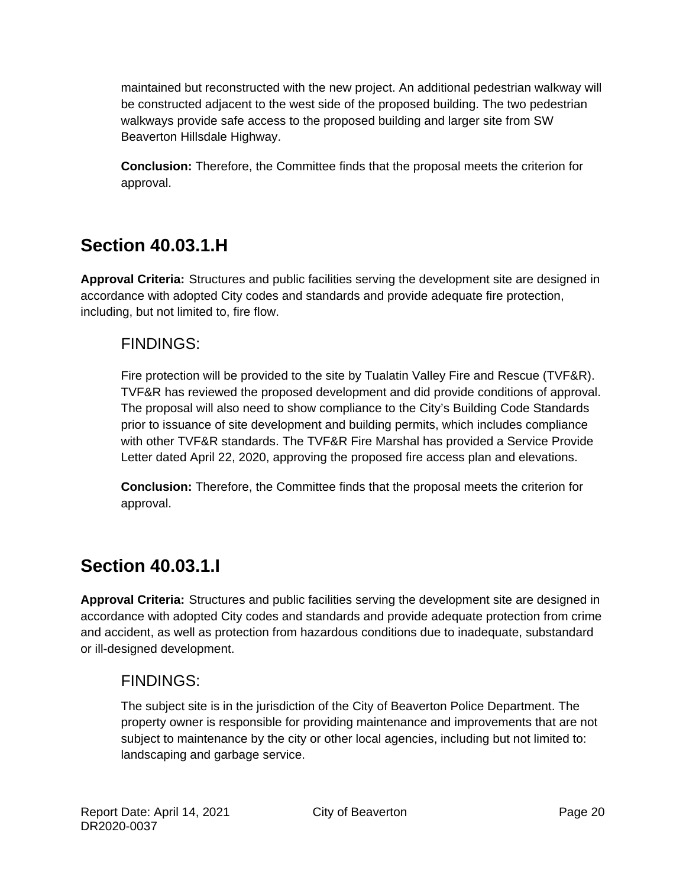maintained but reconstructed with the new project. An additional pedestrian walkway will be constructed adjacent to the west side of the proposed building. The two pedestrian walkways provide safe access to the proposed building and larger site from SW Beaverton Hillsdale Highway.

**Conclusion:** Therefore, the Committee finds that the proposal meets the criterion for approval.

## Section 40.03.1.H

**Approval Criteria:** Structures and public facilities serving the development site are designed in accordance with adopted City codes and standards and provide adequate fire protection, including, but not limited to, fire flow.

### FINDINGS:

Fire protection will be provided to the site by Tualatin Valley Fire and Rescue (TVF&R). TVF&R has reviewed the proposed development and did provide conditions of approval. The proposal will also need to show compliance to the City's Building Code Standards prior to issuance of site development and building permits, which includes compliance with other TVF&R standards. The TVF&R Fire Marshal has provided a Service Provide Letter dated April 22, 2020, approving the proposed fire access plan and elevations.

**Conclusion:** Therefore, the Committee finds that the proposal meets the criterion for approval.

## Section 40.03.1.I

**Approval Criteria:** Structures and public facilities serving the development site are designed in accordance with adopted City codes and standards and provide adequate protection from crime and accident, as well as protection from hazardous conditions due to inadequate, substandard or ill-designed development.

### FINDINGS:

The subject site is in the jurisdiction of the City of Beaverton Police Department. The property owner is responsible for providing maintenance and improvements that are not subject to maintenance by the city or other local agencies, including but not limited to: landscaping and garbage service.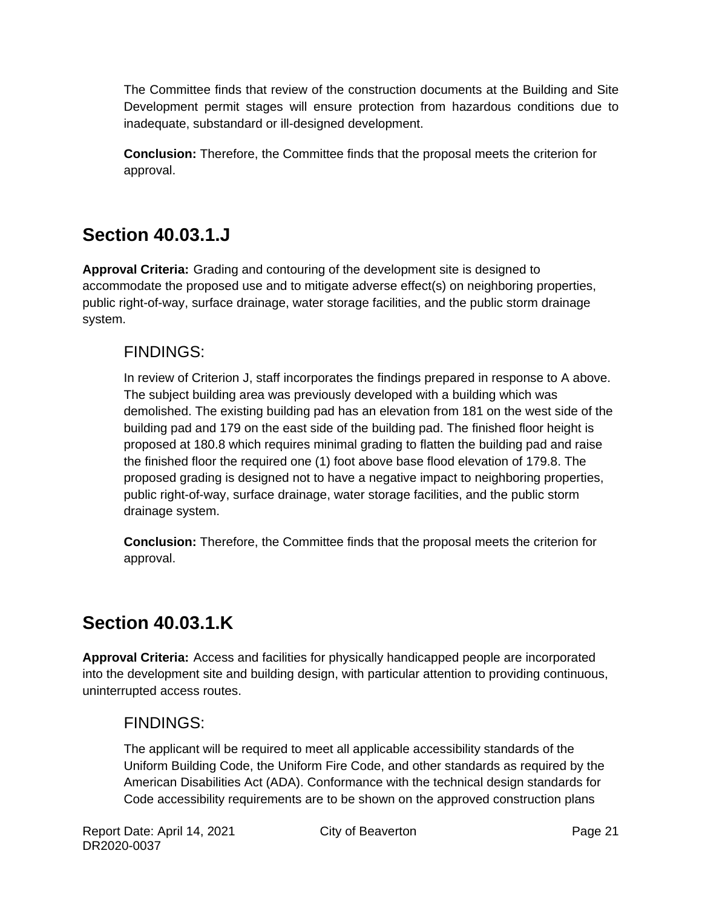The Committee finds that review of the construction documents at the Building and Site Development permit stages will ensure protection from hazardous conditions due to inadequate, substandard or ill-designed development.

**Conclusion:** Therefore, the Committee finds that the proposal meets the criterion for approval.

## Section 40.03.1.J

**Approval Criteria:** Grading and contouring of the development site is designed to accommodate the proposed use and to mitigate adverse effect(s) on neighboring properties, public right-of-way, surface drainage, water storage facilities, and the public storm drainage system.

### FINDINGS:

In review of Criterion J, staff incorporates the findings prepared in response to A above. The subject building area was previously developed with a building which was demolished. The existing building pad has an elevation from 181 on the west side of the building pad and 179 on the east side of the building pad. The finished floor height is proposed at 180.8 which requires minimal grading to flatten the building pad and raise the finished floor the required one (1) foot above base flood elevation of 179.8. The proposed grading is designed not to have a negative impact to neighboring properties, public right-of-way, surface drainage, water storage facilities, and the public storm drainage system.

**Conclusion:** Therefore, the Committee finds that the proposal meets the criterion for approval.

## Section 40.03.1.K

**Approval Criteria:** Access and facilities for physically handicapped people are incorporated into the development site and building design, with particular attention to providing continuous, uninterrupted access routes.

### FINDINGS:

The applicant will be required to meet all applicable accessibility standards of the Uniform Building Code, the Uniform Fire Code, and other standards as required by the American Disabilities Act (ADA). Conformance with the technical design standards for Code accessibility requirements are to be shown on the approved construction plans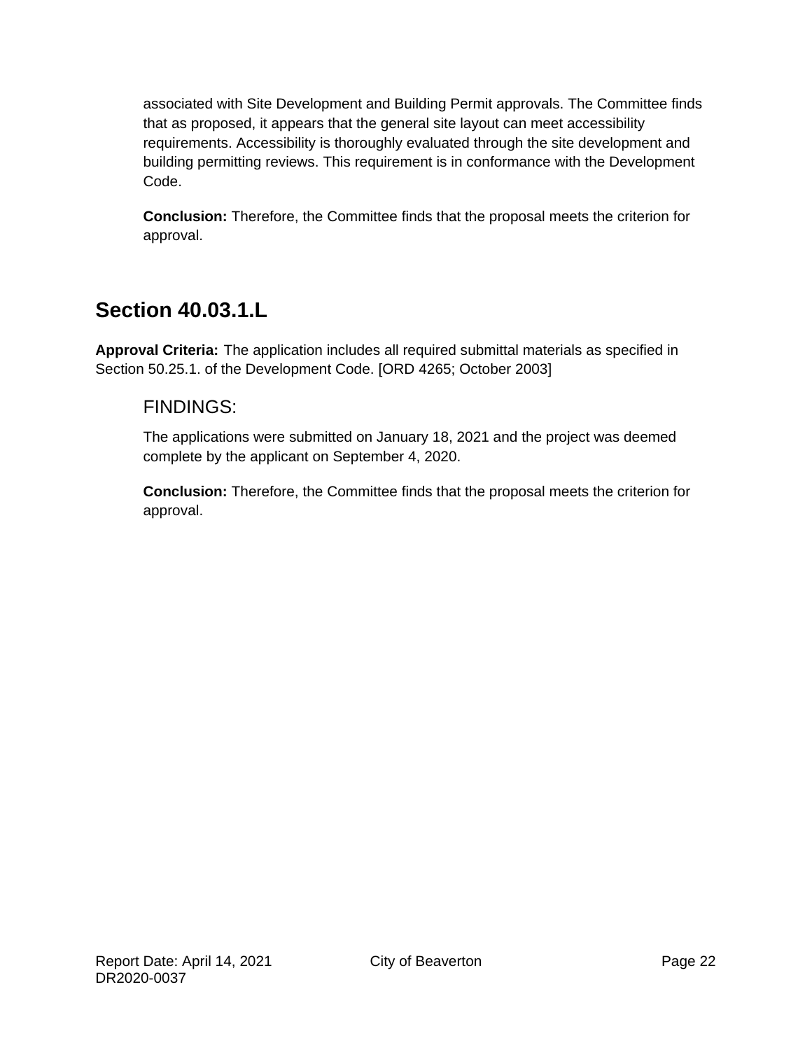associated with Site Development and Building Permit approvals. The Committee finds that as proposed, it appears that the general site layout can meet accessibility requirements. Accessibility is thoroughly evaluated through the site development and building permitting reviews. This requirement is in conformance with the Development Code.

**Conclusion:** Therefore, the Committee finds that the proposal meets the criterion for approval.

## Section 40.03.1.L

**Approval Criteria:** The application includes all required submittal materials as specified in Section 50.25.1. of the Development Code. [ORD 4265; October 2003]

### FINDINGS:

The applications were submitted on January 18, 2021 and the project was deemed complete by the applicant on September 4, 2020.

**Conclusion:** Therefore, the Committee finds that the proposal meets the criterion for approval.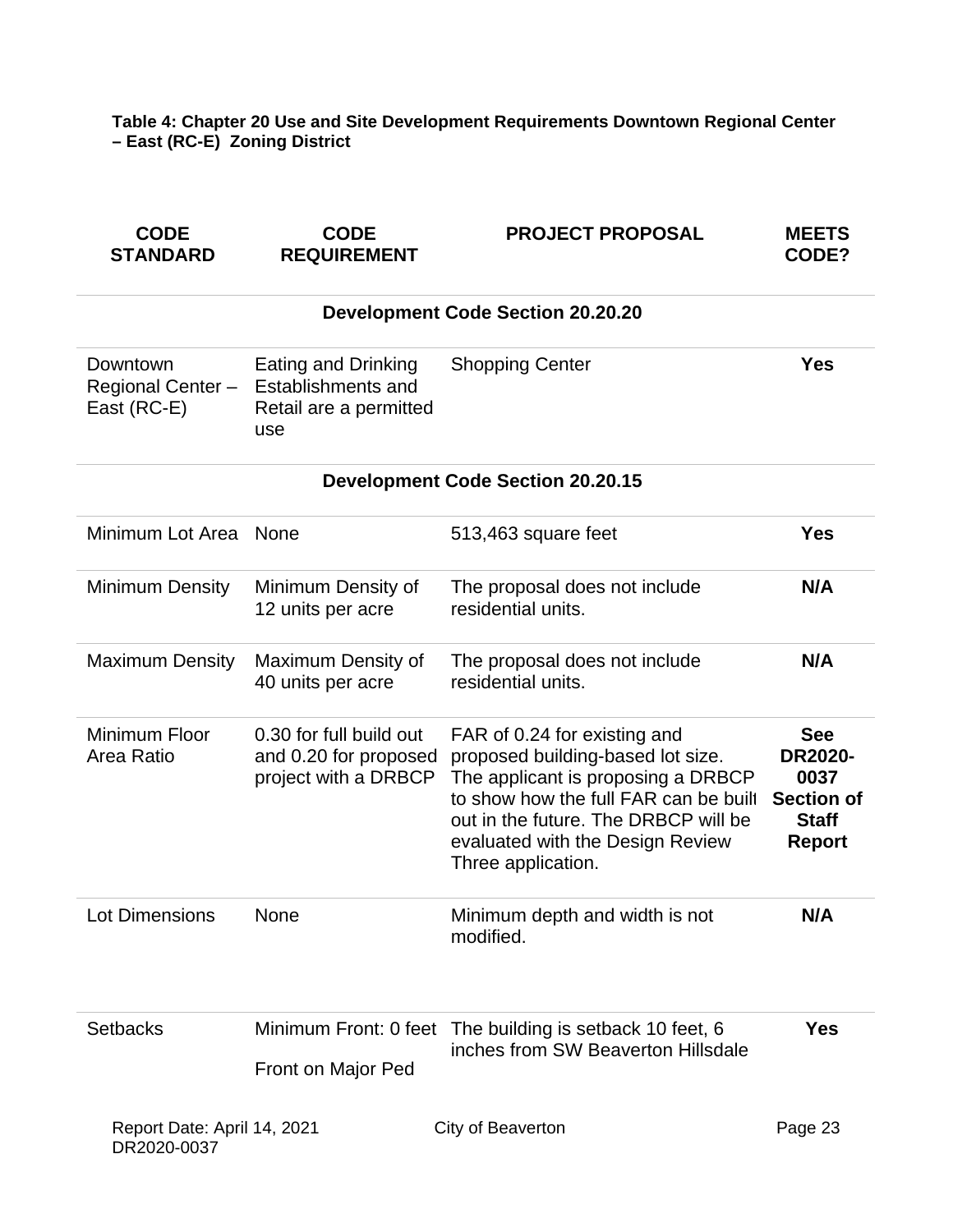**Table 4: Chapter 20 Use and Site Development Requirements Downtown Regional Center – East (RC-E) Zoning District**

| CODE STANDARD | CODE REQUIREMENT | PROJECT PROPOSAL | MEETS CODE? |
|---|---|---|---|
| | | **Development Code Section 20.20.20** | |
| Downtown Regional Center – East (RC-E) | Eating and Drinking Establishments and Retail are a permitted use | Shopping Center | **Yes** |
| | | **Development Code Section 20.20.15** | |
| Minimum Lot Area | None | 513,463 square feet | **Yes** |
| Minimum Density | Minimum Density of 12 units per acre | The proposal does not include residential units. | **N/A** |
| Maximum Density | Maximum Density of 40 units per acre | The proposal does not include residential units. | **N/A** |
| Minimum Floor Area Ratio | 0.30 for full build out and 0.20 for proposed project with a DRBCP | FAR of 0.24 for existing and proposed building-based lot size. The applicant is proposing a DRBCP to show how the full FAR can be built out in the future. The DRBCP will be evaluated with the Design Review Three application. | **See DR2020-0037 Section of Staff Report** |
| Lot Dimensions | None | Minimum depth and width is not modified. | **N/A** |
| Setbacks | Minimum Front: 0 feet<br><br>Front on Major Ped | The building is setback 10 feet, 6 inches from SW Beaverton Hillsdale | **Yes** |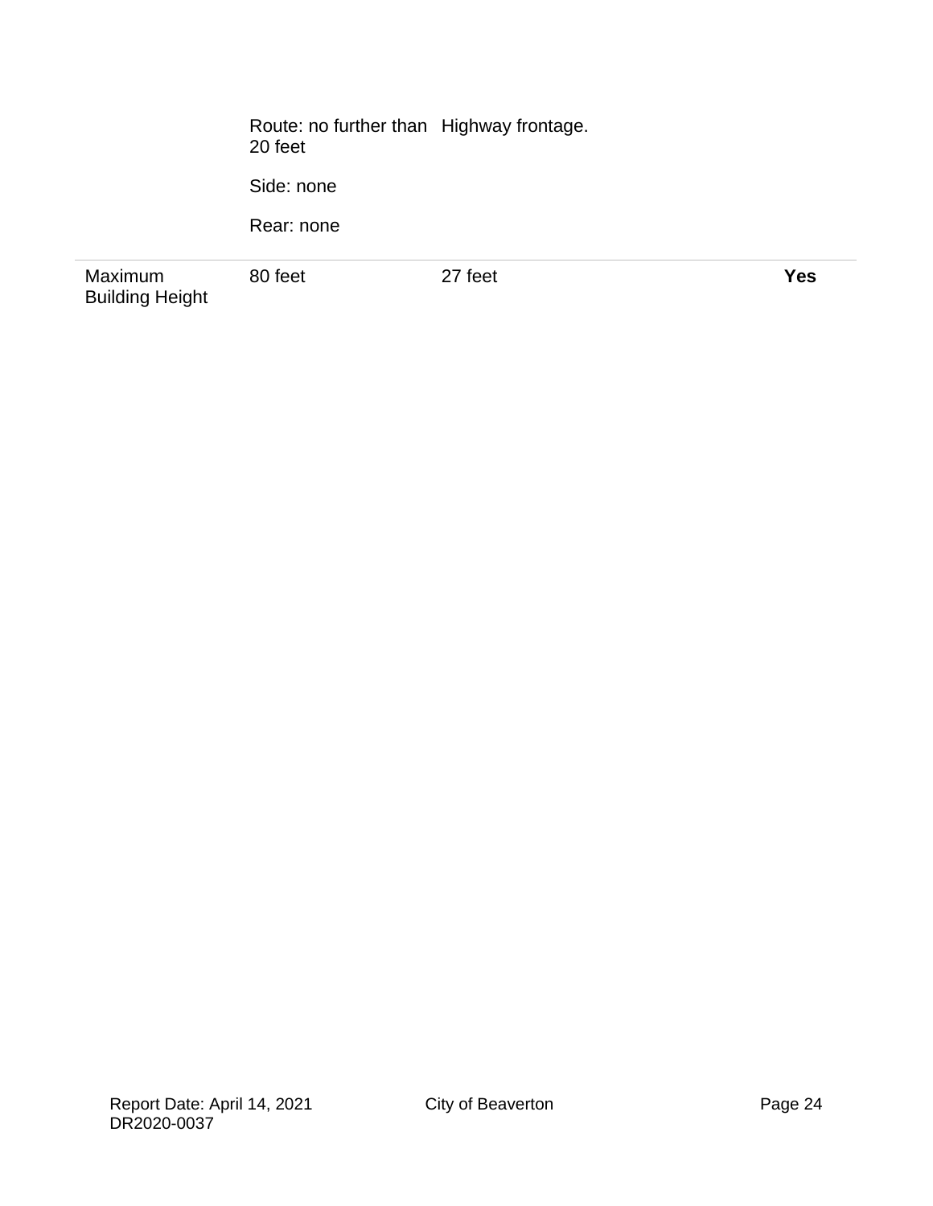| | | | |
|---|---|---|---|
| | Route: no further than 20 feet<br><br>Side: none<br><br>Rear: none | Highway frontage. | |
| Maximum Building Height | 80 feet | 27 feet | **Yes** |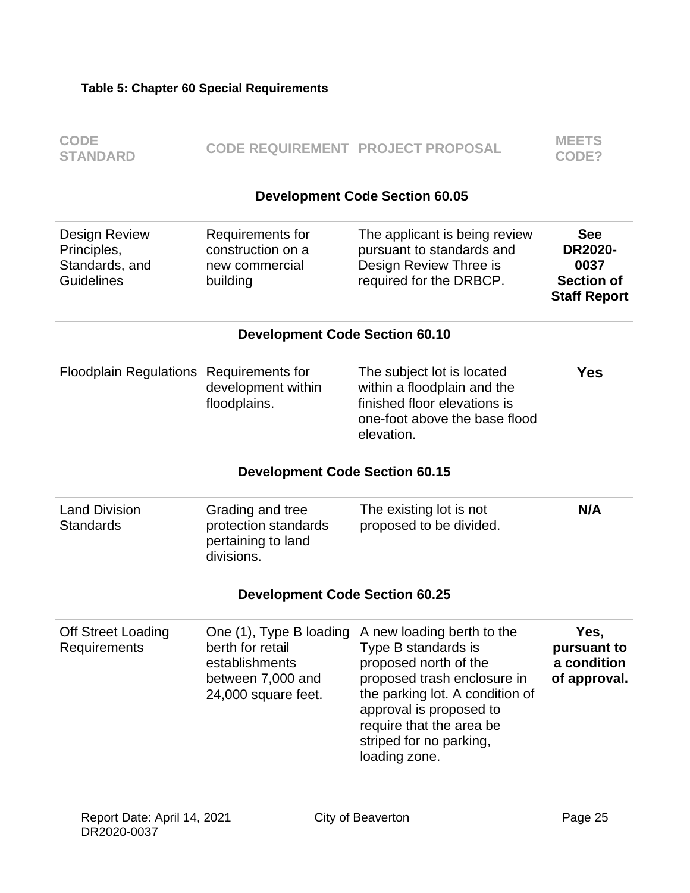**Table 5: Chapter 60 Special Requirements**

| CODE STANDARD | CODE REQUIREMENT | PROJECT PROPOSAL | MEETS CODE? |
|---|---|---|---|
| **Development Code Section 60.05** | | | |
| Design Review Principles, Standards, and Guidelines | Requirements for construction on a new commercial building | The applicant is being review pursuant to standards and Design Review Three is required for the DRBCP. | **See DR2020-0037 Section of Staff Report** |
| **Development Code Section 60.10** | | | |
| Floodplain Regulations | Requirements for development within floodplains. | The subject lot is located within a floodplain and the finished floor elevations is one-foot above the base flood elevation. | **Yes** |
| **Development Code Section 60.15** | | | |
| Land Division Standards | Grading and tree protection standards pertaining to land divisions. | The existing lot is not proposed to be divided. | **N/A** |
| **Development Code Section 60.25** | | | |
| Off Street Loading Requirements | One (1), Type B loading berth for retail establishments between 7,000 and 24,000 square feet. | A new loading berth to the Type B standards is proposed north of the proposed trash enclosure in the parking lot. A condition of approval is proposed to require that the area be striped for no parking, loading zone. | **Yes, pursuant to a condition of approval.** |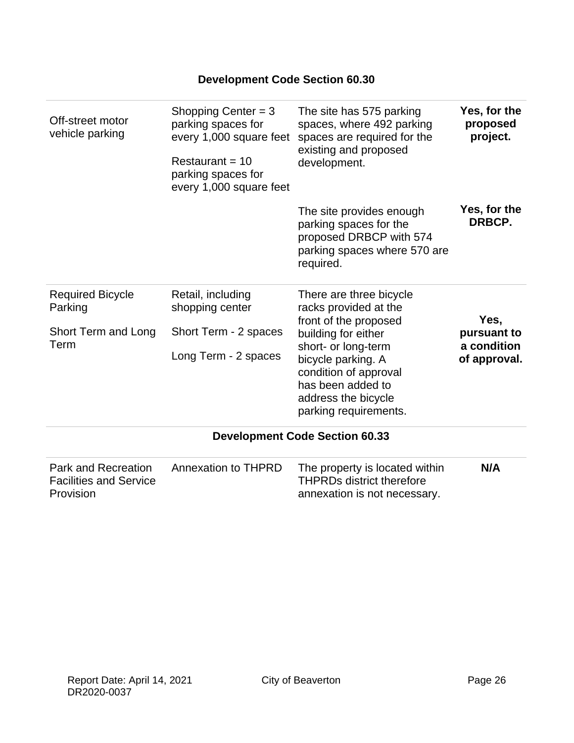### Development Code Section 60.30

| | | | |
|---|---|---|---|
| Off-street motor vehicle parking | Shopping Center = 3 parking spaces for every 1,000 square feet<br><br>Restaurant = 10 parking spaces for every 1,000 square feet | The site has 575 parking spaces, where 492 parking spaces are required for the existing and proposed development. | **Yes, for the proposed project.** |
| | | The site provides enough parking spaces for the proposed DRBCP with 574 parking spaces where 570 are required. | **Yes, for the DRBCP.** |
| Required Bicycle Parking<br><br>Short Term and Long Term | Retail, including shopping center<br><br>Short Term - 2 spaces<br><br>Long Term - 2 spaces | There are three bicycle racks provided at the front of the proposed building for either short- or long-term bicycle parking. A condition of approval has been added to address the bicycle parking requirements. | **Yes, pursuant to a condition of approval.** |

### Development Code Section 60.33

| | | | |
|---|---|---|---|
| Park and Recreation Facilities and Service Provision | Annexation to THPRD | The property is located within THPRDs district therefore annexation is not necessary. | **N/A** |

Report Date: April 14, 2021
DR2020-0037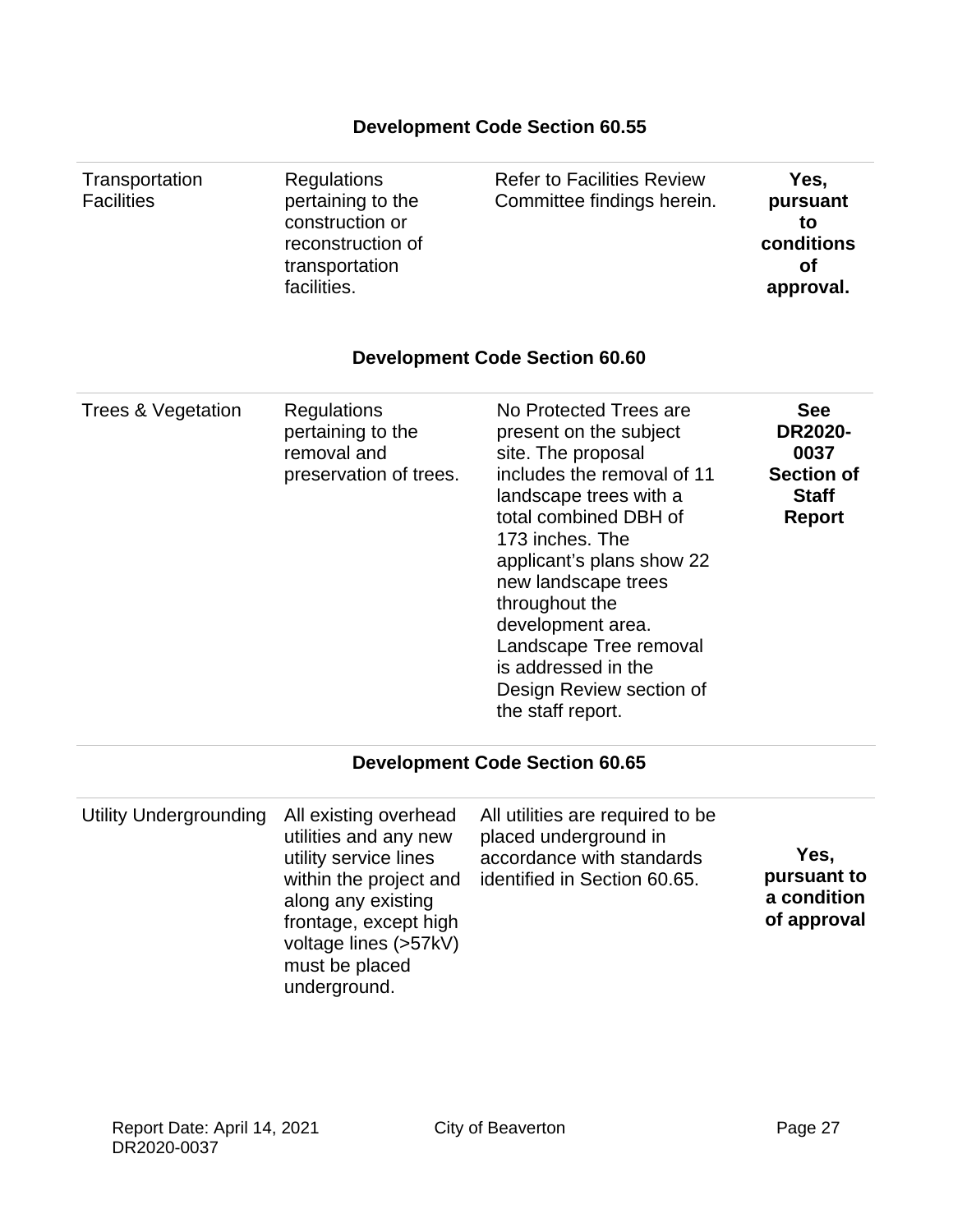### Development Code Section 60.55

| | | | |
|---|---|---|---|
| Transportation Facilities | Regulations pertaining to the construction or reconstruction of transportation facilities. | Refer to Facilities Review Committee findings herein. | **Yes, pursuant to conditions of approval.** |

### Development Code Section 60.60

| | | | |
|---|---|---|---|
| Trees & Vegetation | Regulations pertaining to the removal and preservation of trees. | No Protected Trees are present on the subject site. The proposal includes the removal of 11 landscape trees with a total combined DBH of 173 inches. The applicant's plans show 22 new landscape trees throughout the development area. Landscape Tree removal is addressed in the Design Review section of the staff report. | **See DR2020-0037 Section of Staff Report** |

### Development Code Section 60.65

| | | | |
|---|---|---|---|
| Utility Undergrounding | All existing overhead utilities and any new utility service lines within the project and along any existing frontage, except high voltage lines (>57kV) must be placed underground. | All utilities are required to be placed underground in accordance with standards identified in Section 60.65. | **Yes, pursuant to a condition of approval** |

Report Date: April 14, 2021
DR2020-0037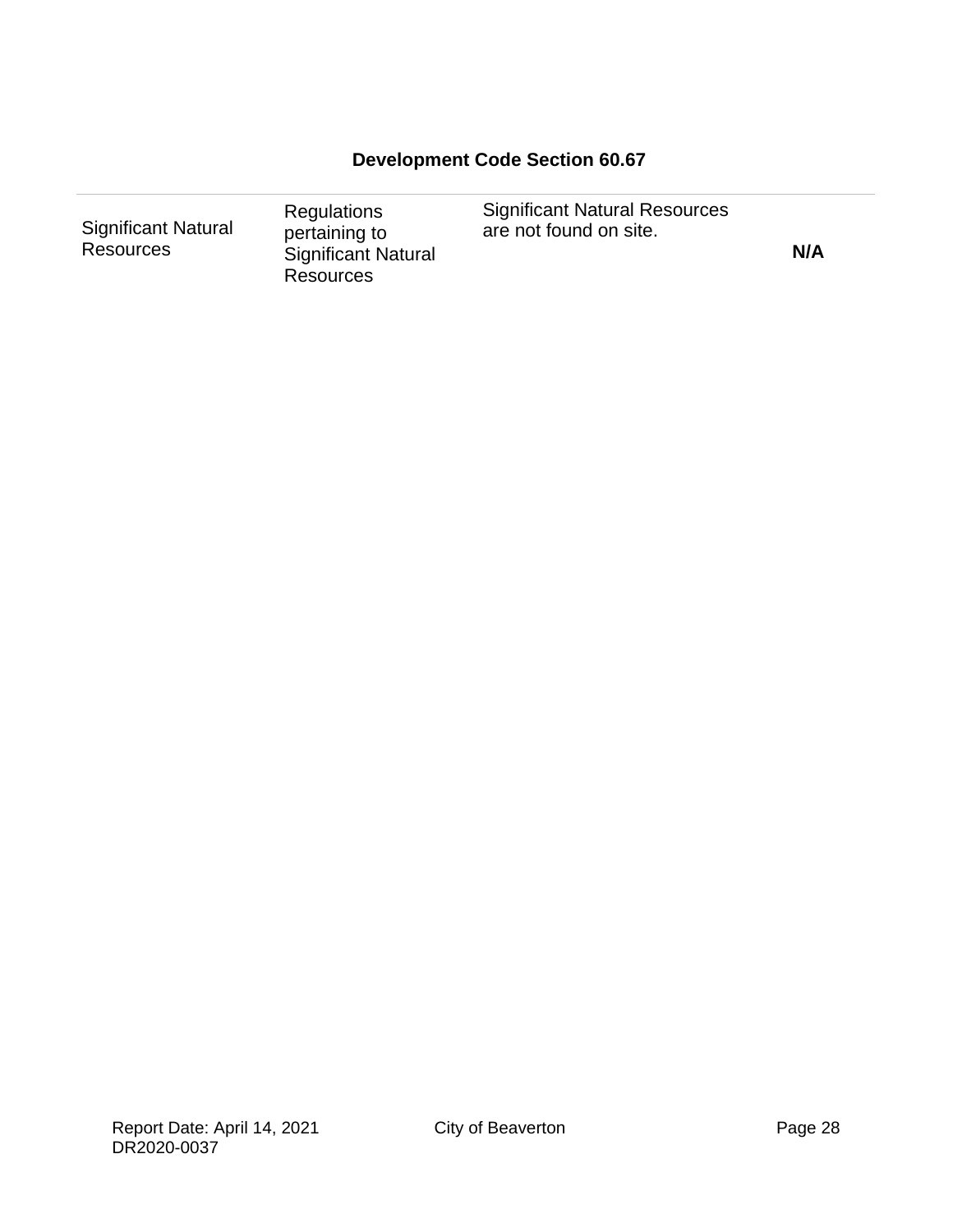**Development Code Section 60.67**

| | | | |
|---|---|---|---|
| Significant Natural Resources | Regulations pertaining to Significant Natural Resources | Significant Natural Resources are not found on site. | **N/A** |

Report Date: April 14, 2021
DR2020-0037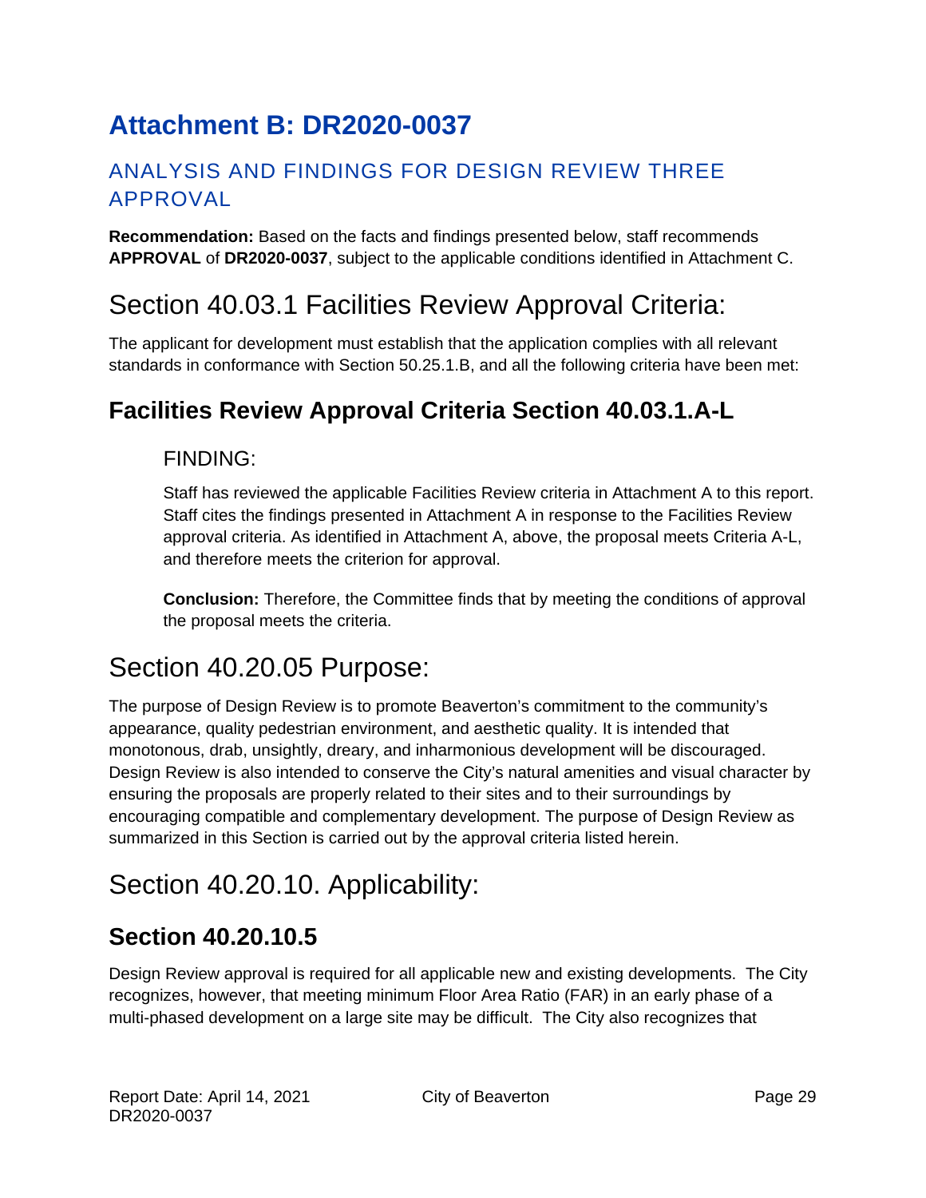# Attachment B: DR2020-0037

## ANALYSIS AND FINDINGS FOR DESIGN REVIEW THREE APPROVAL

**Recommendation:** Based on the facts and findings presented below, staff recommends **APPROVAL** of **DR2020-0037**, subject to the applicable conditions identified in Attachment C.

# Section 40.03.1 Facilities Review Approval Criteria:

The applicant for development must establish that the application complies with all relevant standards in conformance with Section 50.25.1.B, and all the following criteria have been met:

## Facilities Review Approval Criteria Section 40.03.1.A-L

### FINDING:

Staff has reviewed the applicable Facilities Review criteria in Attachment A to this report. Staff cites the findings presented in Attachment A in response to the Facilities Review approval criteria. As identified in Attachment A, above, the proposal meets Criteria A-L, and therefore meets the criterion for approval.

**Conclusion:** Therefore, the Committee finds that by meeting the conditions of approval the proposal meets the criteria.

# Section 40.20.05 Purpose:

The purpose of Design Review is to promote Beaverton's commitment to the community's appearance, quality pedestrian environment, and aesthetic quality. It is intended that monotonous, drab, unsightly, dreary, and inharmonious development will be discouraged. Design Review is also intended to conserve the City's natural amenities and visual character by ensuring the proposals are properly related to their sites and to their surroundings by encouraging compatible and complementary development. The purpose of Design Review as summarized in this Section is carried out by the approval criteria listed herein.

# Section 40.20.10. Applicability:

## Section 40.20.10.5

Design Review approval is required for all applicable new and existing developments. The City recognizes, however, that meeting minimum Floor Area Ratio (FAR) in an early phase of a multi-phased development on a large site may be difficult. The City also recognizes that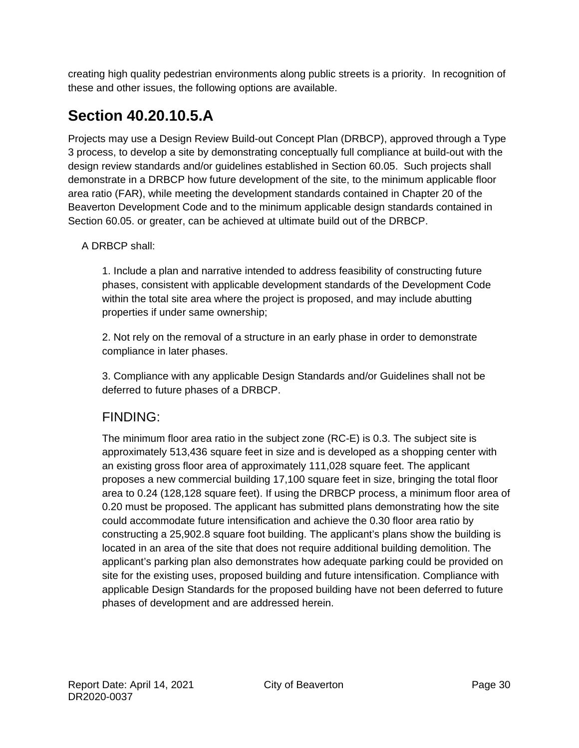creating high quality pedestrian environments along public streets is a priority. In recognition of these and other issues, the following options are available.

## Section 40.20.10.5.A

Projects may use a Design Review Build-out Concept Plan (DRBCP), approved through a Type 3 process, to develop a site by demonstrating conceptually full compliance at build-out with the design review standards and/or guidelines established in Section 60.05. Such projects shall demonstrate in a DRBCP how future development of the site, to the minimum applicable floor area ratio (FAR), while meeting the development standards contained in Chapter 20 of the Beaverton Development Code and to the minimum applicable design standards contained in Section 60.05. or greater, can be achieved at ultimate build out of the DRBCP.

A DRBCP shall:

1. Include a plan and narrative intended to address feasibility of constructing future phases, consistent with applicable development standards of the Development Code within the total site area where the project is proposed, and may include abutting properties if under same ownership;

2. Not rely on the removal of a structure in an early phase in order to demonstrate compliance in later phases.

3. Compliance with any applicable Design Standards and/or Guidelines shall not be deferred to future phases of a DRBCP.

### FINDING:

The minimum floor area ratio in the subject zone (RC-E) is 0.3. The subject site is approximately 513,436 square feet in size and is developed as a shopping center with an existing gross floor area of approximately 111,028 square feet. The applicant proposes a new commercial building 17,100 square feet in size, bringing the total floor area to 0.24 (128,128 square feet). If using the DRBCP process, a minimum floor area of 0.20 must be proposed. The applicant has submitted plans demonstrating how the site could accommodate future intensification and achieve the 0.30 floor area ratio by constructing a 25,902.8 square foot building. The applicant's plans show the building is located in an area of the site that does not require additional building demolition. The applicant's parking plan also demonstrates how adequate parking could be provided on site for the existing uses, proposed building and future intensification. Compliance with applicable Design Standards for the proposed building have not been deferred to future phases of development and are addressed herein.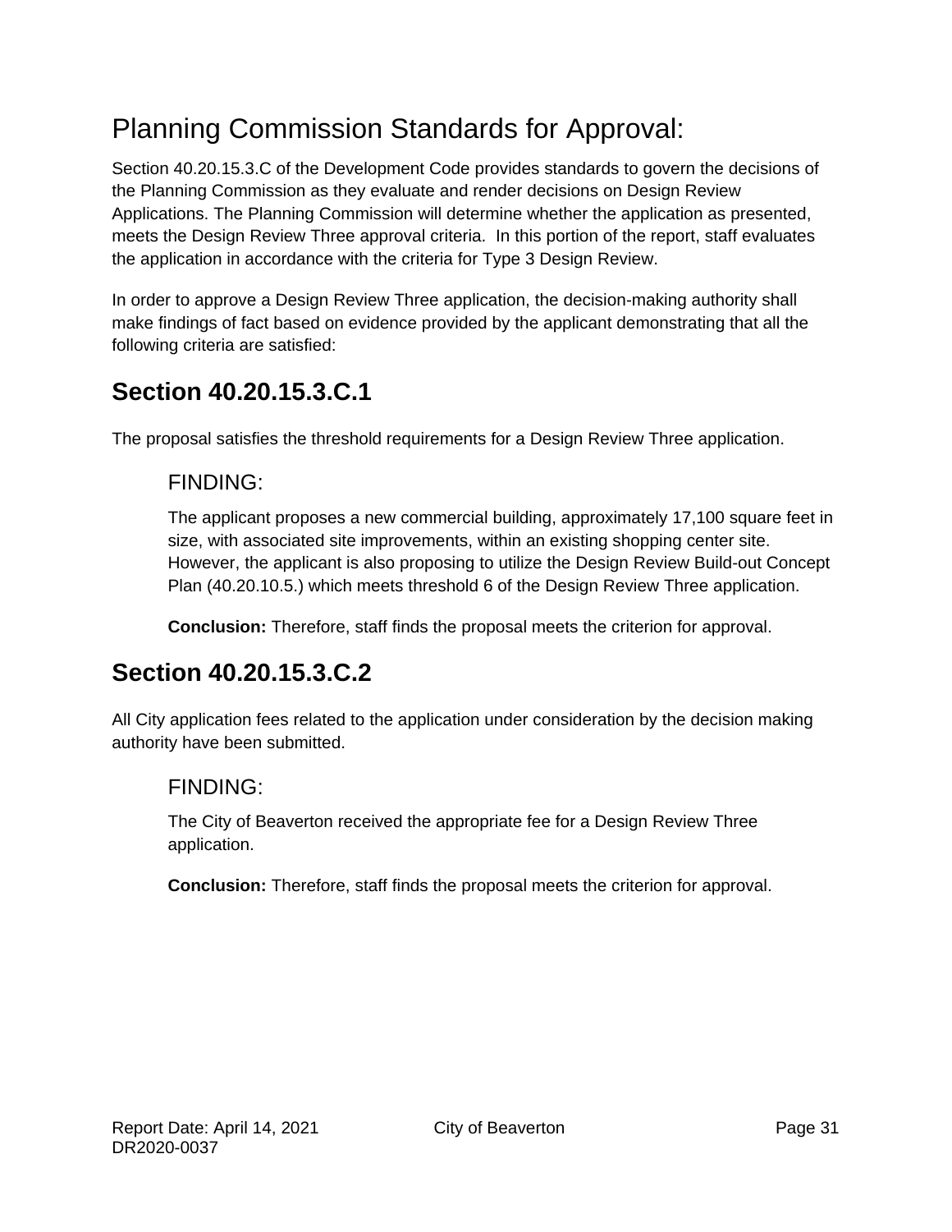# Planning Commission Standards for Approval:

Section 40.20.15.3.C of the Development Code provides standards to govern the decisions of the Planning Commission as they evaluate and render decisions on Design Review Applications. The Planning Commission will determine whether the application as presented, meets the Design Review Three approval criteria. In this portion of the report, staff evaluates the application in accordance with the criteria for Type 3 Design Review.

In order to approve a Design Review Three application, the decision-making authority shall make findings of fact based on evidence provided by the applicant demonstrating that all the following criteria are satisfied:

## Section 40.20.15.3.C.1

The proposal satisfies the threshold requirements for a Design Review Three application.

### FINDING:

The applicant proposes a new commercial building, approximately 17,100 square feet in size, with associated site improvements, within an existing shopping center site. However, the applicant is also proposing to utilize the Design Review Build-out Concept Plan (40.20.10.5.) which meets threshold 6 of the Design Review Three application.

**Conclusion:** Therefore, staff finds the proposal meets the criterion for approval.

## Section 40.20.15.3.C.2

All City application fees related to the application under consideration by the decision making authority have been submitted.

### FINDING:

The City of Beaverton received the appropriate fee for a Design Review Three application.

**Conclusion:** Therefore, staff finds the proposal meets the criterion for approval.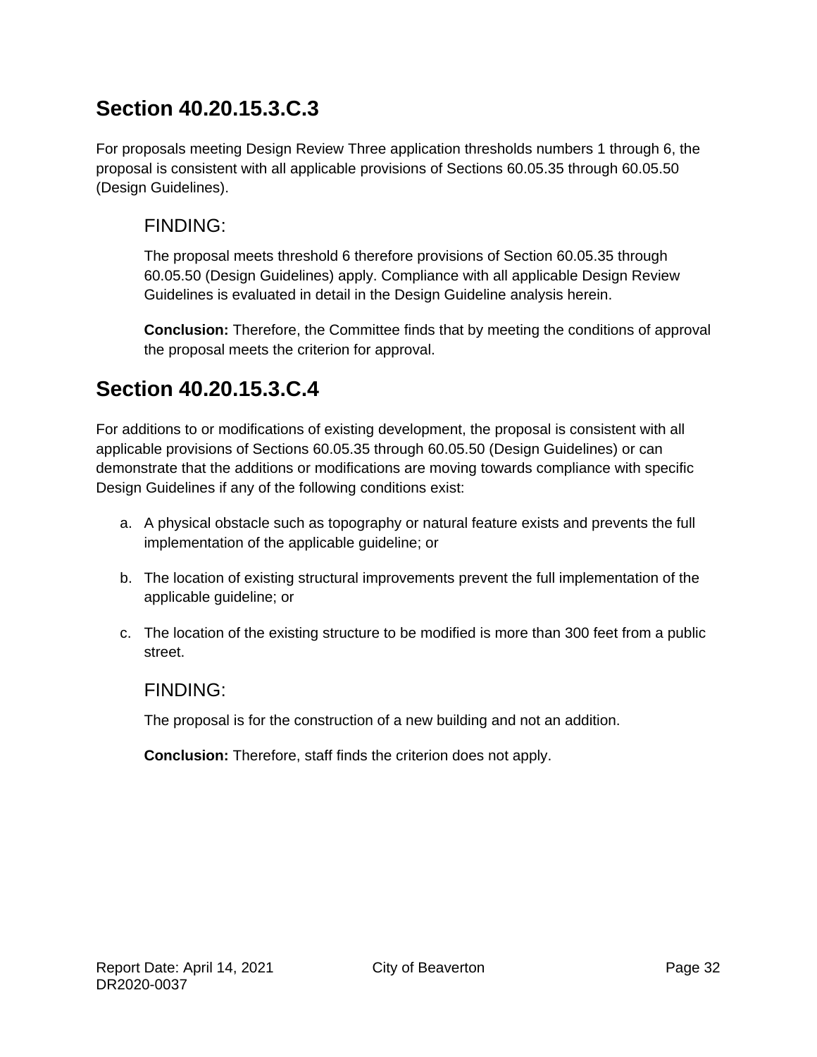## Section 40.20.15.3.C.3

For proposals meeting Design Review Three application thresholds numbers 1 through 6, the proposal is consistent with all applicable provisions of Sections 60.05.35 through 60.05.50 (Design Guidelines).

### FINDING:

The proposal meets threshold 6 therefore provisions of Section 60.05.35 through 60.05.50 (Design Guidelines) apply. Compliance with all applicable Design Review Guidelines is evaluated in detail in the Design Guideline analysis herein.

**Conclusion:** Therefore, the Committee finds that by meeting the conditions of approval the proposal meets the criterion for approval.

## Section 40.20.15.3.C.4

For additions to or modifications of existing development, the proposal is consistent with all applicable provisions of Sections 60.05.35 through 60.05.50 (Design Guidelines) or can demonstrate that the additions or modifications are moving towards compliance with specific Design Guidelines if any of the following conditions exist:

a. A physical obstacle such as topography or natural feature exists and prevents the full implementation of the applicable guideline; or

b. The location of existing structural improvements prevent the full implementation of the applicable guideline; or

c. The location of the existing structure to be modified is more than 300 feet from a public street.

### FINDING:

The proposal is for the construction of a new building and not an addition.

**Conclusion:** Therefore, staff finds the criterion does not apply.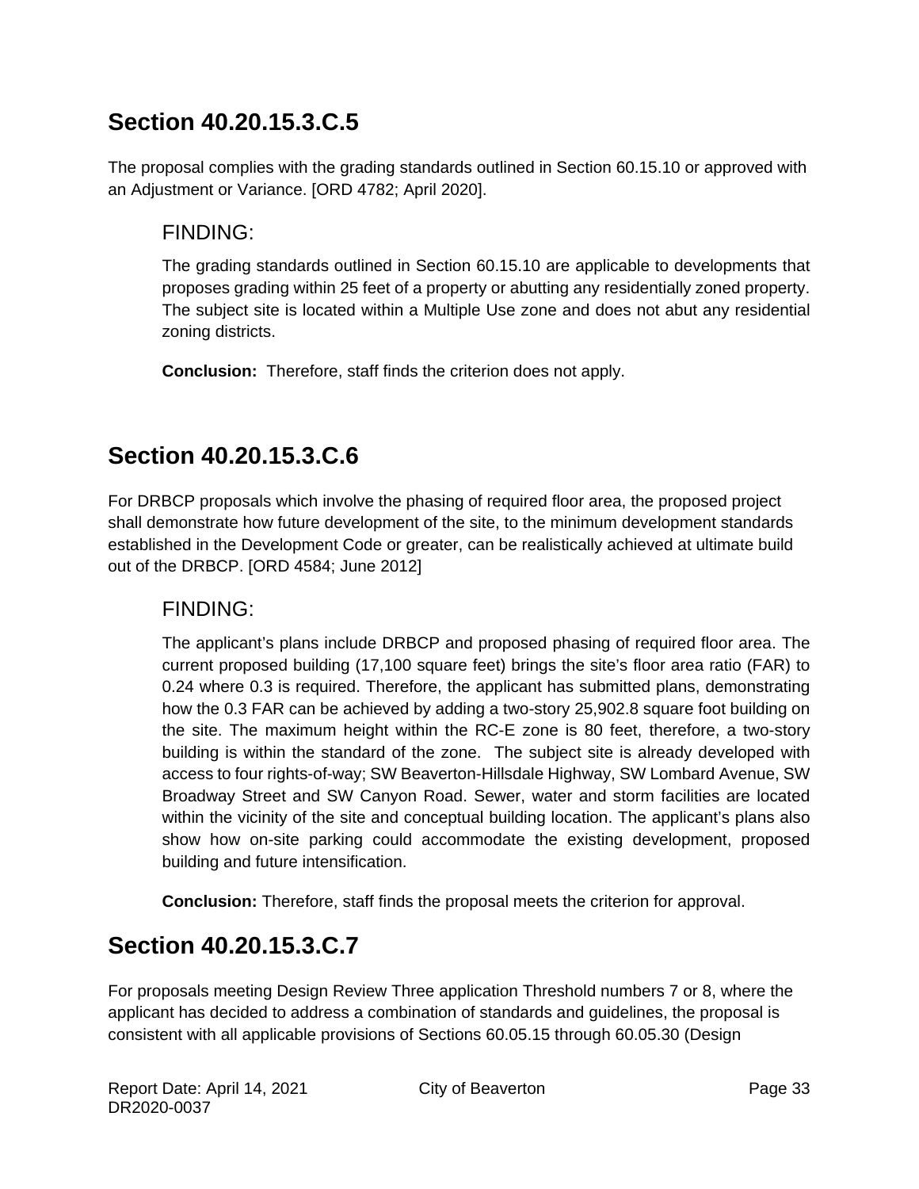## Section 40.20.15.3.C.5

The proposal complies with the grading standards outlined in Section 60.15.10 or approved with an Adjustment or Variance. [ORD 4782; April 2020].

### FINDING:

The grading standards outlined in Section 60.15.10 are applicable to developments that proposes grading within 25 feet of a property or abutting any residentially zoned property. The subject site is located within a Multiple Use zone and does not abut any residential zoning districts.

**Conclusion:** Therefore, staff finds the criterion does not apply.

## Section 40.20.15.3.C.6

For DRBCP proposals which involve the phasing of required floor area, the proposed project shall demonstrate how future development of the site, to the minimum development standards established in the Development Code or greater, can be realistically achieved at ultimate build out of the DRBCP. [ORD 4584; June 2012]

### FINDING:

The applicant's plans include DRBCP and proposed phasing of required floor area. The current proposed building (17,100 square feet) brings the site's floor area ratio (FAR) to 0.24 where 0.3 is required. Therefore, the applicant has submitted plans, demonstrating how the 0.3 FAR can be achieved by adding a two-story 25,902.8 square foot building on the site. The maximum height within the RC-E zone is 80 feet, therefore, a two-story building is within the standard of the zone. The subject site is already developed with access to four rights-of-way; SW Beaverton-Hillsdale Highway, SW Lombard Avenue, SW Broadway Street and SW Canyon Road. Sewer, water and storm facilities are located within the vicinity of the site and conceptual building location. The applicant's plans also show how on-site parking could accommodate the existing development, proposed building and future intensification.

**Conclusion:** Therefore, staff finds the proposal meets the criterion for approval.

## Section 40.20.15.3.C.7

For proposals meeting Design Review Three application Threshold numbers 7 or 8, where the applicant has decided to address a combination of standards and guidelines, the proposal is consistent with all applicable provisions of Sections 60.05.15 through 60.05.30 (Design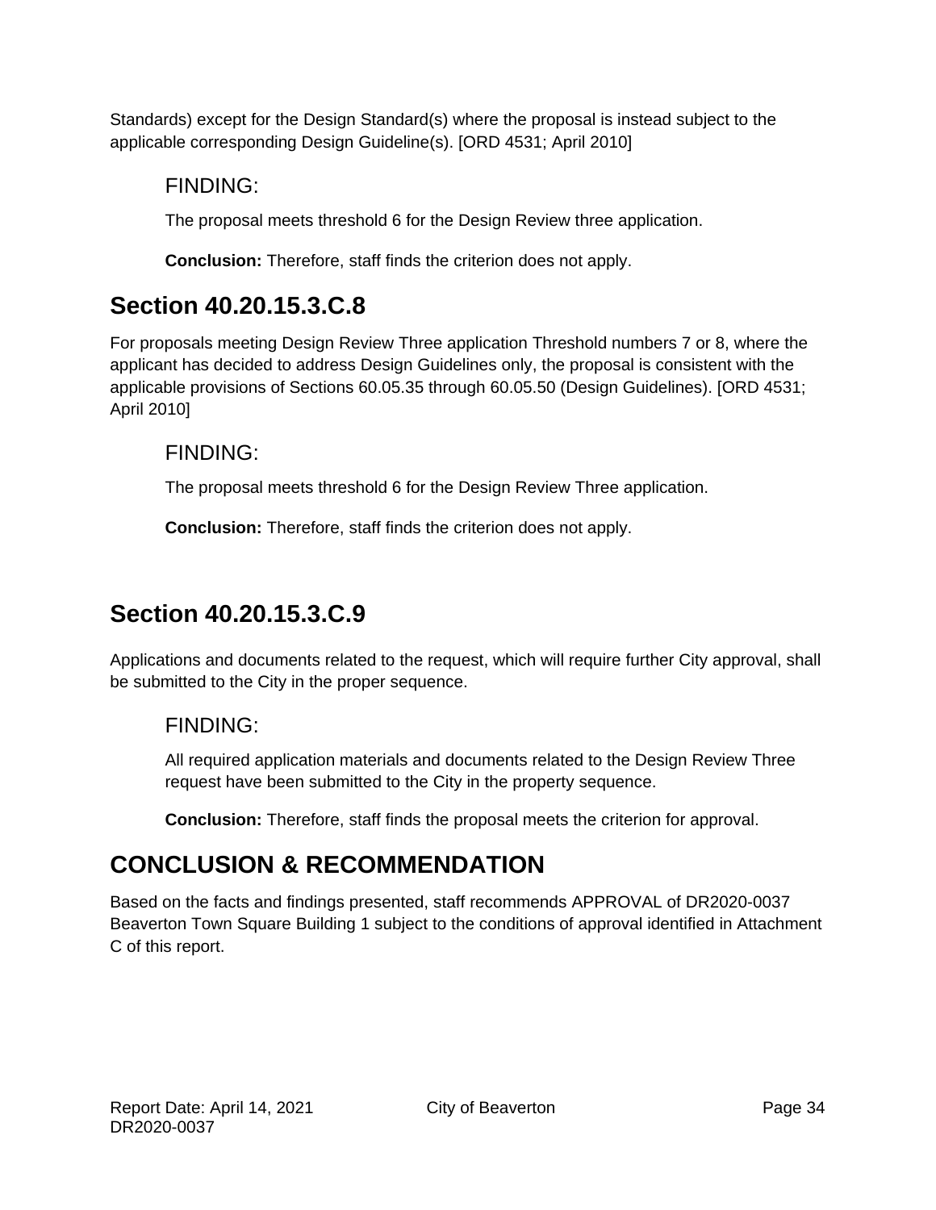Standards) except for the Design Standard(s) where the proposal is instead subject to the applicable corresponding Design Guideline(s). [ORD 4531; April 2010]

### FINDING:

The proposal meets threshold 6 for the Design Review three application.

**Conclusion:** Therefore, staff finds the criterion does not apply.

## Section 40.20.15.3.C.8

For proposals meeting Design Review Three application Threshold numbers 7 or 8, where the applicant has decided to address Design Guidelines only, the proposal is consistent with the applicable provisions of Sections 60.05.35 through 60.05.50 (Design Guidelines). [ORD 4531; April 2010]

### FINDING:

The proposal meets threshold 6 for the Design Review Three application.

**Conclusion:** Therefore, staff finds the criterion does not apply.

## Section 40.20.15.3.C.9

Applications and documents related to the request, which will require further City approval, shall be submitted to the City in the proper sequence.

### FINDING:

All required application materials and documents related to the Design Review Three request have been submitted to the City in the property sequence.

**Conclusion:** Therefore, staff finds the proposal meets the criterion for approval.

## CONCLUSION & RECOMMENDATION

Based on the facts and findings presented, staff recommends APPROVAL of DR2020-0037 Beaverton Town Square Building 1 subject to the conditions of approval identified in Attachment C of this report.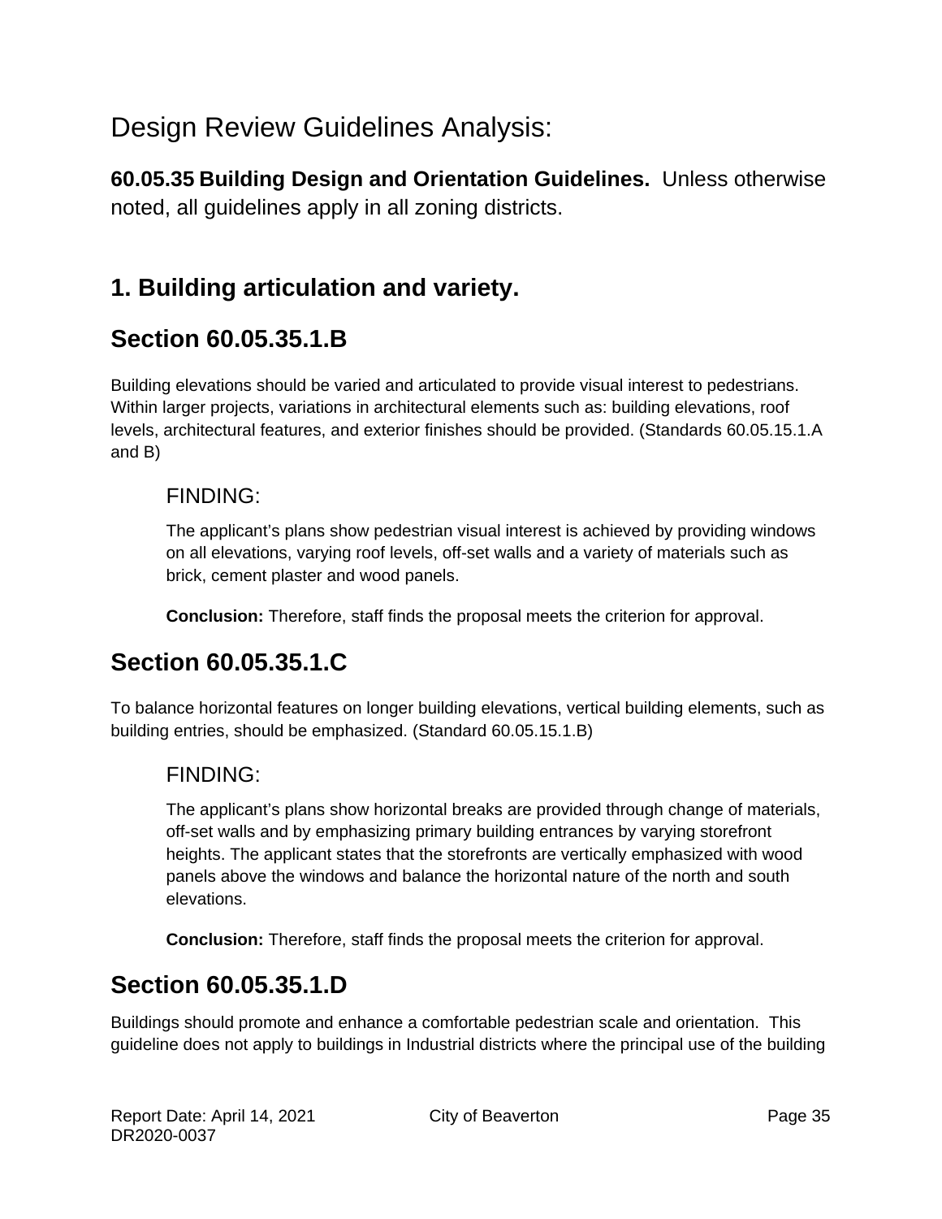# Design Review Guidelines Analysis:

**60.05.35 Building Design and Orientation Guidelines.** Unless otherwise noted, all guidelines apply in all zoning districts.

## 1. Building articulation and variety.

## Section 60.05.35.1.B

Building elevations should be varied and articulated to provide visual interest to pedestrians. Within larger projects, variations in architectural elements such as: building elevations, roof levels, architectural features, and exterior finishes should be provided. (Standards 60.05.15.1.A and B)

FINDING:

The applicant's plans show pedestrian visual interest is achieved by providing windows on all elevations, varying roof levels, off-set walls and a variety of materials such as brick, cement plaster and wood panels.

**Conclusion:** Therefore, staff finds the proposal meets the criterion for approval.

## Section 60.05.35.1.C

To balance horizontal features on longer building elevations, vertical building elements, such as building entries, should be emphasized. (Standard 60.05.15.1.B)

FINDING:

The applicant's plans show horizontal breaks are provided through change of materials, off-set walls and by emphasizing primary building entrances by varying storefront heights. The applicant states that the storefronts are vertically emphasized with wood panels above the windows and balance the horizontal nature of the north and south elevations.

**Conclusion:** Therefore, staff finds the proposal meets the criterion for approval.

## Section 60.05.35.1.D

Buildings should promote and enhance a comfortable pedestrian scale and orientation. This guideline does not apply to buildings in Industrial districts where the principal use of the building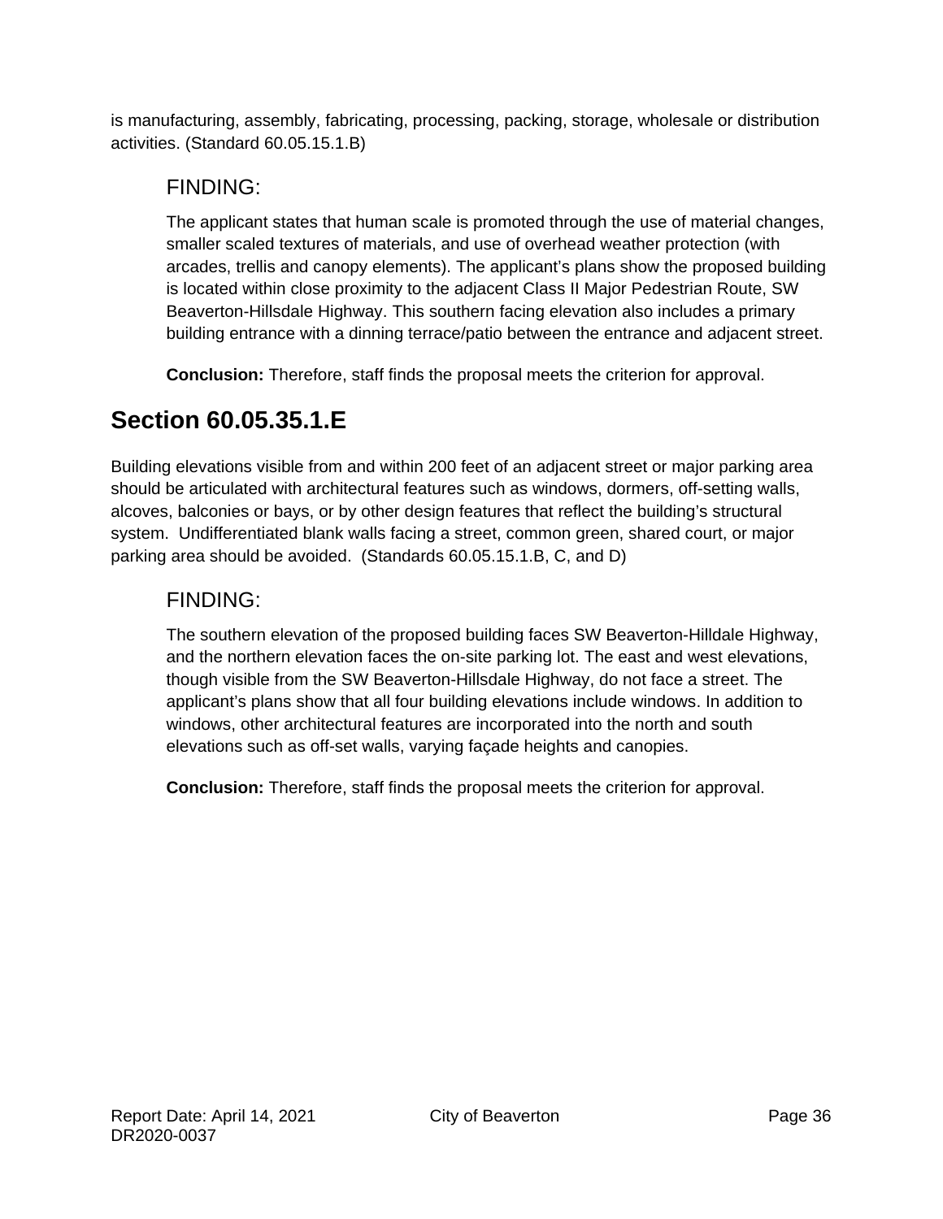is manufacturing, assembly, fabricating, processing, packing, storage, wholesale or distribution activities. (Standard 60.05.15.1.B)

### FINDING:

The applicant states that human scale is promoted through the use of material changes, smaller scaled textures of materials, and use of overhead weather protection (with arcades, trellis and canopy elements). The applicant's plans show the proposed building is located within close proximity to the adjacent Class II Major Pedestrian Route, SW Beaverton-Hillsdale Highway. This southern facing elevation also includes a primary building entrance with a dinning terrace/patio between the entrance and adjacent street.

**Conclusion:** Therefore, staff finds the proposal meets the criterion for approval.

## Section 60.05.35.1.E

Building elevations visible from and within 200 feet of an adjacent street or major parking area should be articulated with architectural features such as windows, dormers, off-setting walls, alcoves, balconies or bays, or by other design features that reflect the building's structural system. Undifferentiated blank walls facing a street, common green, shared court, or major parking area should be avoided. (Standards 60.05.15.1.B, C, and D)

### FINDING:

The southern elevation of the proposed building faces SW Beaverton-Hilldale Highway, and the northern elevation faces the on-site parking lot. The east and west elevations, though visible from the SW Beaverton-Hillsdale Highway, do not face a street. The applicant's plans show that all four building elevations include windows. In addition to windows, other architectural features are incorporated into the north and south elevations such as off-set walls, varying façade heights and canopies.

**Conclusion:** Therefore, staff finds the proposal meets the criterion for approval.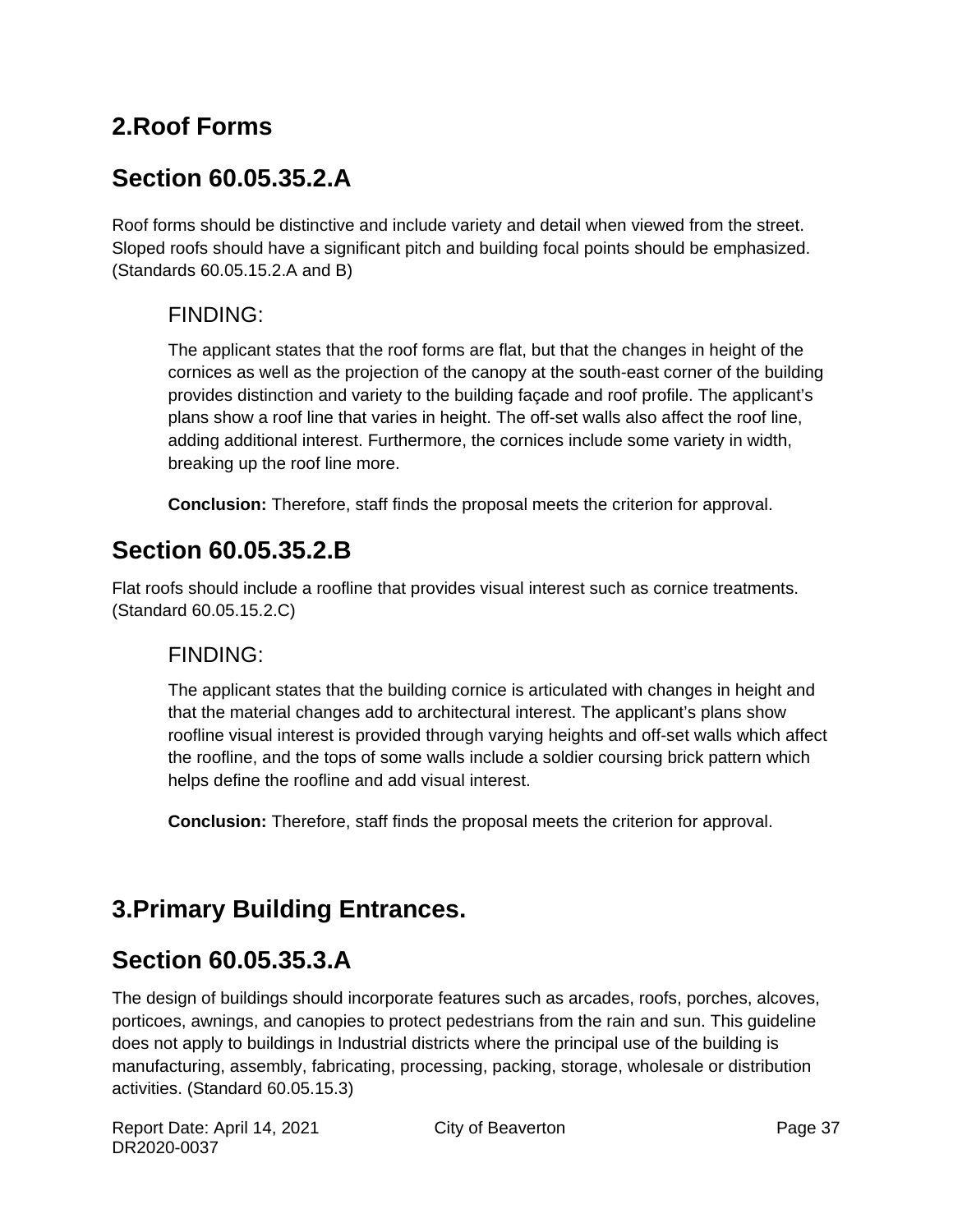## 2.Roof Forms

## Section 60.05.35.2.A

Roof forms should be distinctive and include variety and detail when viewed from the street. Sloped roofs should have a significant pitch and building focal points should be emphasized. (Standards 60.05.15.2.A and B)

### FINDING:

The applicant states that the roof forms are flat, but that the changes in height of the cornices as well as the projection of the canopy at the south-east corner of the building provides distinction and variety to the building façade and roof profile. The applicant's plans show a roof line that varies in height. The off-set walls also affect the roof line, adding additional interest. Furthermore, the cornices include some variety in width, breaking up the roof line more.

**Conclusion:** Therefore, staff finds the proposal meets the criterion for approval.

## Section 60.05.35.2.B

Flat roofs should include a roofline that provides visual interest such as cornice treatments. (Standard 60.05.15.2.C)

### FINDING:

The applicant states that the building cornice is articulated with changes in height and that the material changes add to architectural interest. The applicant's plans show roofline visual interest is provided through varying heights and off-set walls which affect the roofline, and the tops of some walls include a soldier coursing brick pattern which helps define the roofline and add visual interest.

**Conclusion:** Therefore, staff finds the proposal meets the criterion for approval.

## 3.Primary Building Entrances.

## Section 60.05.35.3.A

The design of buildings should incorporate features such as arcades, roofs, porches, alcoves, porticoes, awnings, and canopies to protect pedestrians from the rain and sun. This guideline does not apply to buildings in Industrial districts where the principal use of the building is manufacturing, assembly, fabricating, processing, packing, storage, wholesale or distribution activities. (Standard 60.05.15.3)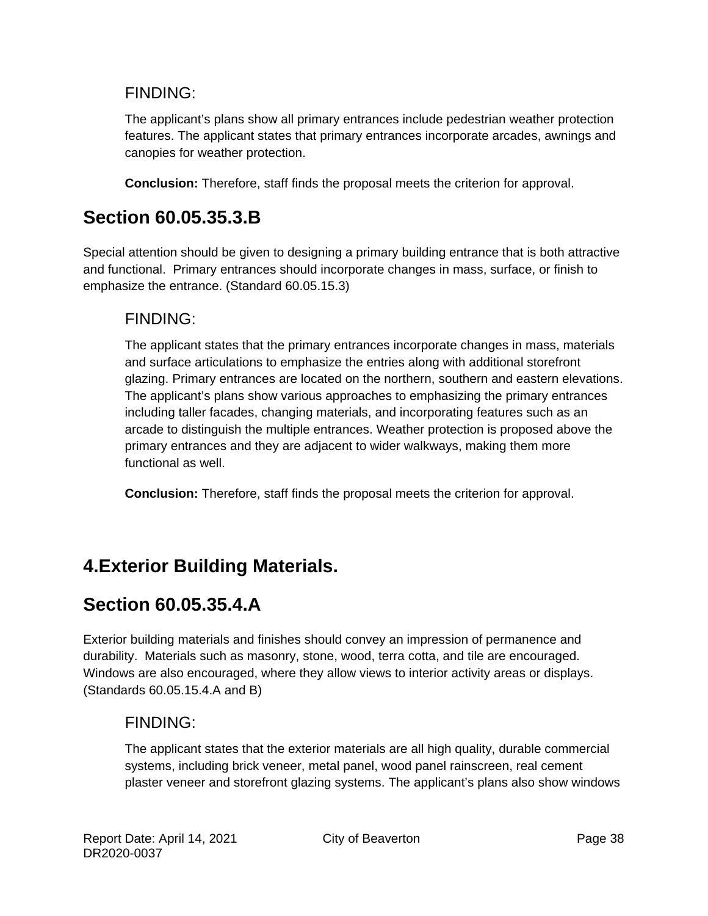### FINDING:

The applicant's plans show all primary entrances include pedestrian weather protection features. The applicant states that primary entrances incorporate arcades, awnings and canopies for weather protection.

**Conclusion:** Therefore, staff finds the proposal meets the criterion for approval.

## Section 60.05.35.3.B

Special attention should be given to designing a primary building entrance that is both attractive and functional. Primary entrances should incorporate changes in mass, surface, or finish to emphasize the entrance. (Standard 60.05.15.3)

### FINDING:

The applicant states that the primary entrances incorporate changes in mass, materials and surface articulations to emphasize the entries along with additional storefront glazing. Primary entrances are located on the northern, southern and eastern elevations. The applicant's plans show various approaches to emphasizing the primary entrances including taller facades, changing materials, and incorporating features such as an arcade to distinguish the multiple entrances. Weather protection is proposed above the primary entrances and they are adjacent to wider walkways, making them more functional as well.

**Conclusion:** Therefore, staff finds the proposal meets the criterion for approval.

## 4.Exterior Building Materials.

## Section 60.05.35.4.A

Exterior building materials and finishes should convey an impression of permanence and durability. Materials such as masonry, stone, wood, terra cotta, and tile are encouraged. Windows are also encouraged, where they allow views to interior activity areas or displays. (Standards 60.05.15.4.A and B)

### FINDING:

The applicant states that the exterior materials are all high quality, durable commercial systems, including brick veneer, metal panel, wood panel rainscreen, real cement plaster veneer and storefront glazing systems. The applicant's plans also show windows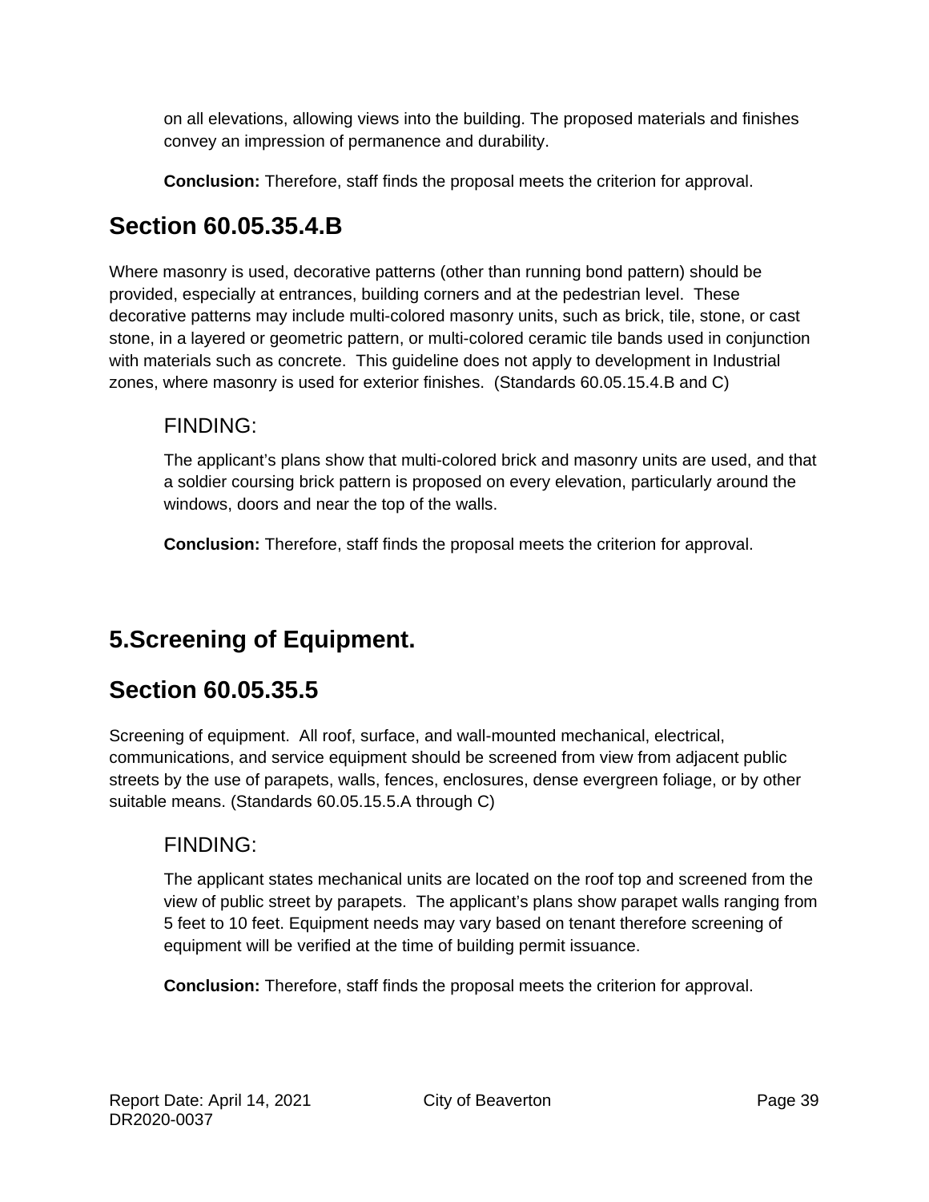on all elevations, allowing views into the building. The proposed materials and finishes convey an impression of permanence and durability.

**Conclusion:** Therefore, staff finds the proposal meets the criterion for approval.

## Section 60.05.35.4.B

Where masonry is used, decorative patterns (other than running bond pattern) should be provided, especially at entrances, building corners and at the pedestrian level. These decorative patterns may include multi-colored masonry units, such as brick, tile, stone, or cast stone, in a layered or geometric pattern, or multi-colored ceramic tile bands used in conjunction with materials such as concrete. This guideline does not apply to development in Industrial zones, where masonry is used for exterior finishes. (Standards 60.05.15.4.B and C)

### FINDING:

The applicant's plans show that multi-colored brick and masonry units are used, and that a soldier coursing brick pattern is proposed on every elevation, particularly around the windows, doors and near the top of the walls.

**Conclusion:** Therefore, staff finds the proposal meets the criterion for approval.

## 5.Screening of Equipment.

## Section 60.05.35.5

Screening of equipment. All roof, surface, and wall-mounted mechanical, electrical, communications, and service equipment should be screened from view from adjacent public streets by the use of parapets, walls, fences, enclosures, dense evergreen foliage, or by other suitable means. (Standards 60.05.15.5.A through C)

### FINDING:

The applicant states mechanical units are located on the roof top and screened from the view of public street by parapets. The applicant's plans show parapet walls ranging from 5 feet to 10 feet. Equipment needs may vary based on tenant therefore screening of equipment will be verified at the time of building permit issuance.

**Conclusion:** Therefore, staff finds the proposal meets the criterion for approval.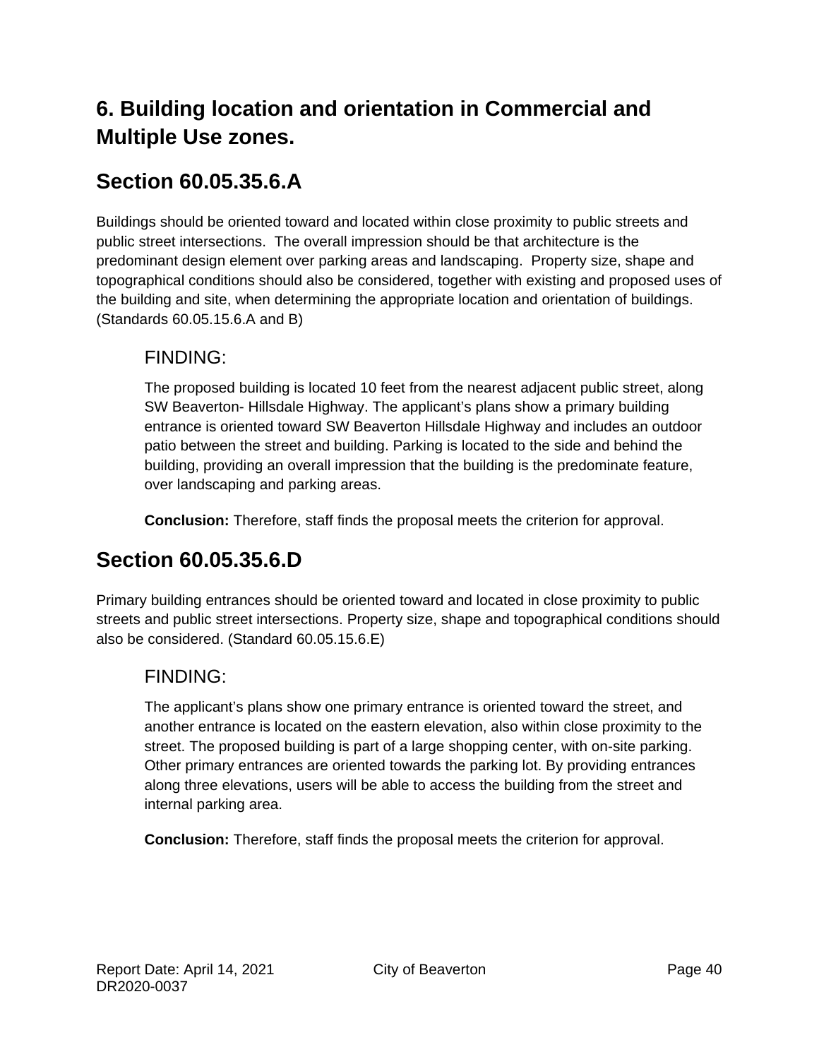## 6. Building location and orientation in Commercial and Multiple Use zones.

## Section 60.05.35.6.A

Buildings should be oriented toward and located within close proximity to public streets and public street intersections. The overall impression should be that architecture is the predominant design element over parking areas and landscaping. Property size, shape and topographical conditions should also be considered, together with existing and proposed uses of the building and site, when determining the appropriate location and orientation of buildings. (Standards 60.05.15.6.A and B)

### FINDING:

The proposed building is located 10 feet from the nearest adjacent public street, along SW Beaverton- Hillsdale Highway. The applicant's plans show a primary building entrance is oriented toward SW Beaverton Hillsdale Highway and includes an outdoor patio between the street and building. Parking is located to the side and behind the building, providing an overall impression that the building is the predominate feature, over landscaping and parking areas.

**Conclusion:** Therefore, staff finds the proposal meets the criterion for approval.

## Section 60.05.35.6.D

Primary building entrances should be oriented toward and located in close proximity to public streets and public street intersections. Property size, shape and topographical conditions should also be considered. (Standard 60.05.15.6.E)

### FINDING:

The applicant's plans show one primary entrance is oriented toward the street, and another entrance is located on the eastern elevation, also within close proximity to the street. The proposed building is part of a large shopping center, with on-site parking. Other primary entrances are oriented towards the parking lot. By providing entrances along three elevations, users will be able to access the building from the street and internal parking area.

**Conclusion:** Therefore, staff finds the proposal meets the criterion for approval.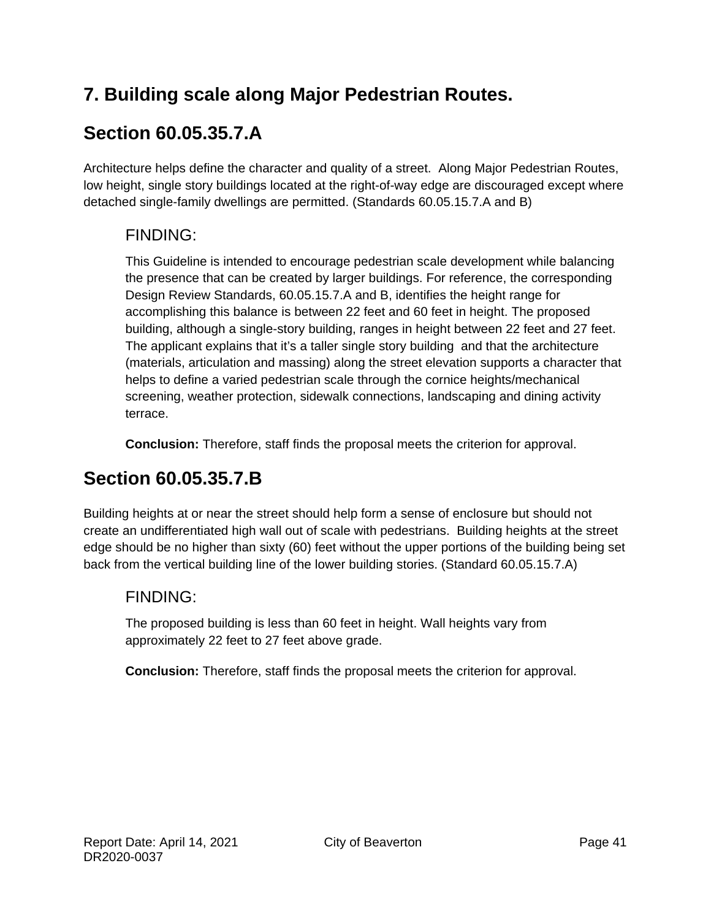## 7. Building scale along Major Pedestrian Routes.

## Section 60.05.35.7.A

Architecture helps define the character and quality of a street. Along Major Pedestrian Routes, low height, single story buildings located at the right-of-way edge are discouraged except where detached single-family dwellings are permitted. (Standards 60.05.15.7.A and B)

### FINDING:

This Guideline is intended to encourage pedestrian scale development while balancing the presence that can be created by larger buildings. For reference, the corresponding Design Review Standards, 60.05.15.7.A and B, identifies the height range for accomplishing this balance is between 22 feet and 60 feet in height. The proposed building, although a single-story building, ranges in height between 22 feet and 27 feet. The applicant explains that it's a taller single story building and that the architecture (materials, articulation and massing) along the street elevation supports a character that helps to define a varied pedestrian scale through the cornice heights/mechanical screening, weather protection, sidewalk connections, landscaping and dining activity terrace.

**Conclusion:** Therefore, staff finds the proposal meets the criterion for approval.

## Section 60.05.35.7.B

Building heights at or near the street should help form a sense of enclosure but should not create an undifferentiated high wall out of scale with pedestrians. Building heights at the street edge should be no higher than sixty (60) feet without the upper portions of the building being set back from the vertical building line of the lower building stories. (Standard 60.05.15.7.A)

### FINDING:

The proposed building is less than 60 feet in height. Wall heights vary from approximately 22 feet to 27 feet above grade.

**Conclusion:** Therefore, staff finds the proposal meets the criterion for approval.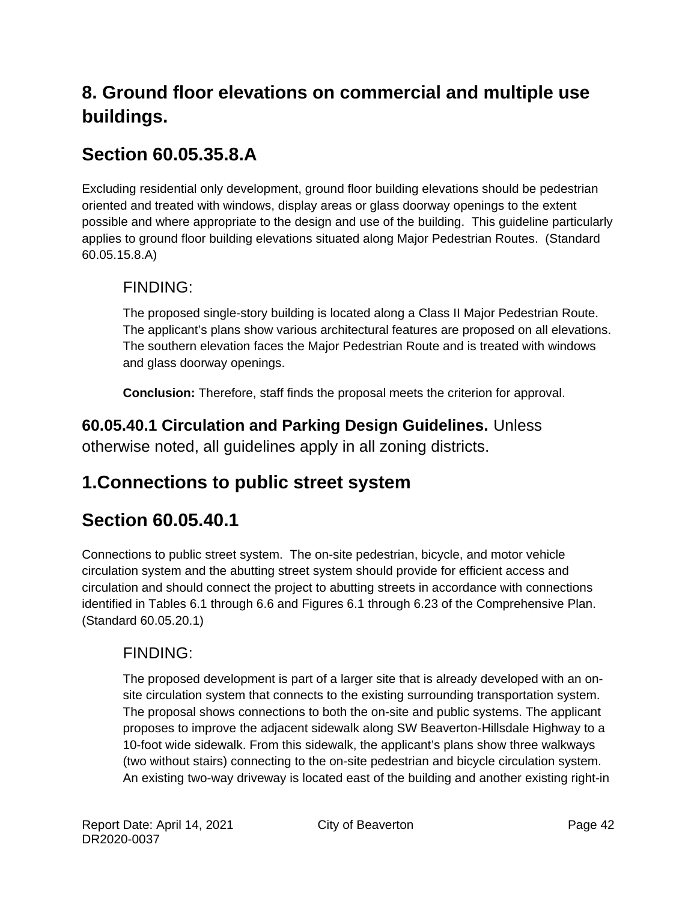## 8. Ground floor elevations on commercial and multiple use buildings.

## Section 60.05.35.8.A

Excluding residential only development, ground floor building elevations should be pedestrian oriented and treated with windows, display areas or glass doorway openings to the extent possible and where appropriate to the design and use of the building. This guideline particularly applies to ground floor building elevations situated along Major Pedestrian Routes. (Standard 60.05.15.8.A)

FINDING:

The proposed single-story building is located along a Class II Major Pedestrian Route. The applicant's plans show various architectural features are proposed on all elevations. The southern elevation faces the Major Pedestrian Route and is treated with windows and glass doorway openings.

**Conclusion:** Therefore, staff finds the proposal meets the criterion for approval.

**60.05.40.1 Circulation and Parking Design Guidelines.** Unless otherwise noted, all guidelines apply in all zoning districts.

## 1.Connections to public street system

## Section 60.05.40.1

Connections to public street system. The on-site pedestrian, bicycle, and motor vehicle circulation system and the abutting street system should provide for efficient access and circulation and should connect the project to abutting streets in accordance with connections identified in Tables 6.1 through 6.6 and Figures 6.1 through 6.23 of the Comprehensive Plan. (Standard 60.05.20.1)

FINDING:

The proposed development is part of a larger site that is already developed with an on-site circulation system that connects to the existing surrounding transportation system. The proposal shows connections to both the on-site and public systems. The applicant proposes to improve the adjacent sidewalk along SW Beaverton-Hillsdale Highway to a 10-foot wide sidewalk. From this sidewalk, the applicant's plans show three walkways (two without stairs) connecting to the on-site pedestrian and bicycle circulation system. An existing two-way driveway is located east of the building and another existing right-in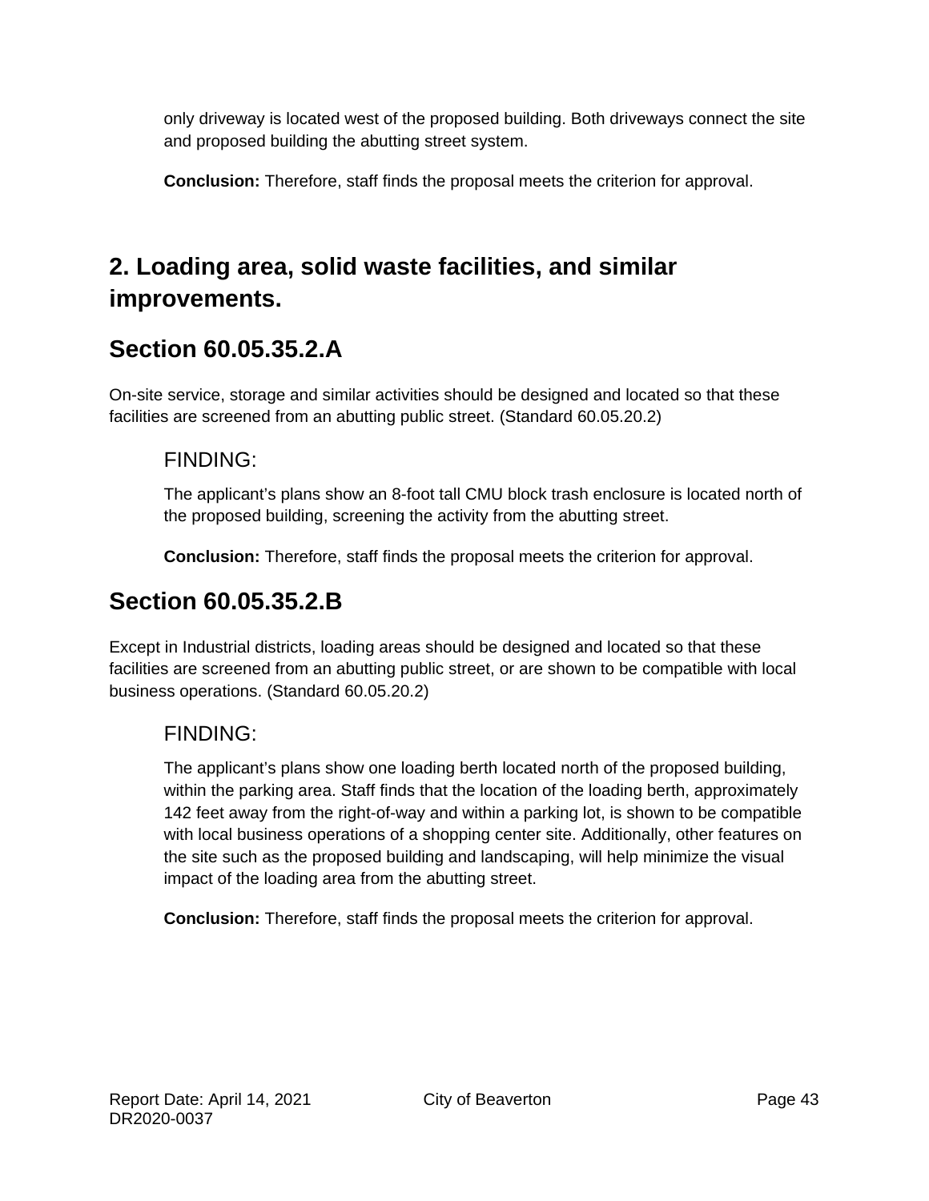only driveway is located west of the proposed building. Both driveways connect the site and proposed building the abutting street system.

**Conclusion:** Therefore, staff finds the proposal meets the criterion for approval.

# 2. Loading area, solid waste facilities, and similar improvements.

## Section 60.05.35.2.A

On-site service, storage and similar activities should be designed and located so that these facilities are screened from an abutting public street. (Standard 60.05.20.2)

### FINDING:

The applicant's plans show an 8-foot tall CMU block trash enclosure is located north of the proposed building, screening the activity from the abutting street.

**Conclusion:** Therefore, staff finds the proposal meets the criterion for approval.

## Section 60.05.35.2.B

Except in Industrial districts, loading areas should be designed and located so that these facilities are screened from an abutting public street, or are shown to be compatible with local business operations. (Standard 60.05.20.2)

### FINDING:

The applicant's plans show one loading berth located north of the proposed building, within the parking area. Staff finds that the location of the loading berth, approximately 142 feet away from the right-of-way and within a parking lot, is shown to be compatible with local business operations of a shopping center site. Additionally, other features on the site such as the proposed building and landscaping, will help minimize the visual impact of the loading area from the abutting street.

**Conclusion:** Therefore, staff finds the proposal meets the criterion for approval.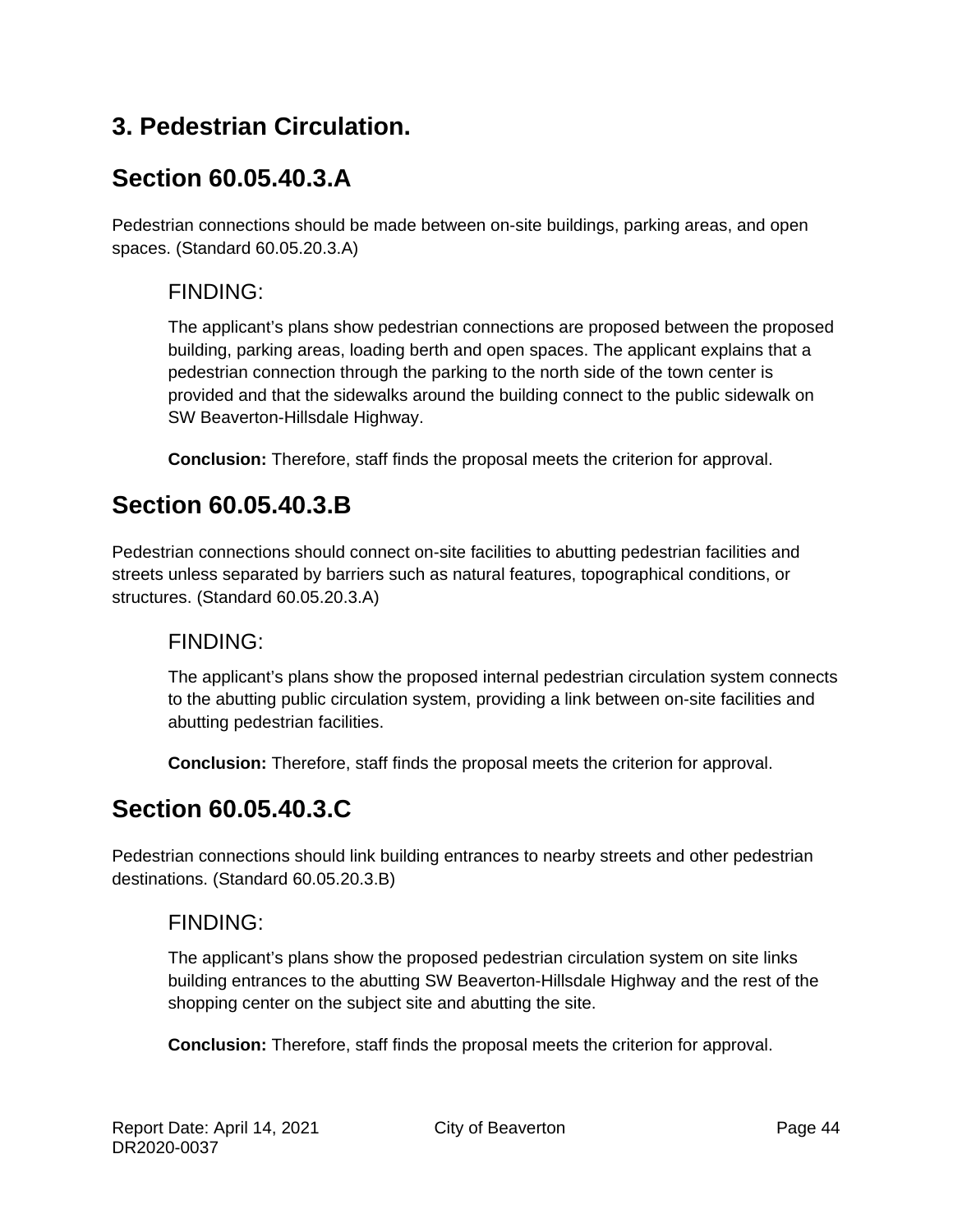## 3. Pedestrian Circulation.

## Section 60.05.40.3.A

Pedestrian connections should be made between on-site buildings, parking areas, and open spaces. (Standard 60.05.20.3.A)

### FINDING:

The applicant's plans show pedestrian connections are proposed between the proposed building, parking areas, loading berth and open spaces. The applicant explains that a pedestrian connection through the parking to the north side of the town center is provided and that the sidewalks around the building connect to the public sidewalk on SW Beaverton-Hillsdale Highway.

**Conclusion:** Therefore, staff finds the proposal meets the criterion for approval.

## Section 60.05.40.3.B

Pedestrian connections should connect on-site facilities to abutting pedestrian facilities and streets unless separated by barriers such as natural features, topographical conditions, or structures. (Standard 60.05.20.3.A)

### FINDING:

The applicant's plans show the proposed internal pedestrian circulation system connects to the abutting public circulation system, providing a link between on-site facilities and abutting pedestrian facilities.

**Conclusion:** Therefore, staff finds the proposal meets the criterion for approval.

## Section 60.05.40.3.C

Pedestrian connections should link building entrances to nearby streets and other pedestrian destinations. (Standard 60.05.20.3.B)

### FINDING:

The applicant's plans show the proposed pedestrian circulation system on site links building entrances to the abutting SW Beaverton-Hillsdale Highway and the rest of the shopping center on the subject site and abutting the site.

**Conclusion:** Therefore, staff finds the proposal meets the criterion for approval.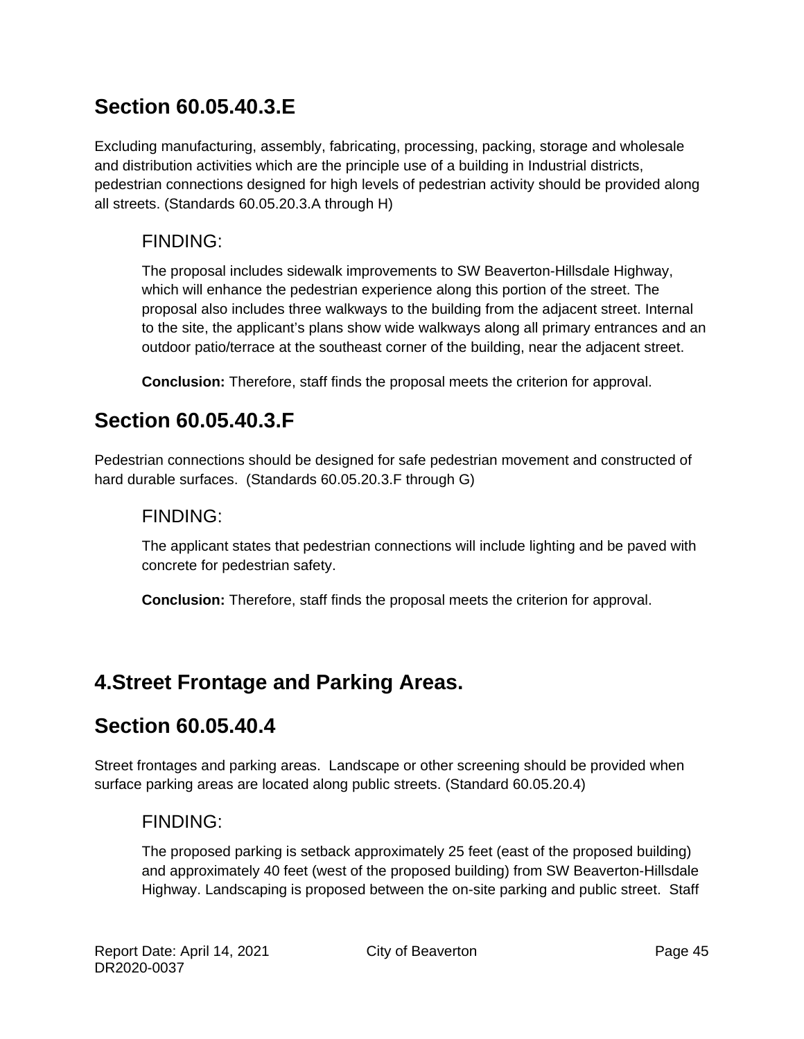## Section 60.05.40.3.E

Excluding manufacturing, assembly, fabricating, processing, packing, storage and wholesale and distribution activities which are the principle use of a building in Industrial districts, pedestrian connections designed for high levels of pedestrian activity should be provided along all streets. (Standards 60.05.20.3.A through H)

### FINDING:

The proposal includes sidewalk improvements to SW Beaverton-Hillsdale Highway, which will enhance the pedestrian experience along this portion of the street. The proposal also includes three walkways to the building from the adjacent street. Internal to the site, the applicant's plans show wide walkways along all primary entrances and an outdoor patio/terrace at the southeast corner of the building, near the adjacent street.

**Conclusion:** Therefore, staff finds the proposal meets the criterion for approval.

## Section 60.05.40.3.F

Pedestrian connections should be designed for safe pedestrian movement and constructed of hard durable surfaces. (Standards 60.05.20.3.F through G)

### FINDING:

The applicant states that pedestrian connections will include lighting and be paved with concrete for pedestrian safety.

**Conclusion:** Therefore, staff finds the proposal meets the criterion for approval.

## 4.Street Frontage and Parking Areas.

## Section 60.05.40.4

Street frontages and parking areas. Landscape or other screening should be provided when surface parking areas are located along public streets. (Standard 60.05.20.4)

### FINDING:

The proposed parking is setback approximately 25 feet (east of the proposed building) and approximately 40 feet (west of the proposed building) from SW Beaverton-Hillsdale Highway. Landscaping is proposed between the on-site parking and public street. Staff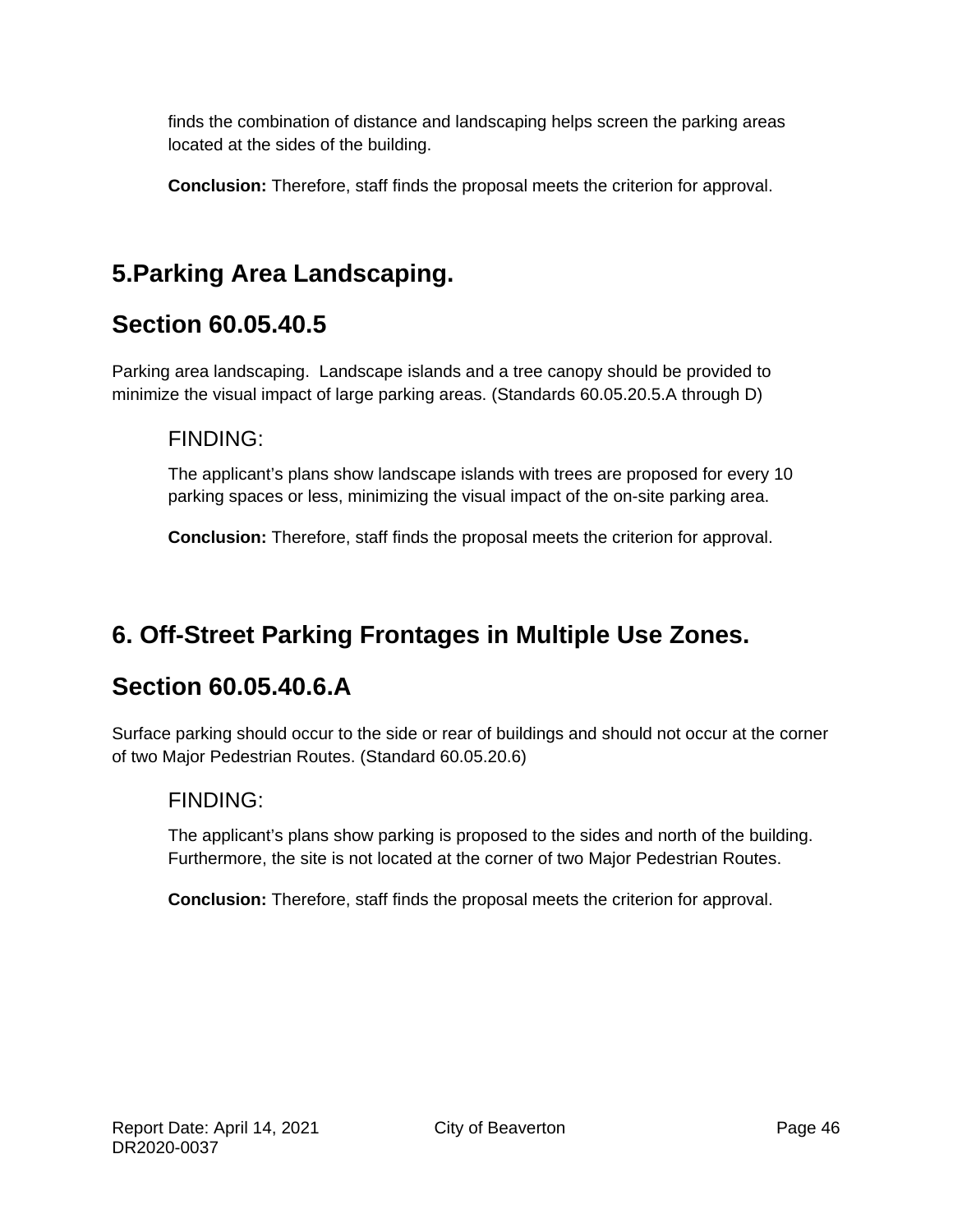finds the combination of distance and landscaping helps screen the parking areas located at the sides of the building.

**Conclusion:** Therefore, staff finds the proposal meets the criterion for approval.

## 5.Parking Area Landscaping.

## Section 60.05.40.5

Parking area landscaping. Landscape islands and a tree canopy should be provided to minimize the visual impact of large parking areas. (Standards 60.05.20.5.A through D)

FINDING:

The applicant's plans show landscape islands with trees are proposed for every 10 parking spaces or less, minimizing the visual impact of the on-site parking area.

**Conclusion:** Therefore, staff finds the proposal meets the criterion for approval.

## 6. Off-Street Parking Frontages in Multiple Use Zones.

## Section 60.05.40.6.A

Surface parking should occur to the side or rear of buildings and should not occur at the corner of two Major Pedestrian Routes. (Standard 60.05.20.6)

FINDING:

The applicant's plans show parking is proposed to the sides and north of the building. Furthermore, the site is not located at the corner of two Major Pedestrian Routes.

**Conclusion:** Therefore, staff finds the proposal meets the criterion for approval.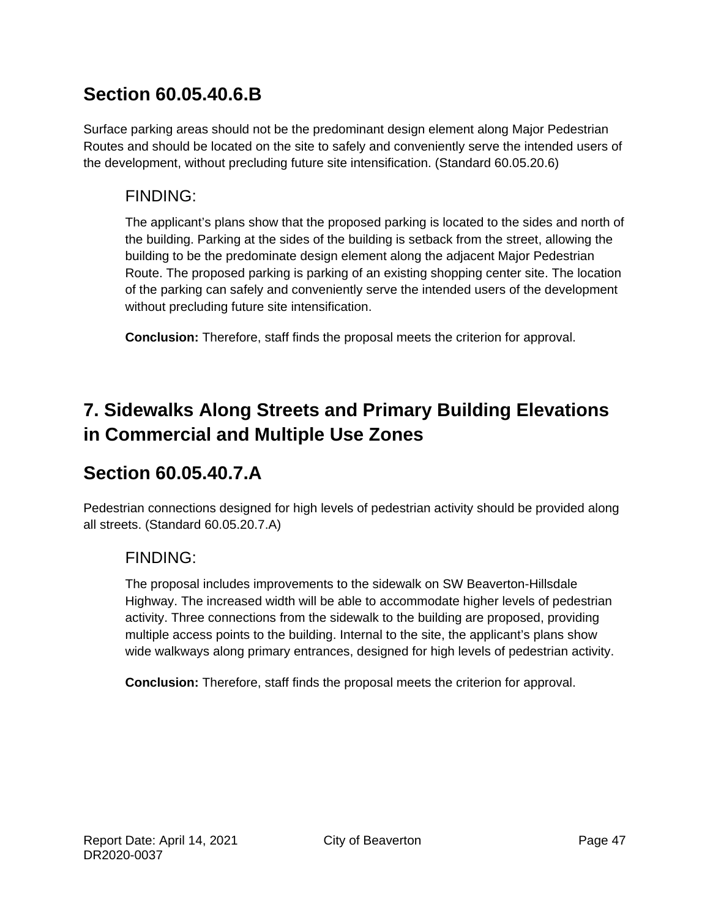## Section 60.05.40.6.B

Surface parking areas should not be the predominant design element along Major Pedestrian Routes and should be located on the site to safely and conveniently serve the intended users of the development, without precluding future site intensification. (Standard 60.05.20.6)

### FINDING:

The applicant's plans show that the proposed parking is located to the sides and north of the building. Parking at the sides of the building is setback from the street, allowing the building to be the predominate design element along the adjacent Major Pedestrian Route. The proposed parking is parking of an existing shopping center site. The location of the parking can safely and conveniently serve the intended users of the development without precluding future site intensification.

**Conclusion:** Therefore, staff finds the proposal meets the criterion for approval.

## 7. Sidewalks Along Streets and Primary Building Elevations in Commercial and Multiple Use Zones

## Section 60.05.40.7.A

Pedestrian connections designed for high levels of pedestrian activity should be provided along all streets. (Standard 60.05.20.7.A)

### FINDING:

The proposal includes improvements to the sidewalk on SW Beaverton-Hillsdale Highway. The increased width will be able to accommodate higher levels of pedestrian activity. Three connections from the sidewalk to the building are proposed, providing multiple access points to the building. Internal to the site, the applicant's plans show wide walkways along primary entrances, designed for high levels of pedestrian activity.

**Conclusion:** Therefore, staff finds the proposal meets the criterion for approval.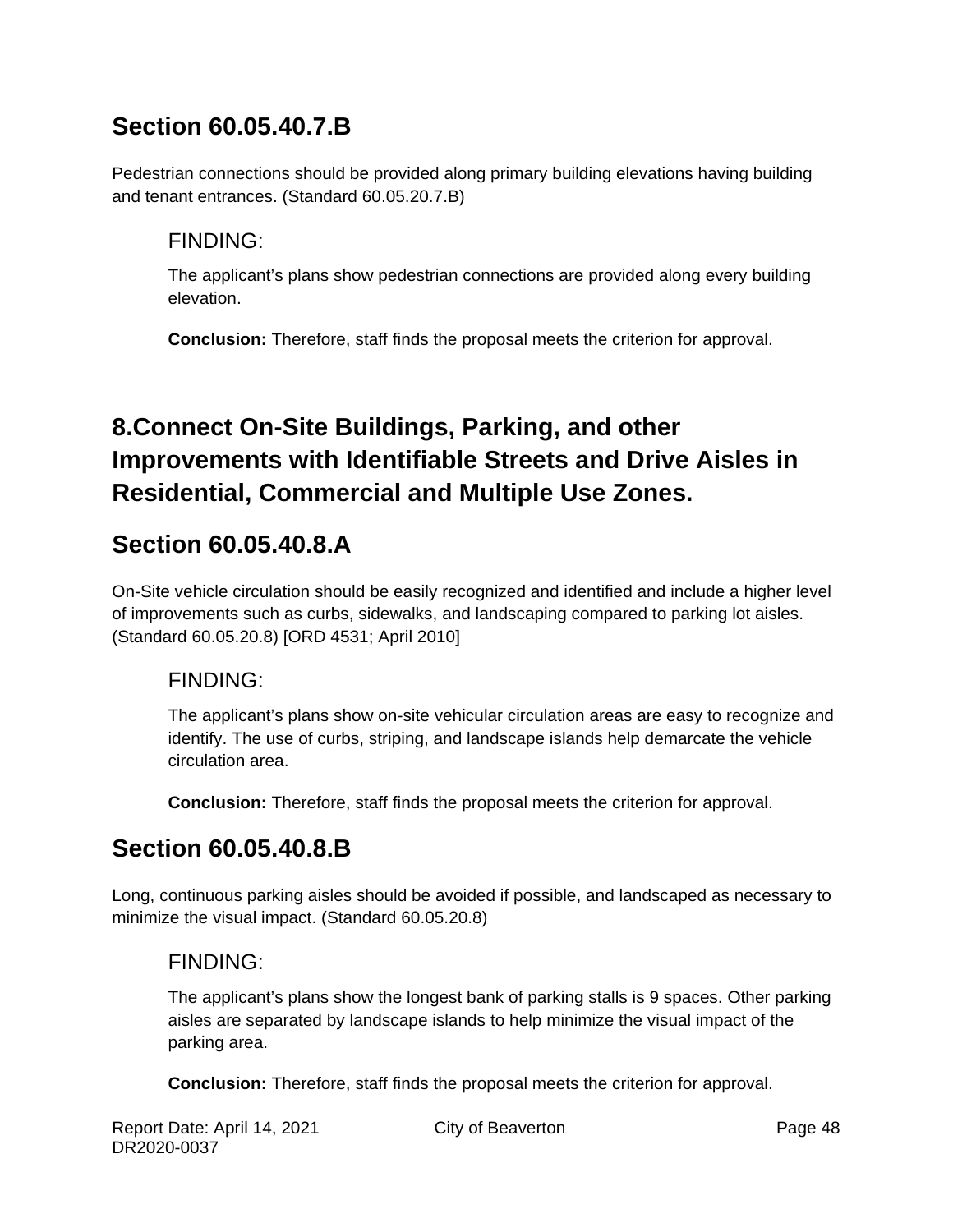## Section 60.05.40.7.B

Pedestrian connections should be provided along primary building elevations having building and tenant entrances. (Standard 60.05.20.7.B)

### FINDING:

The applicant's plans show pedestrian connections are provided along every building elevation.

**Conclusion:** Therefore, staff finds the proposal meets the criterion for approval.

# 8.Connect On-Site Buildings, Parking, and other Improvements with Identifiable Streets and Drive Aisles in Residential, Commercial and Multiple Use Zones.

## Section 60.05.40.8.A

On-Site vehicle circulation should be easily recognized and identified and include a higher level of improvements such as curbs, sidewalks, and landscaping compared to parking lot aisles. (Standard 60.05.20.8) [ORD 4531; April 2010]

### FINDING:

The applicant's plans show on-site vehicular circulation areas are easy to recognize and identify. The use of curbs, striping, and landscape islands help demarcate the vehicle circulation area.

**Conclusion:** Therefore, staff finds the proposal meets the criterion for approval.

## Section 60.05.40.8.B

Long, continuous parking aisles should be avoided if possible, and landscaped as necessary to minimize the visual impact. (Standard 60.05.20.8)

### FINDING:

The applicant's plans show the longest bank of parking stalls is 9 spaces. Other parking aisles are separated by landscape islands to help minimize the visual impact of the parking area.

**Conclusion:** Therefore, staff finds the proposal meets the criterion for approval.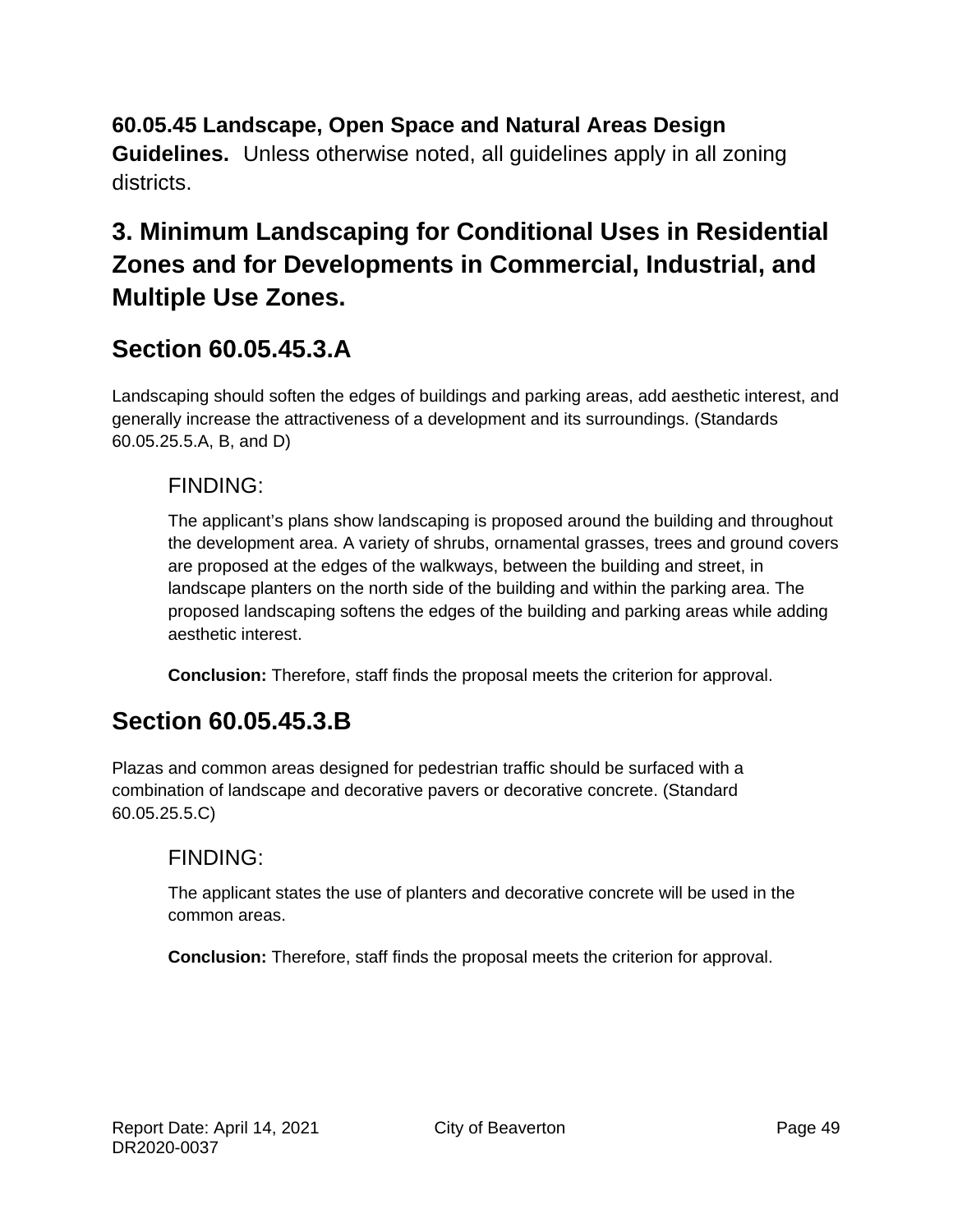**60.05.45 Landscape, Open Space and Natural Areas Design Guidelines.** Unless otherwise noted, all guidelines apply in all zoning districts.

## 3. Minimum Landscaping for Conditional Uses in Residential Zones and for Developments in Commercial, Industrial, and Multiple Use Zones.

## Section 60.05.45.3.A

Landscaping should soften the edges of buildings and parking areas, add aesthetic interest, and generally increase the attractiveness of a development and its surroundings. (Standards 60.05.25.5.A, B, and D)

FINDING:

The applicant's plans show landscaping is proposed around the building and throughout the development area. A variety of shrubs, ornamental grasses, trees and ground covers are proposed at the edges of the walkways, between the building and street, in landscape planters on the north side of the building and within the parking area. The proposed landscaping softens the edges of the building and parking areas while adding aesthetic interest.

**Conclusion:** Therefore, staff finds the proposal meets the criterion for approval.

## Section 60.05.45.3.B

Plazas and common areas designed for pedestrian traffic should be surfaced with a combination of landscape and decorative pavers or decorative concrete. (Standard 60.05.25.5.C)

FINDING:

The applicant states the use of planters and decorative concrete will be used in the common areas.

**Conclusion:** Therefore, staff finds the proposal meets the criterion for approval.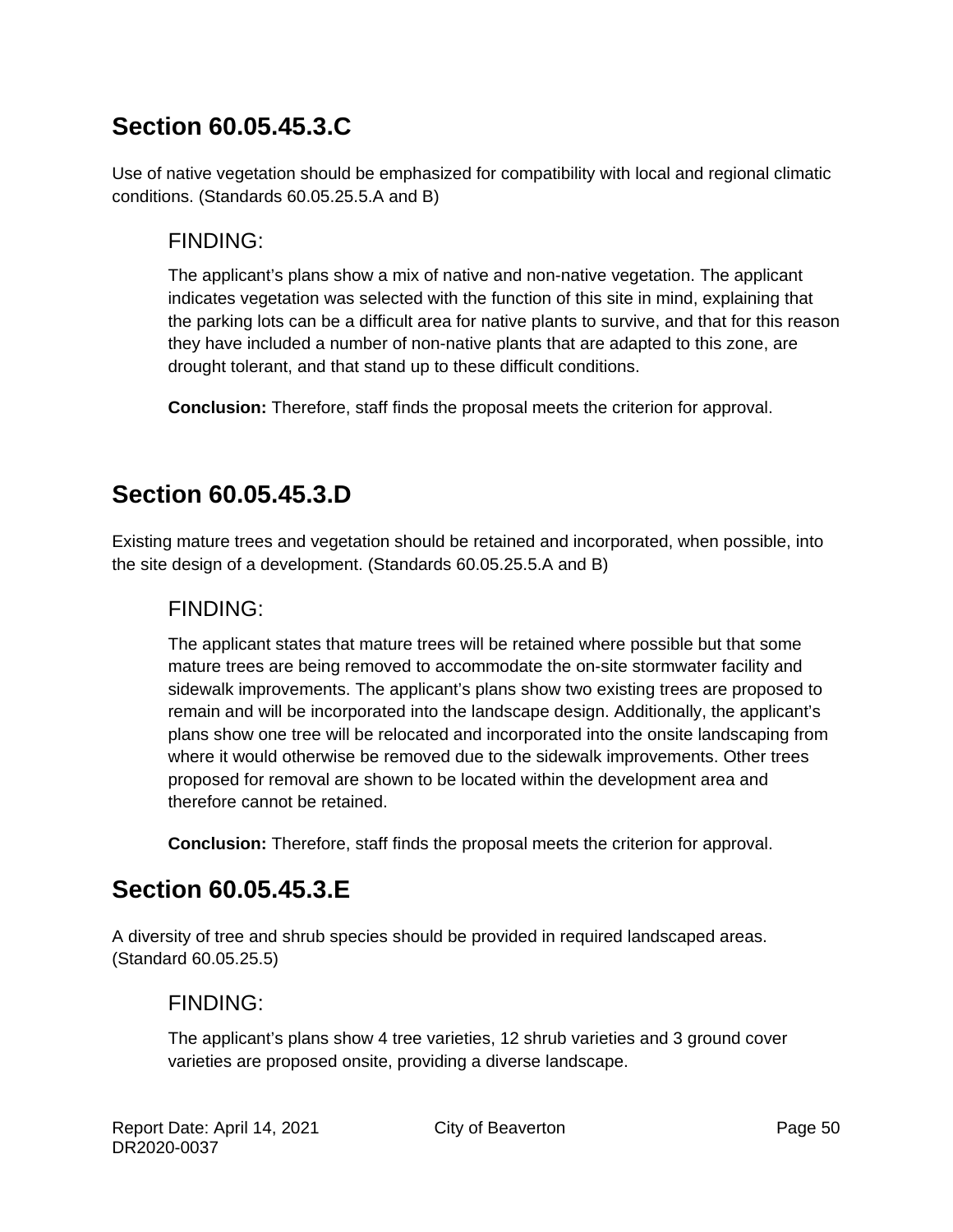## Section 60.05.45.3.C

Use of native vegetation should be emphasized for compatibility with local and regional climatic conditions. (Standards 60.05.25.5.A and B)

### FINDING:

The applicant's plans show a mix of native and non-native vegetation. The applicant indicates vegetation was selected with the function of this site in mind, explaining that the parking lots can be a difficult area for native plants to survive, and that for this reason they have included a number of non-native plants that are adapted to this zone, are drought tolerant, and that stand up to these difficult conditions.

**Conclusion:** Therefore, staff finds the proposal meets the criterion for approval.

## Section 60.05.45.3.D

Existing mature trees and vegetation should be retained and incorporated, when possible, into the site design of a development. (Standards 60.05.25.5.A and B)

### FINDING:

The applicant states that mature trees will be retained where possible but that some mature trees are being removed to accommodate the on-site stormwater facility and sidewalk improvements. The applicant's plans show two existing trees are proposed to remain and will be incorporated into the landscape design. Additionally, the applicant's plans show one tree will be relocated and incorporated into the onsite landscaping from where it would otherwise be removed due to the sidewalk improvements. Other trees proposed for removal are shown to be located within the development area and therefore cannot be retained.

**Conclusion:** Therefore, staff finds the proposal meets the criterion for approval.

## Section 60.05.45.3.E

A diversity of tree and shrub species should be provided in required landscaped areas. (Standard 60.05.25.5)

### FINDING:

The applicant's plans show 4 tree varieties, 12 shrub varieties and 3 ground cover varieties are proposed onsite, providing a diverse landscape.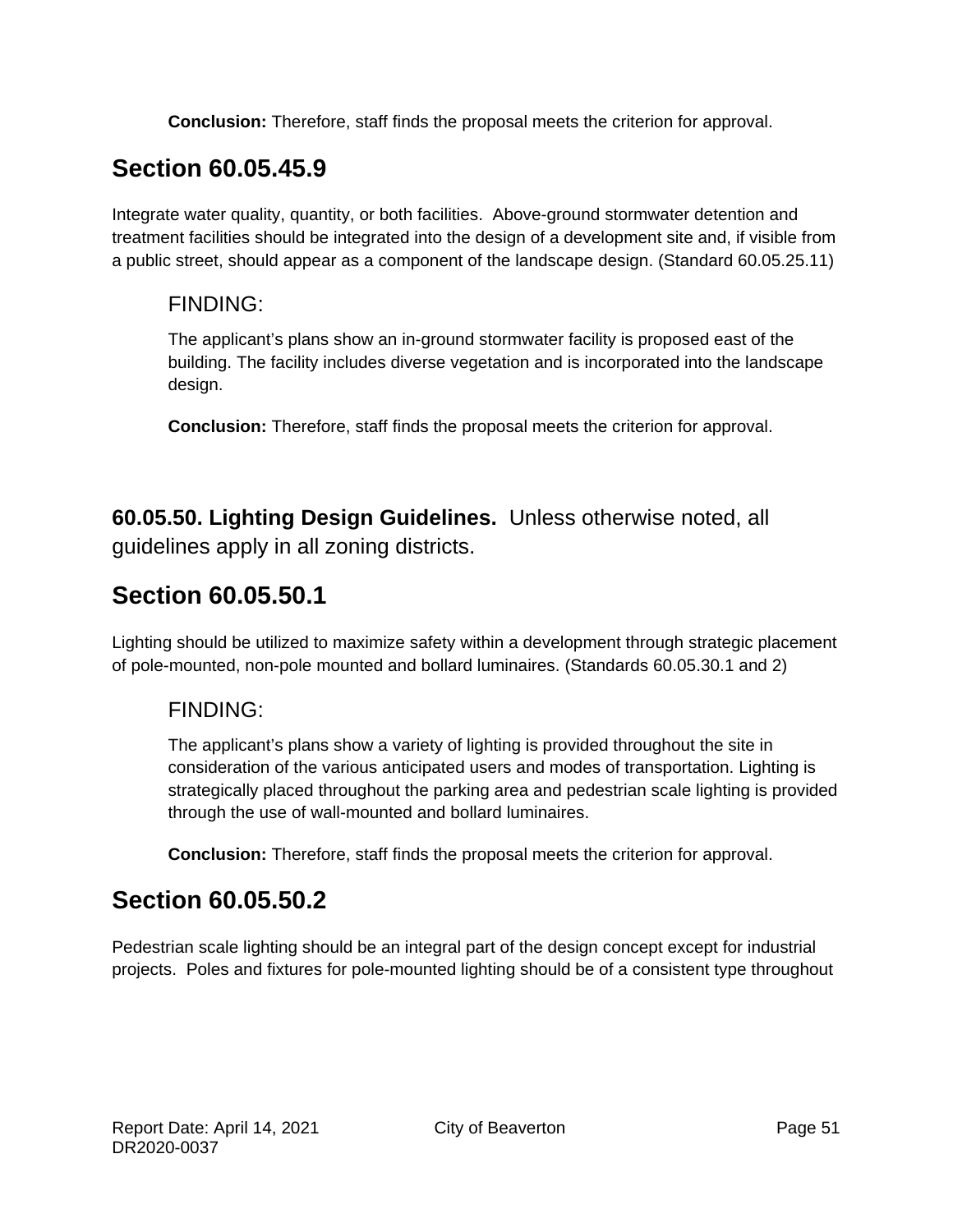**Conclusion:** Therefore, staff finds the proposal meets the criterion for approval.

## Section 60.05.45.9

Integrate water quality, quantity, or both facilities. Above-ground stormwater detention and treatment facilities should be integrated into the design of a development site and, if visible from a public street, should appear as a component of the landscape design. (Standard 60.05.25.11)

### FINDING:

The applicant's plans show an in-ground stormwater facility is proposed east of the building. The facility includes diverse vegetation and is incorporated into the landscape design.

**Conclusion:** Therefore, staff finds the proposal meets the criterion for approval.

**60.05.50. Lighting Design Guidelines.** Unless otherwise noted, all guidelines apply in all zoning districts.

## Section 60.05.50.1

Lighting should be utilized to maximize safety within a development through strategic placement of pole-mounted, non-pole mounted and bollard luminaires. (Standards 60.05.30.1 and 2)

### FINDING:

The applicant's plans show a variety of lighting is provided throughout the site in consideration of the various anticipated users and modes of transportation. Lighting is strategically placed throughout the parking area and pedestrian scale lighting is provided through the use of wall-mounted and bollard luminaires.

**Conclusion:** Therefore, staff finds the proposal meets the criterion for approval.

## Section 60.05.50.2

Pedestrian scale lighting should be an integral part of the design concept except for industrial projects. Poles and fixtures for pole-mounted lighting should be of a consistent type throughout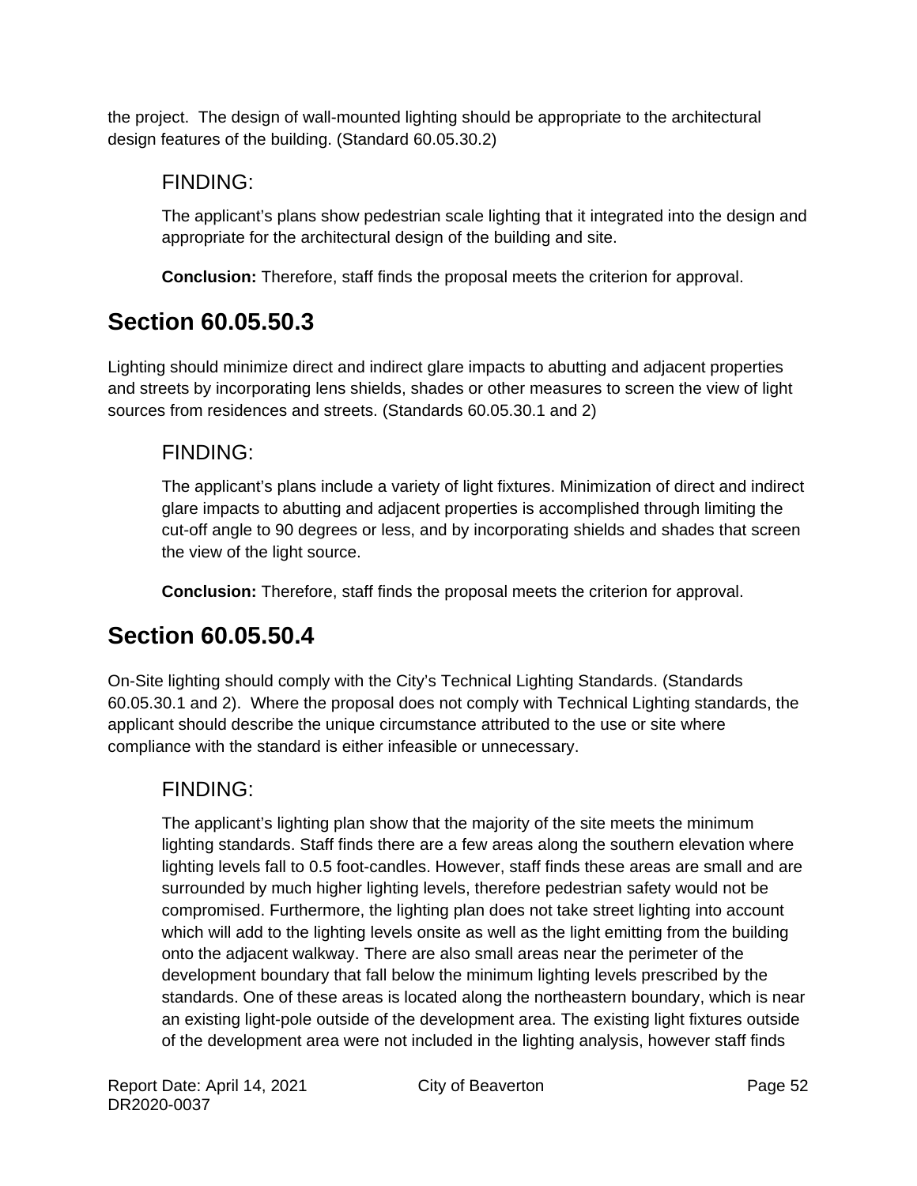the project. The design of wall-mounted lighting should be appropriate to the architectural design features of the building. (Standard 60.05.30.2)

### FINDING:

The applicant's plans show pedestrian scale lighting that it integrated into the design and appropriate for the architectural design of the building and site.

**Conclusion:** Therefore, staff finds the proposal meets the criterion for approval.

## Section 60.05.50.3

Lighting should minimize direct and indirect glare impacts to abutting and adjacent properties and streets by incorporating lens shields, shades or other measures to screen the view of light sources from residences and streets. (Standards 60.05.30.1 and 2)

### FINDING:

The applicant's plans include a variety of light fixtures. Minimization of direct and indirect glare impacts to abutting and adjacent properties is accomplished through limiting the cut-off angle to 90 degrees or less, and by incorporating shields and shades that screen the view of the light source.

**Conclusion:** Therefore, staff finds the proposal meets the criterion for approval.

## Section 60.05.50.4

On-Site lighting should comply with the City's Technical Lighting Standards. (Standards 60.05.30.1 and 2). Where the proposal does not comply with Technical Lighting standards, the applicant should describe the unique circumstance attributed to the use or site where compliance with the standard is either infeasible or unnecessary.

### FINDING:

The applicant's lighting plan show that the majority of the site meets the minimum lighting standards. Staff finds there are a few areas along the southern elevation where lighting levels fall to 0.5 foot-candles. However, staff finds these areas are small and are surrounded by much higher lighting levels, therefore pedestrian safety would not be compromised. Furthermore, the lighting plan does not take street lighting into account which will add to the lighting levels onsite as well as the light emitting from the building onto the adjacent walkway. There are also small areas near the perimeter of the development boundary that fall below the minimum lighting levels prescribed by the standards. One of these areas is located along the northeastern boundary, which is near an existing light-pole outside of the development area. The existing light fixtures outside of the development area were not included in the lighting analysis, however staff finds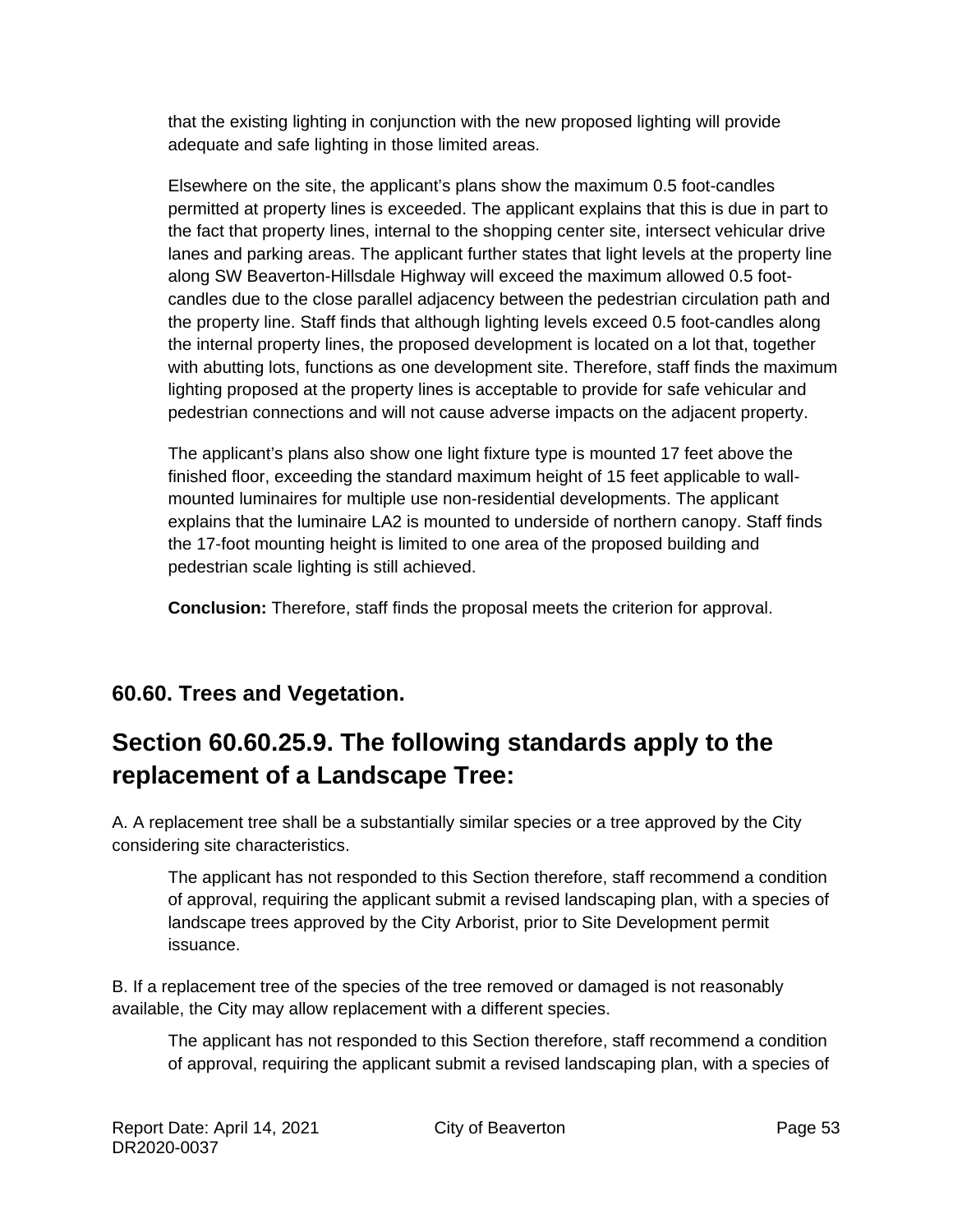that the existing lighting in conjunction with the new proposed lighting will provide adequate and safe lighting in those limited areas.

Elsewhere on the site, the applicant's plans show the maximum 0.5 foot-candles permitted at property lines is exceeded. The applicant explains that this is due in part to the fact that property lines, internal to the shopping center site, intersect vehicular drive lanes and parking areas. The applicant further states that light levels at the property line along SW Beaverton-Hillsdale Highway will exceed the maximum allowed 0.5 foot-candles due to the close parallel adjacency between the pedestrian circulation path and the property line. Staff finds that although lighting levels exceed 0.5 foot-candles along the internal property lines, the proposed development is located on a lot that, together with abutting lots, functions as one development site. Therefore, staff finds the maximum lighting proposed at the property lines is acceptable to provide for safe vehicular and pedestrian connections and will not cause adverse impacts on the adjacent property.

The applicant's plans also show one light fixture type is mounted 17 feet above the finished floor, exceeding the standard maximum height of 15 feet applicable to wall-mounted luminaires for multiple use non-residential developments. The applicant explains that the luminaire LA2 is mounted to underside of northern canopy. Staff finds the 17-foot mounting height is limited to one area of the proposed building and pedestrian scale lighting is still achieved.

**Conclusion:** Therefore, staff finds the proposal meets the criterion for approval.

### 60.60. Trees and Vegetation.

## Section 60.60.25.9. The following standards apply to the replacement of a Landscape Tree:

A. A replacement tree shall be a substantially similar species or a tree approved by the City considering site characteristics.

The applicant has not responded to this Section therefore, staff recommend a condition of approval, requiring the applicant submit a revised landscaping plan, with a species of landscape trees approved by the City Arborist, prior to Site Development permit issuance.

B. If a replacement tree of the species of the tree removed or damaged is not reasonably available, the City may allow replacement with a different species.

The applicant has not responded to this Section therefore, staff recommend a condition of approval, requiring the applicant submit a revised landscaping plan, with a species of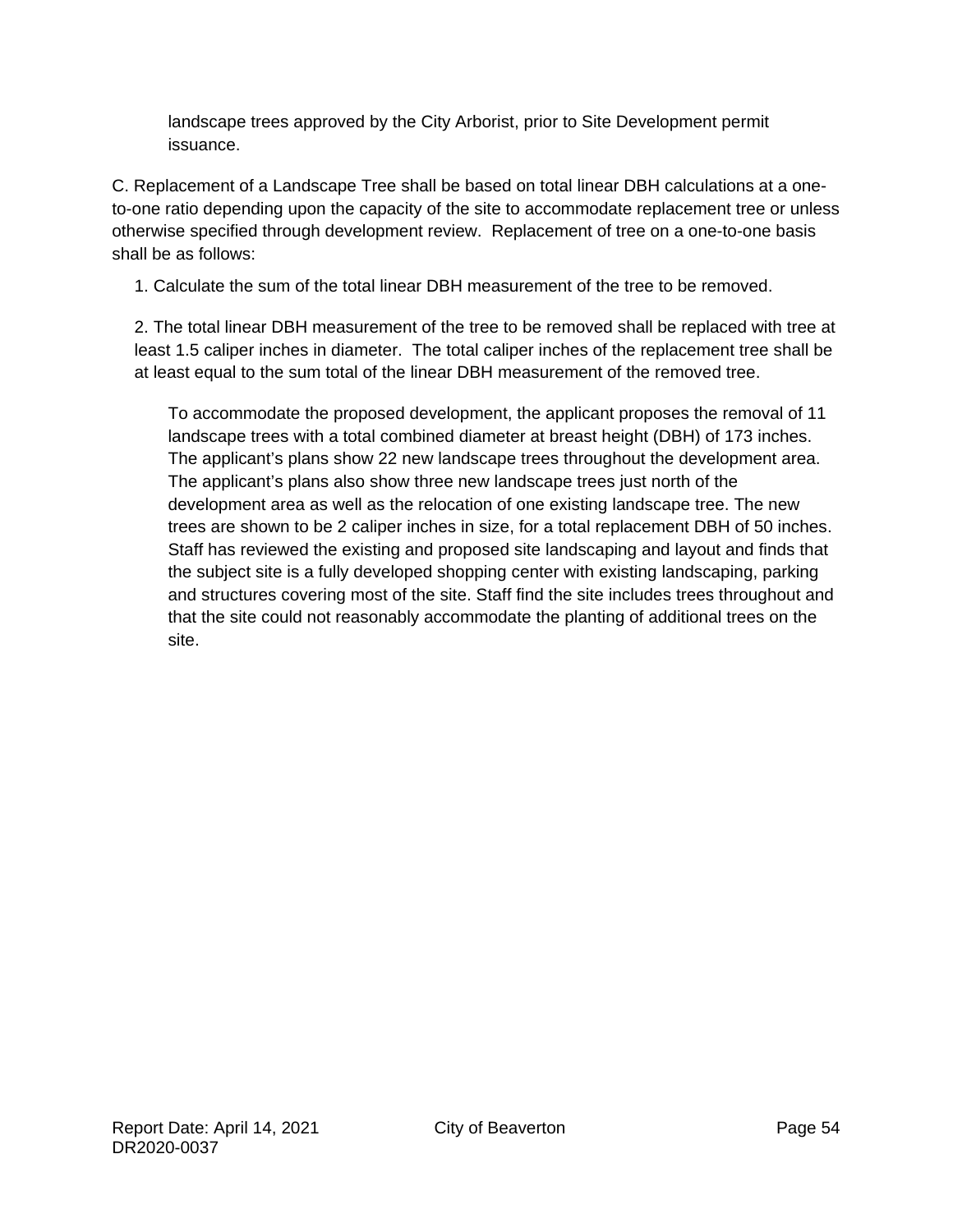landscape trees approved by the City Arborist, prior to Site Development permit issuance.

C. Replacement of a Landscape Tree shall be based on total linear DBH calculations at a one-to-one ratio depending upon the capacity of the site to accommodate replacement tree or unless otherwise specified through development review. Replacement of tree on a one-to-one basis shall be as follows:

1. Calculate the sum of the total linear DBH measurement of the tree to be removed.

2. The total linear DBH measurement of the tree to be removed shall be replaced with tree at least 1.5 caliper inches in diameter. The total caliper inches of the replacement tree shall be at least equal to the sum total of the linear DBH measurement of the removed tree.

To accommodate the proposed development, the applicant proposes the removal of 11 landscape trees with a total combined diameter at breast height (DBH) of 173 inches. The applicant's plans show 22 new landscape trees throughout the development area. The applicant's plans also show three new landscape trees just north of the development area as well as the relocation of one existing landscape tree. The new trees are shown to be 2 caliper inches in size, for a total replacement DBH of 50 inches. Staff has reviewed the existing and proposed site landscaping and layout and finds that the subject site is a fully developed shopping center with existing landscaping, parking and structures covering most of the site. Staff find the site includes trees throughout and that the site could not reasonably accommodate the planting of additional trees on the site.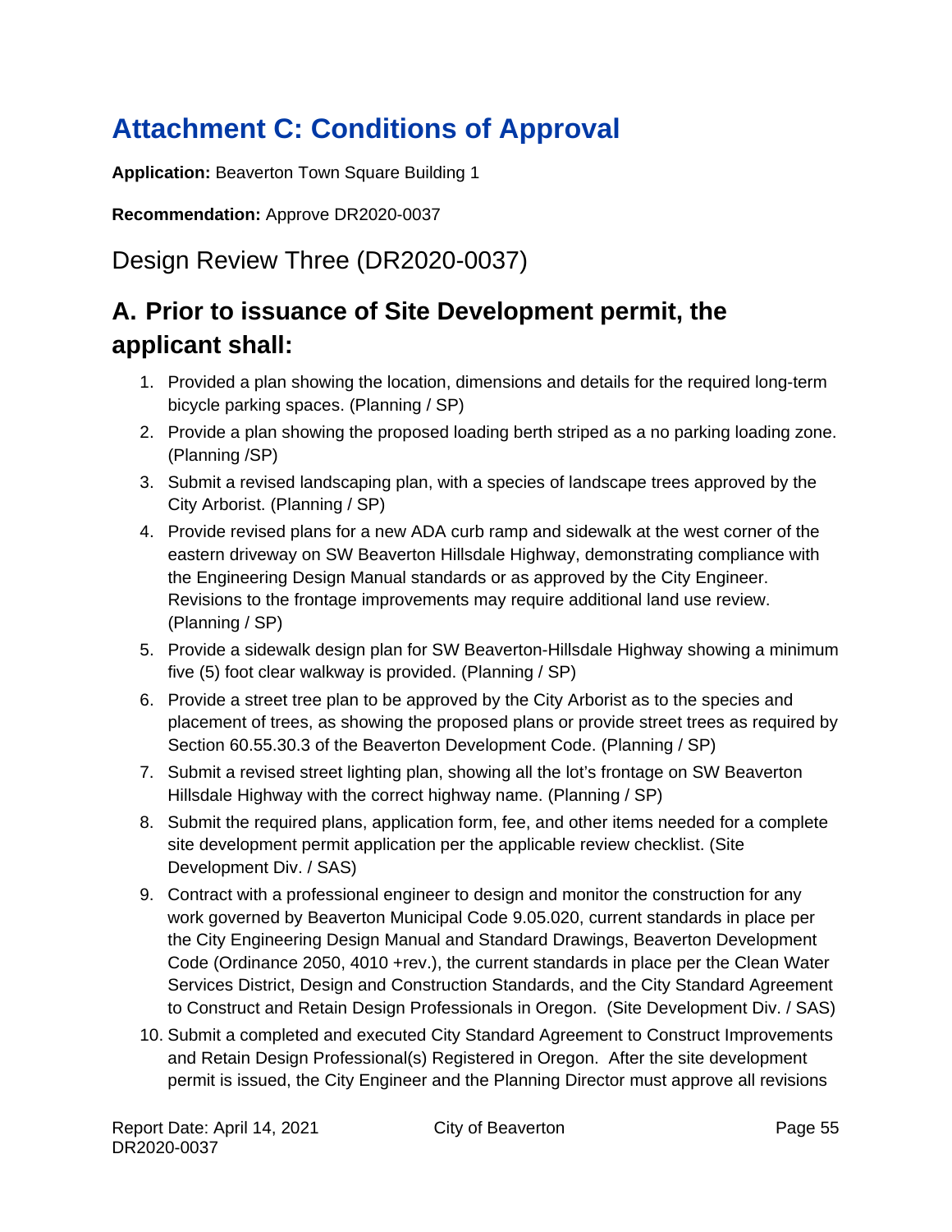# Attachment C: Conditions of Approval

**Application:** Beaverton Town Square Building 1

**Recommendation:** Approve DR2020-0037

## Design Review Three (DR2020-0037)

## A. Prior to issuance of Site Development permit, the applicant shall:

1. Provided a plan showing the location, dimensions and details for the required long-term bicycle parking spaces. (Planning / SP)
2. Provide a plan showing the proposed loading berth striped as a no parking loading zone. (Planning /SP)
3. Submit a revised landscaping plan, with a species of landscape trees approved by the City Arborist. (Planning / SP)
4. Provide revised plans for a new ADA curb ramp and sidewalk at the west corner of the eastern driveway on SW Beaverton Hillsdale Highway, demonstrating compliance with the Engineering Design Manual standards or as approved by the City Engineer. Revisions to the frontage improvements may require additional land use review. (Planning / SP)
5. Provide a sidewalk design plan for SW Beaverton-Hillsdale Highway showing a minimum five (5) foot clear walkway is provided. (Planning / SP)
6. Provide a street tree plan to be approved by the City Arborist as to the species and placement of trees, as showing the proposed plans or provide street trees as required by Section 60.55.30.3 of the Beaverton Development Code. (Planning / SP)
7. Submit a revised street lighting plan, showing all the lot's frontage on SW Beaverton Hillsdale Highway with the correct highway name. (Planning / SP)
8. Submit the required plans, application form, fee, and other items needed for a complete site development permit application per the applicable review checklist. (Site Development Div. / SAS)
9. Contract with a professional engineer to design and monitor the construction for any work governed by Beaverton Municipal Code 9.05.020, current standards in place per the City Engineering Design Manual and Standard Drawings, Beaverton Development Code (Ordinance 2050, 4010 +rev.), the current standards in place per the Clean Water Services District, Design and Construction Standards, and the City Standard Agreement to Construct and Retain Design Professionals in Oregon. (Site Development Div. / SAS)
10. Submit a completed and executed City Standard Agreement to Construct Improvements and Retain Design Professional(s) Registered in Oregon. After the site development permit is issued, the City Engineer and the Planning Director must approve all revisions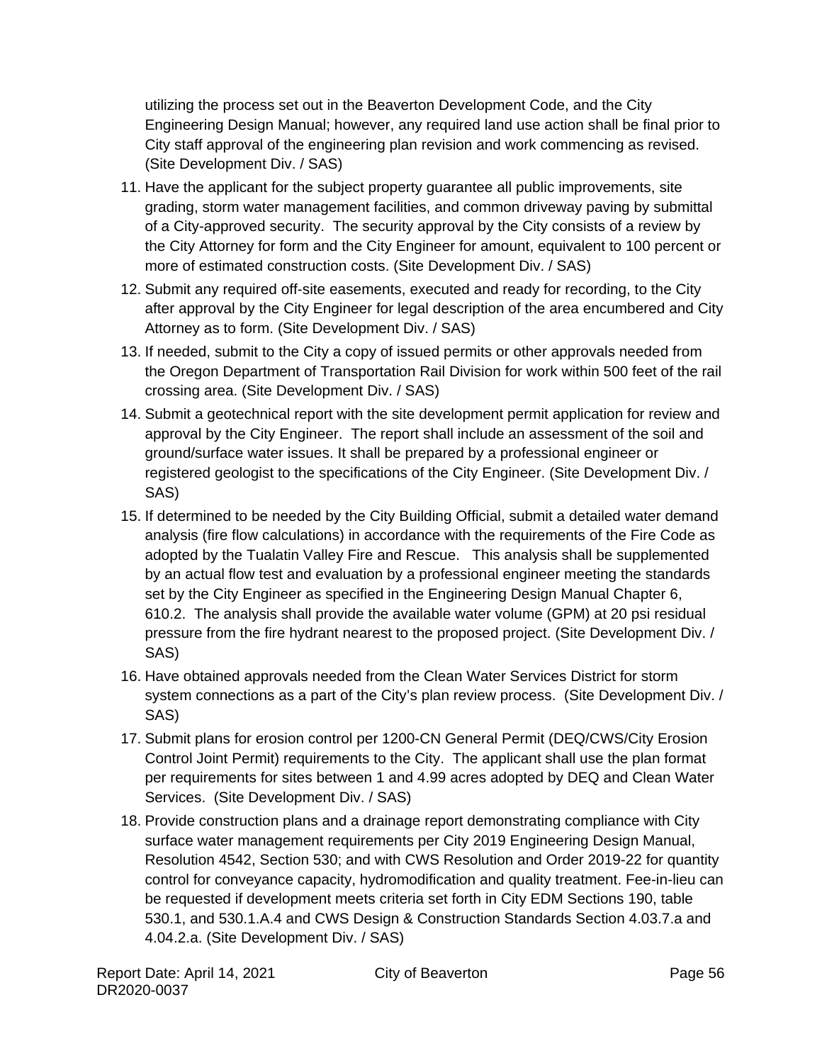utilizing the process set out in the Beaverton Development Code, and the City Engineering Design Manual; however, any required land use action shall be final prior to City staff approval of the engineering plan revision and work commencing as revised. (Site Development Div. / SAS)

11. Have the applicant for the subject property guarantee all public improvements, site grading, storm water management facilities, and common driveway paving by submittal of a City-approved security. The security approval by the City consists of a review by the City Attorney for form and the City Engineer for amount, equivalent to 100 percent or more of estimated construction costs. (Site Development Div. / SAS)
12. Submit any required off-site easements, executed and ready for recording, to the City after approval by the City Engineer for legal description of the area encumbered and City Attorney as to form. (Site Development Div. / SAS)
13. If needed, submit to the City a copy of issued permits or other approvals needed from the Oregon Department of Transportation Rail Division for work within 500 feet of the rail crossing area. (Site Development Div. / SAS)
14. Submit a geotechnical report with the site development permit application for review and approval by the City Engineer. The report shall include an assessment of the soil and ground/surface water issues. It shall be prepared by a professional engineer or registered geologist to the specifications of the City Engineer. (Site Development Div. / SAS)
15. If determined to be needed by the City Building Official, submit a detailed water demand analysis (fire flow calculations) in accordance with the requirements of the Fire Code as adopted by the Tualatin Valley Fire and Rescue. This analysis shall be supplemented by an actual flow test and evaluation by a professional engineer meeting the standards set by the City Engineer as specified in the Engineering Design Manual Chapter 6, 610.2. The analysis shall provide the available water volume (GPM) at 20 psi residual pressure from the fire hydrant nearest to the proposed project. (Site Development Div. / SAS)
16. Have obtained approvals needed from the Clean Water Services District for storm system connections as a part of the City's plan review process. (Site Development Div. / SAS)
17. Submit plans for erosion control per 1200-CN General Permit (DEQ/CWS/City Erosion Control Joint Permit) requirements to the City. The applicant shall use the plan format per requirements for sites between 1 and 4.99 acres adopted by DEQ and Clean Water Services. (Site Development Div. / SAS)
18. Provide construction plans and a drainage report demonstrating compliance with City surface water management requirements per City 2019 Engineering Design Manual, Resolution 4542, Section 530; and with CWS Resolution and Order 2019-22 for quantity control for conveyance capacity, hydromodification and quality treatment. Fee-in-lieu can be requested if development meets criteria set forth in City EDM Sections 190, table 530.1, and 530.1.A.4 and CWS Design & Construction Standards Section 4.03.7.a and 4.04.2.a. (Site Development Div. / SAS)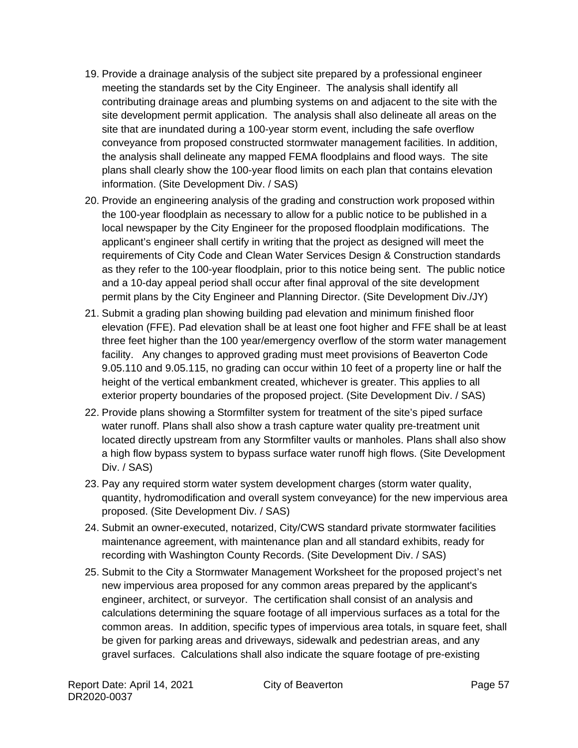19. Provide a drainage analysis of the subject site prepared by a professional engineer meeting the standards set by the City Engineer. The analysis shall identify all contributing drainage areas and plumbing systems on and adjacent to the site with the site development permit application. The analysis shall also delineate all areas on the site that are inundated during a 100-year storm event, including the safe overflow conveyance from proposed constructed stormwater management facilities. In addition, the analysis shall delineate any mapped FEMA floodplains and flood ways. The site plans shall clearly show the 100-year flood limits on each plan that contains elevation information. (Site Development Div. / SAS)

20. Provide an engineering analysis of the grading and construction work proposed within the 100-year floodplain as necessary to allow for a public notice to be published in a local newspaper by the City Engineer for the proposed floodplain modifications. The applicant's engineer shall certify in writing that the project as designed will meet the requirements of City Code and Clean Water Services Design & Construction standards as they refer to the 100-year floodplain, prior to this notice being sent. The public notice and a 10-day appeal period shall occur after final approval of the site development permit plans by the City Engineer and Planning Director. (Site Development Div./JY)

21. Submit a grading plan showing building pad elevation and minimum finished floor elevation (FFE). Pad elevation shall be at least one foot higher and FFE shall be at least three feet higher than the 100 year/emergency overflow of the storm water management facility. Any changes to approved grading must meet provisions of Beaverton Code 9.05.110 and 9.05.115, no grading can occur within 10 feet of a property line or half the height of the vertical embankment created, whichever is greater. This applies to all exterior property boundaries of the proposed project. (Site Development Div. / SAS)

22. Provide plans showing a Stormfilter system for treatment of the site's piped surface water runoff. Plans shall also show a trash capture water quality pre-treatment unit located directly upstream from any Stormfilter vaults or manholes. Plans shall also show a high flow bypass system to bypass surface water runoff high flows. (Site Development Div. / SAS)

23. Pay any required storm water system development charges (storm water quality, quantity, hydromodification and overall system conveyance) for the new impervious area proposed. (Site Development Div. / SAS)

24. Submit an owner-executed, notarized, City/CWS standard private stormwater facilities maintenance agreement, with maintenance plan and all standard exhibits, ready for recording with Washington County Records. (Site Development Div. / SAS)

25. Submit to the City a Stormwater Management Worksheet for the proposed project's net new impervious area proposed for any common areas prepared by the applicant's engineer, architect, or surveyor. The certification shall consist of an analysis and calculations determining the square footage of all impervious surfaces as a total for the common areas. In addition, specific types of impervious area totals, in square feet, shall be given for parking areas and driveways, sidewalk and pedestrian areas, and any gravel surfaces. Calculations shall also indicate the square footage of pre-existing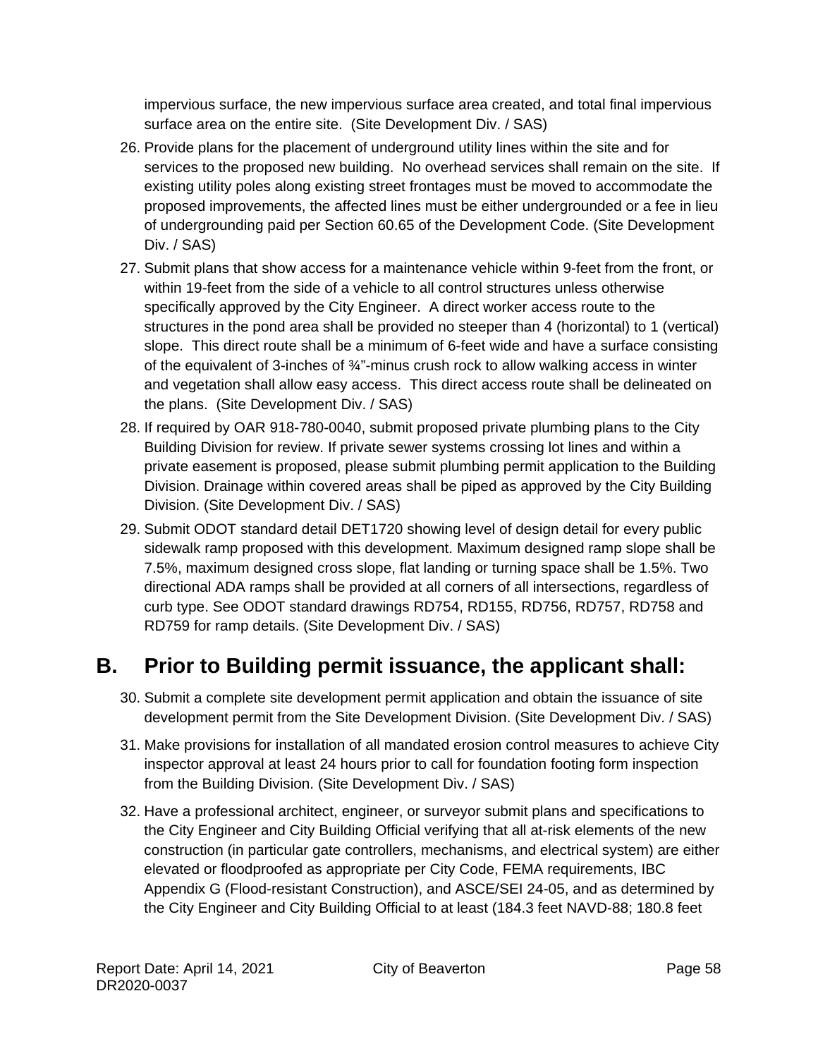impervious surface, the new impervious surface area created, and total final impervious surface area on the entire site. (Site Development Div. / SAS)

26. Provide plans for the placement of underground utility lines within the site and for services to the proposed new building. No overhead services shall remain on the site. If existing utility poles along existing street frontages must be moved to accommodate the proposed improvements, the affected lines must be either undergrounded or a fee in lieu of undergrounding paid per Section 60.65 of the Development Code. (Site Development Div. / SAS)

27. Submit plans that show access for a maintenance vehicle within 9-feet from the front, or within 19-feet from the side of a vehicle to all control structures unless otherwise specifically approved by the City Engineer. A direct worker access route to the structures in the pond area shall be provided no steeper than 4 (horizontal) to 1 (vertical) slope. This direct route shall be a minimum of 6-feet wide and have a surface consisting of the equivalent of 3-inches of ¾"-minus crush rock to allow walking access in winter and vegetation shall allow easy access. This direct access route shall be delineated on the plans. (Site Development Div. / SAS)

28. If required by OAR 918-780-0040, submit proposed private plumbing plans to the City Building Division for review. If private sewer systems crossing lot lines and within a private easement is proposed, please submit plumbing permit application to the Building Division. Drainage within covered areas shall be piped as approved by the City Building Division. (Site Development Div. / SAS)

29. Submit ODOT standard detail DET1720 showing level of design detail for every public sidewalk ramp proposed with this development. Maximum designed ramp slope shall be 7.5%, maximum designed cross slope, flat landing or turning space shall be 1.5%. Two directional ADA ramps shall be provided at all corners of all intersections, regardless of curb type. See ODOT standard drawings RD754, RD155, RD756, RD757, RD758 and RD759 for ramp details. (Site Development Div. / SAS)

## B. Prior to Building permit issuance, the applicant shall:

30. Submit a complete site development permit application and obtain the issuance of site development permit from the Site Development Division. (Site Development Div. / SAS)

31. Make provisions for installation of all mandated erosion control measures to achieve City inspector approval at least 24 hours prior to call for foundation footing form inspection from the Building Division. (Site Development Div. / SAS)

32. Have a professional architect, engineer, or surveyor submit plans and specifications to the City Engineer and City Building Official verifying that all at-risk elements of the new construction (in particular gate controllers, mechanisms, and electrical system) are either elevated or floodproofed as appropriate per City Code, FEMA requirements, IBC Appendix G (Flood-resistant Construction), and ASCE/SEI 24-05, and as determined by the City Engineer and City Building Official to at least (184.3 feet NAVD-88; 180.8 feet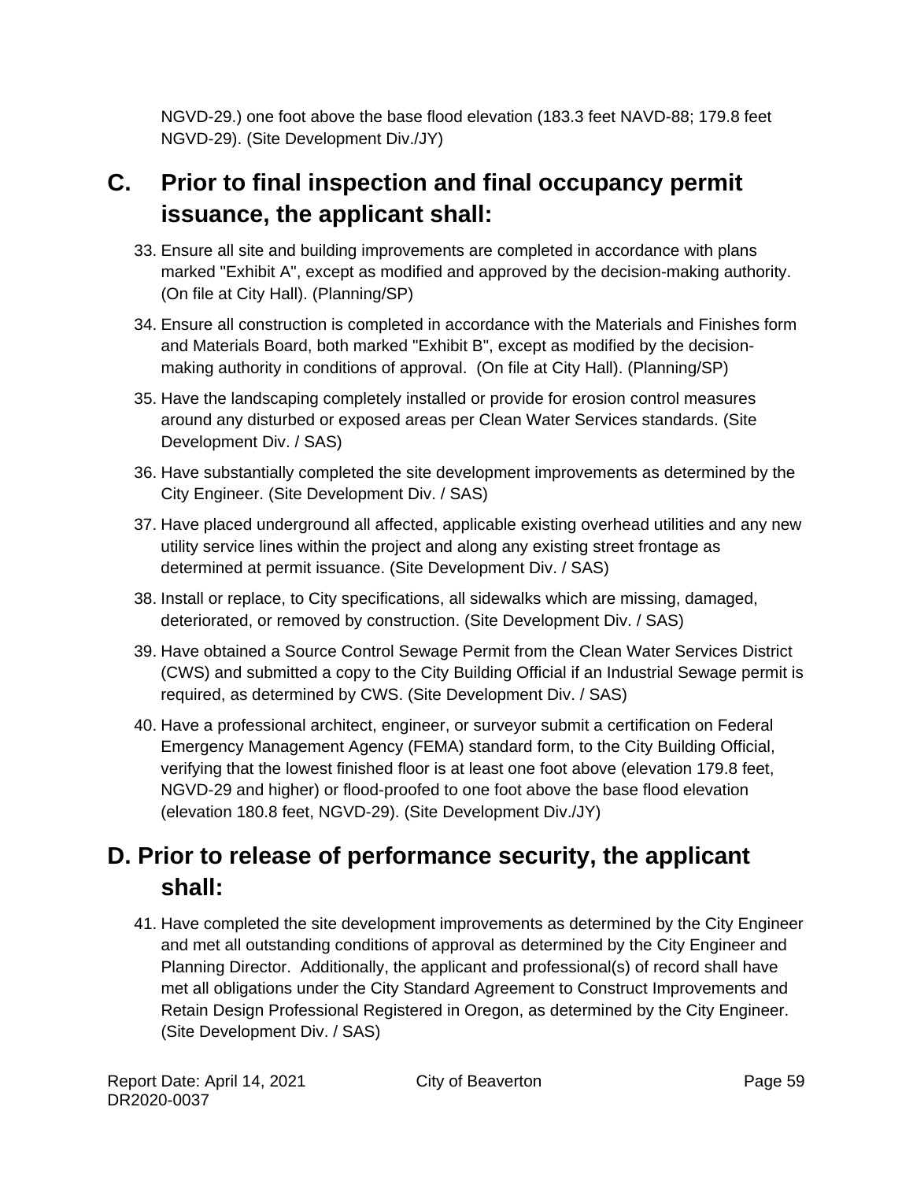NGVD-29.) one foot above the base flood elevation (183.3 feet NAVD-88; 179.8 feet NGVD-29). (Site Development Div./JY)

## C. Prior to final inspection and final occupancy permit issuance, the applicant shall:

33. Ensure all site and building improvements are completed in accordance with plans marked "Exhibit A", except as modified and approved by the decision-making authority. (On file at City Hall). (Planning/SP)

34. Ensure all construction is completed in accordance with the Materials and Finishes form and Materials Board, both marked "Exhibit B", except as modified by the decision-making authority in conditions of approval. (On file at City Hall). (Planning/SP)

35. Have the landscaping completely installed or provide for erosion control measures around any disturbed or exposed areas per Clean Water Services standards. (Site Development Div. / SAS)

36. Have substantially completed the site development improvements as determined by the City Engineer. (Site Development Div. / SAS)

37. Have placed underground all affected, applicable existing overhead utilities and any new utility service lines within the project and along any existing street frontage as determined at permit issuance. (Site Development Div. / SAS)

38. Install or replace, to City specifications, all sidewalks which are missing, damaged, deteriorated, or removed by construction. (Site Development Div. / SAS)

39. Have obtained a Source Control Sewage Permit from the Clean Water Services District (CWS) and submitted a copy to the City Building Official if an Industrial Sewage permit is required, as determined by CWS. (Site Development Div. / SAS)

40. Have a professional architect, engineer, or surveyor submit a certification on Federal Emergency Management Agency (FEMA) standard form, to the City Building Official, verifying that the lowest finished floor is at least one foot above (elevation 179.8 feet, NGVD-29 and higher) or flood-proofed to one foot above the base flood elevation (elevation 180.8 feet, NGVD-29). (Site Development Div./JY)

## D. Prior to release of performance security, the applicant shall:

41. Have completed the site development improvements as determined by the City Engineer and met all outstanding conditions of approval as determined by the City Engineer and Planning Director. Additionally, the applicant and professional(s) of record shall have met all obligations under the City Standard Agreement to Construct Improvements and Retain Design Professional Registered in Oregon, as determined by the City Engineer. (Site Development Div. / SAS)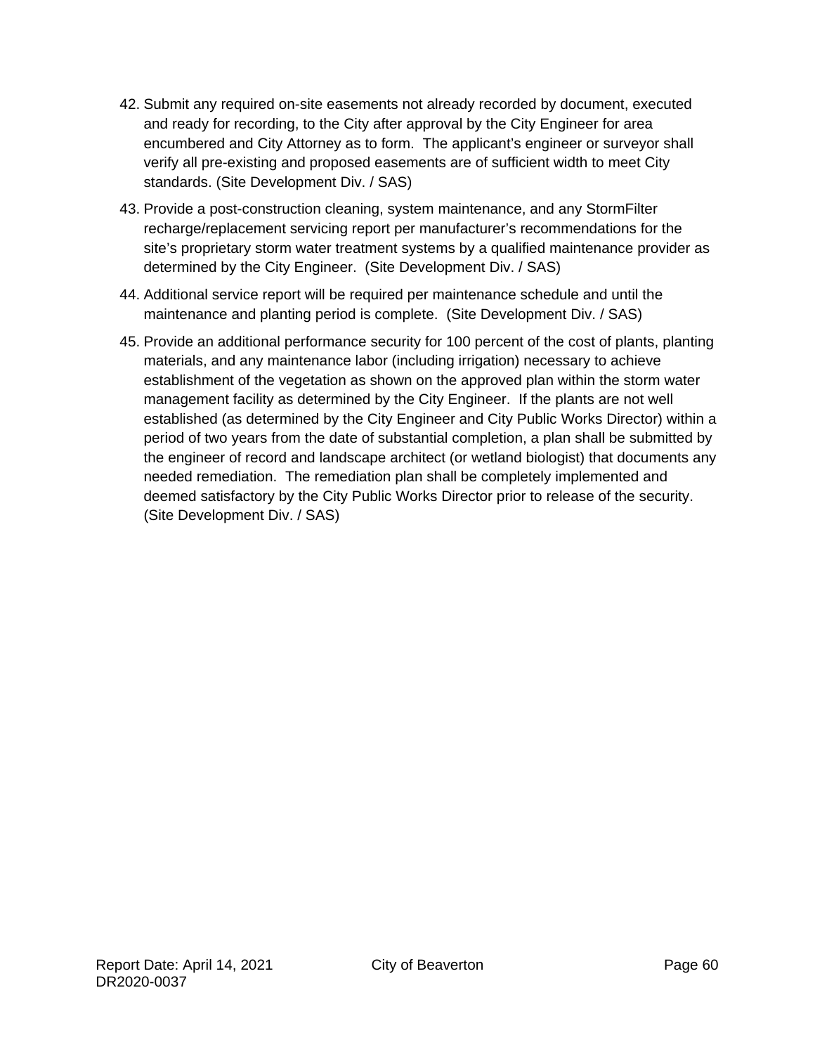42. Submit any required on-site easements not already recorded by document, executed and ready for recording, to the City after approval by the City Engineer for area encumbered and City Attorney as to form. The applicant's engineer or surveyor shall verify all pre-existing and proposed easements are of sufficient width to meet City standards. (Site Development Div. / SAS)

43. Provide a post-construction cleaning, system maintenance, and any StormFilter recharge/replacement servicing report per manufacturer's recommendations for the site's proprietary storm water treatment systems by a qualified maintenance provider as determined by the City Engineer. (Site Development Div. / SAS)

44. Additional service report will be required per maintenance schedule and until the maintenance and planting period is complete. (Site Development Div. / SAS)

45. Provide an additional performance security for 100 percent of the cost of plants, planting materials, and any maintenance labor (including irrigation) necessary to achieve establishment of the vegetation as shown on the approved plan within the storm water management facility as determined by the City Engineer. If the plants are not well established (as determined by the City Engineer and City Public Works Director) within a period of two years from the date of substantial completion, a plan shall be submitted by the engineer of record and landscape architect (or wetland biologist) that documents any needed remediation. The remediation plan shall be completely implemented and deemed satisfactory by the City Public Works Director prior to release of the security. (Site Development Div. / SAS)